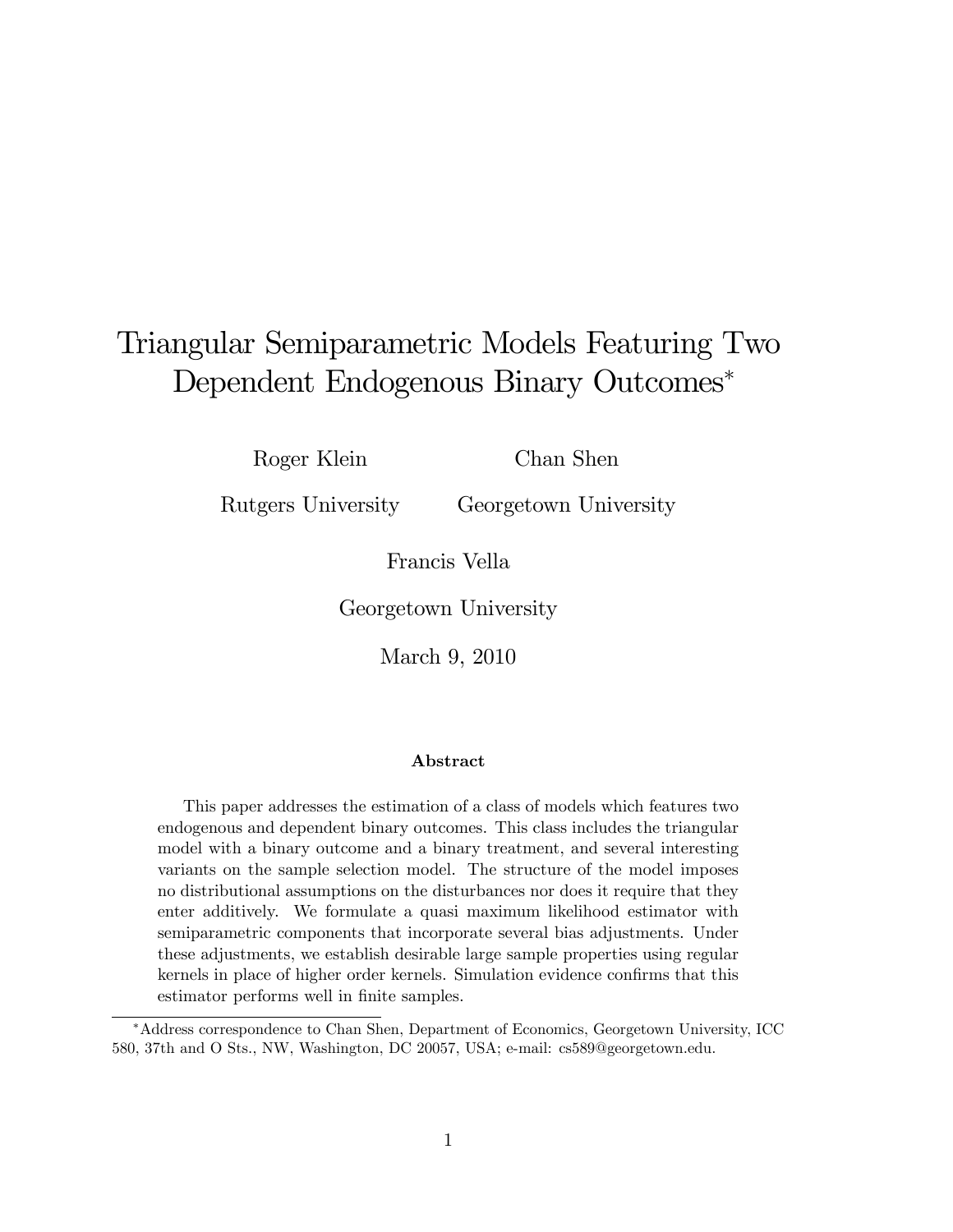# Triangular Semiparametric Models Featuring Two Dependent Endogenous Binary Outcomes*

Roger Klein
Rutgers University

Chan Shen
Georgetown University

Francis Vella
Georgetown University

March 9, 2010

### Abstract

This paper addresses the estimation of a class of models which features two endogenous and dependent binary outcomes. This class includes the triangular model with a binary outcome and a binary treatment, and several interesting variants on the sample selection model. The structure of the model imposes no distributional assumptions on the disturbances nor does it require that they enter additively. We formulate a quasi maximum likelihood estimator with semiparametric components that incorporate several bias adjustments. Under these adjustments, we establish desirable large sample properties using regular kernels in place of higher order kernels. Simulation evidence confirms that this estimator performs well in finite samples.

---

*Address correspondence to Chan Shen, Department of Economics, Georgetown University, ICC 580, 37th and O Sts., NW, Washington, DC 20057, USA; e-mail: cs589@georgetown.edu.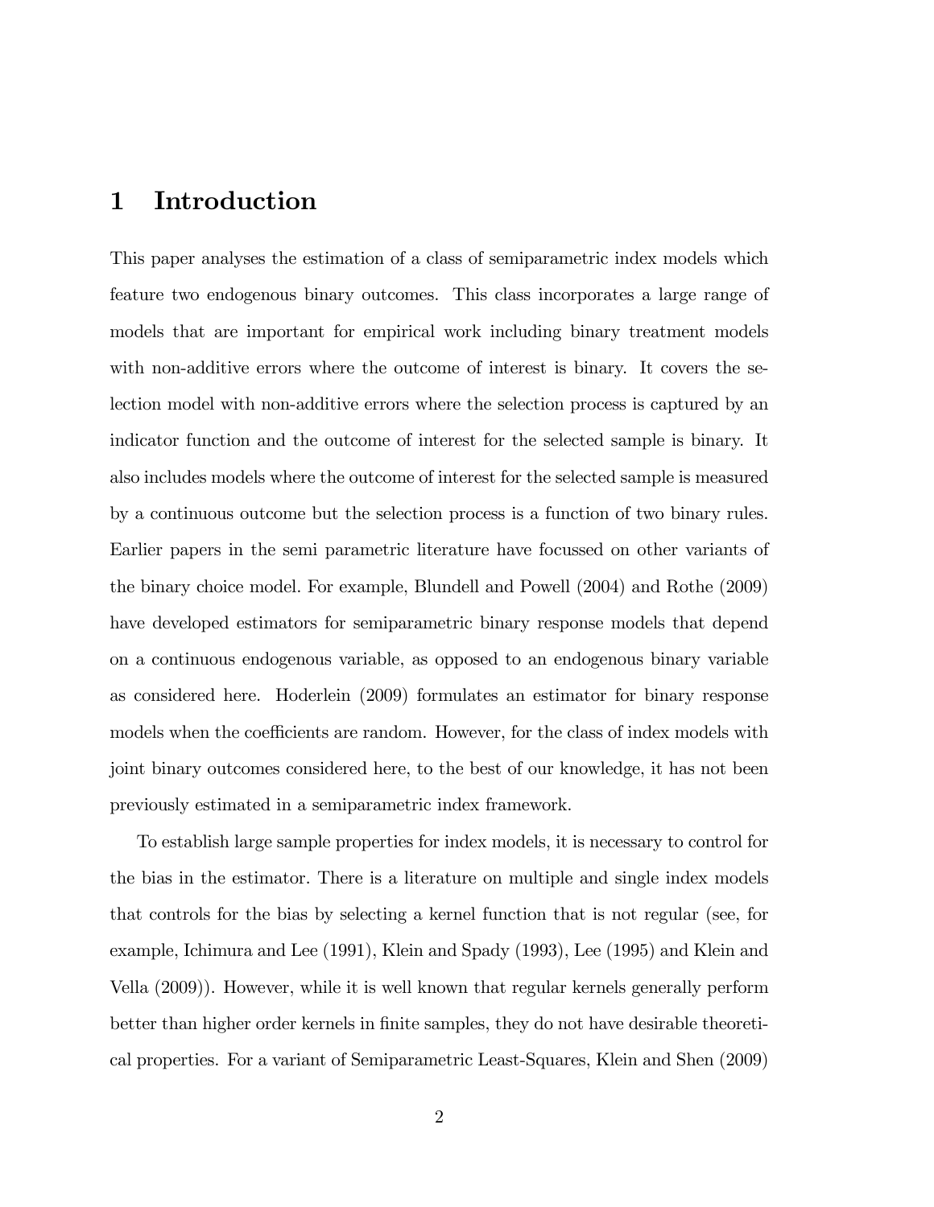# 1 Introduction

This paper analyses the estimation of a class of semiparametric index models which feature two endogenous binary outcomes. This class incorporates a large range of models that are important for empirical work including binary treatment models with non-additive errors where the outcome of interest is binary. It covers the selection model with non-additive errors where the selection process is captured by an indicator function and the outcome of interest for the selected sample is binary. It also includes models where the outcome of interest for the selected sample is measured by a continuous outcome but the selection process is a function of two binary rules. Earlier papers in the semi parametric literature have focussed on other variants of the binary choice model. For example, Blundell and Powell (2004) and Rothe (2009) have developed estimators for semiparametric binary response models that depend on a continuous endogenous variable, as opposed to an endogenous binary variable as considered here. Hoderlein (2009) formulates an estimator for binary response models when the coefficients are random. However, for the class of index models with joint binary outcomes considered here, to the best of our knowledge, it has not been previously estimated in a semiparametric index framework.

To establish large sample properties for index models, it is necessary to control for the bias in the estimator. There is a literature on multiple and single index models that controls for the bias by selecting a kernel function that is not regular (see, for example, Ichimura and Lee (1991), Klein and Spady (1993), Lee (1995) and Klein and Vella (2009)). However, while it is well known that regular kernels generally perform better than higher order kernels in finite samples, they do not have desirable theoretical properties. For a variant of Semiparametric Least-Squares, Klein and Shen (2009)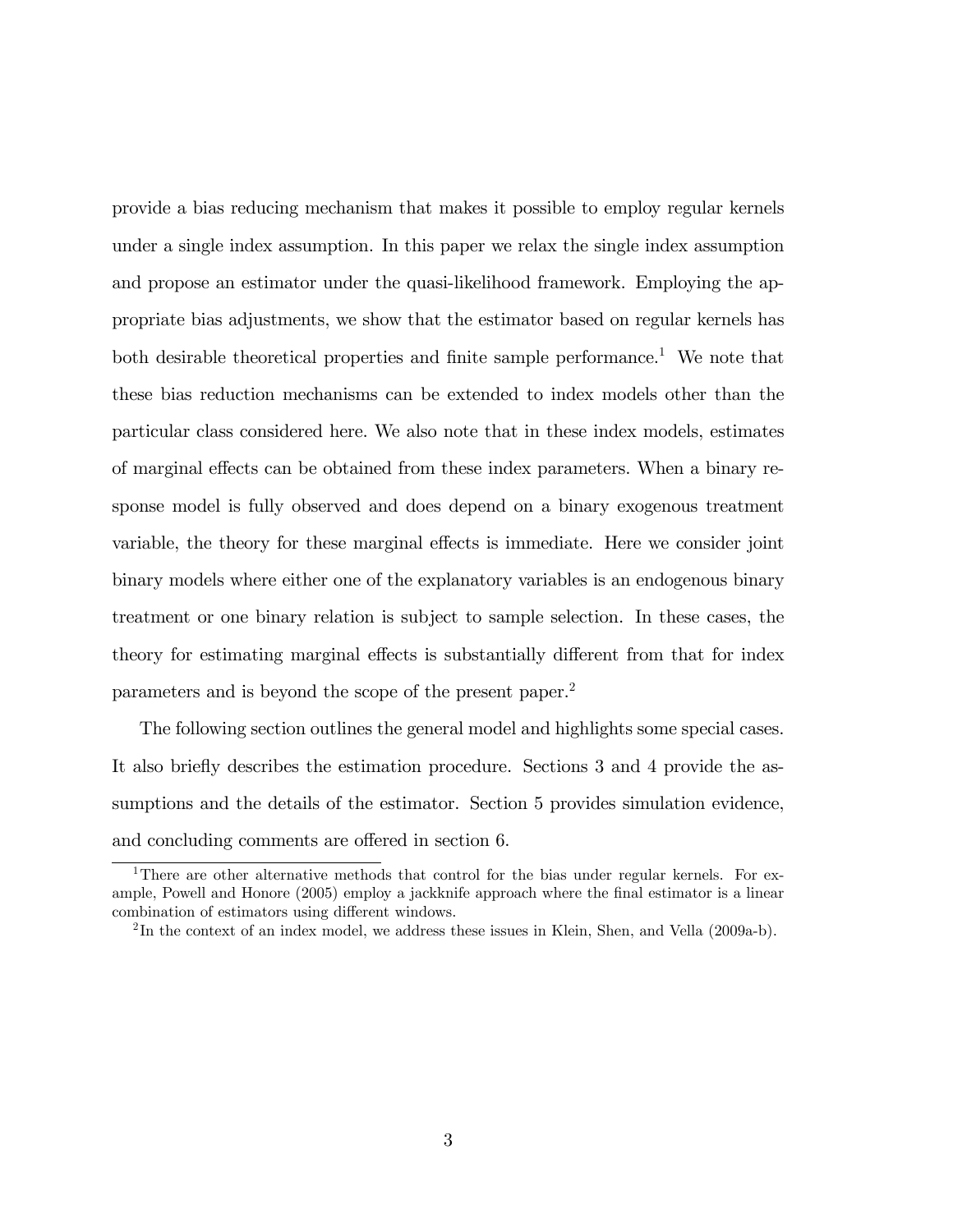provide a bias reducing mechanism that makes it possible to employ regular kernels under a single index assumption. In this paper we relax the single index assumption and propose an estimator under the quasi-likelihood framework. Employing the appropriate bias adjustments, we show that the estimator based on regular kernels has both desirable theoretical properties and finite sample performance.[1] We note that these bias reduction mechanisms can be extended to index models other than the particular class considered here. We also note that in these index models, estimates of marginal effects can be obtained from these index parameters. When a binary response model is fully observed and does depend on a binary exogenous treatment variable, the theory for these marginal effects is immediate. Here we consider joint binary models where either one of the explanatory variables is an endogenous binary treatment or one binary relation is subject to sample selection. In these cases, the theory for estimating marginal effects is substantially different from that for index parameters and is beyond the scope of the present paper.[2]

The following section outlines the general model and highlights some special cases. It also briefly describes the estimation procedure. Sections 3 and 4 provide the assumptions and the details of the estimator. Section 5 provides simulation evidence, and concluding comments are offered in section 6.

[1] There are other alternative methods that control for the bias under regular kernels. For example, Powell and Honore (2005) employ a jackknife approach where the final estimator is a linear combination of estimators using different windows.

[2] In the context of an index model, we address these issues in Klein, Shen, and Vella (2009a-b).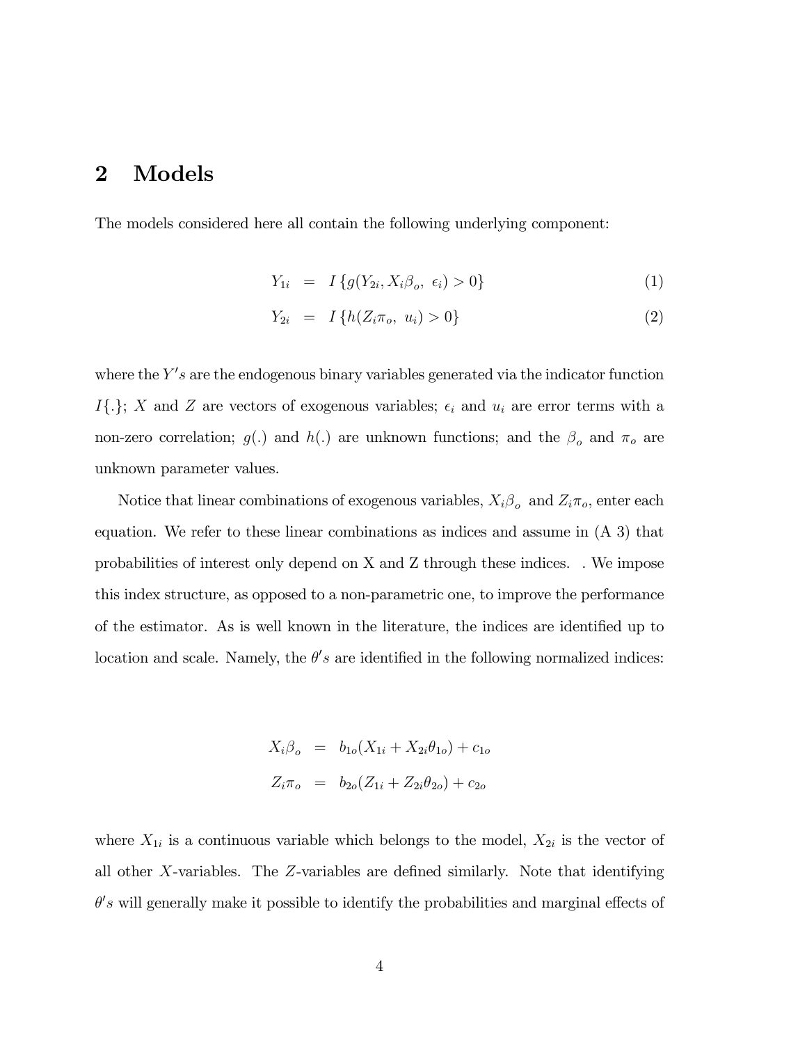## 2 Models

The models considered here all contain the following underlying component:

$$Y_{1i} = I\{g(Y_{2i}, X_i\beta_o, \ \epsilon_i) > 0\} \tag{1}$$

$$Y_{2i} = I\{h(Z_i\pi_o, \ u_i) > 0\} \tag{2}$$

where the $Y's$ are the endogenous binary variables generated via the indicator function $I\{.\}$; $X$ and $Z$ are vectors of exogenous variables; $\epsilon_i$ and $u_i$ are error terms with a non-zero correlation; $g(.)$ and $h(.)$ are unknown functions; and the $\beta_o$ and $\pi_o$ are unknown parameter values.

Notice that linear combinations of exogenous variables, $X_i\beta_o$ and $Z_i\pi_o$, enter each equation. We refer to these linear combinations as indices and assume in (A 3) that probabilities of interest only depend on X and Z through these indices. . We impose this index structure, as opposed to a non-parametric one, to improve the performance of the estimator. As is well known in the literature, the indices are identified up to location and scale. Namely, the $\theta's$ are identified in the following normalized indices:

$$X_i\beta_o = b_{1o}(X_{1i} + X_{2i}\theta_{1o}) + c_{1o}$$

$$Z_i\pi_o = b_{2o}(Z_{1i} + Z_{2i}\theta_{2o}) + c_{2o}$$

where $X_{1i}$ is a continuous variable which belongs to the model, $X_{2i}$ is the vector of all other $X$-variables. The $Z$-variables are defined similarly. Note that identifying $\theta's$ will generally make it possible to identify the probabilities and marginal effects of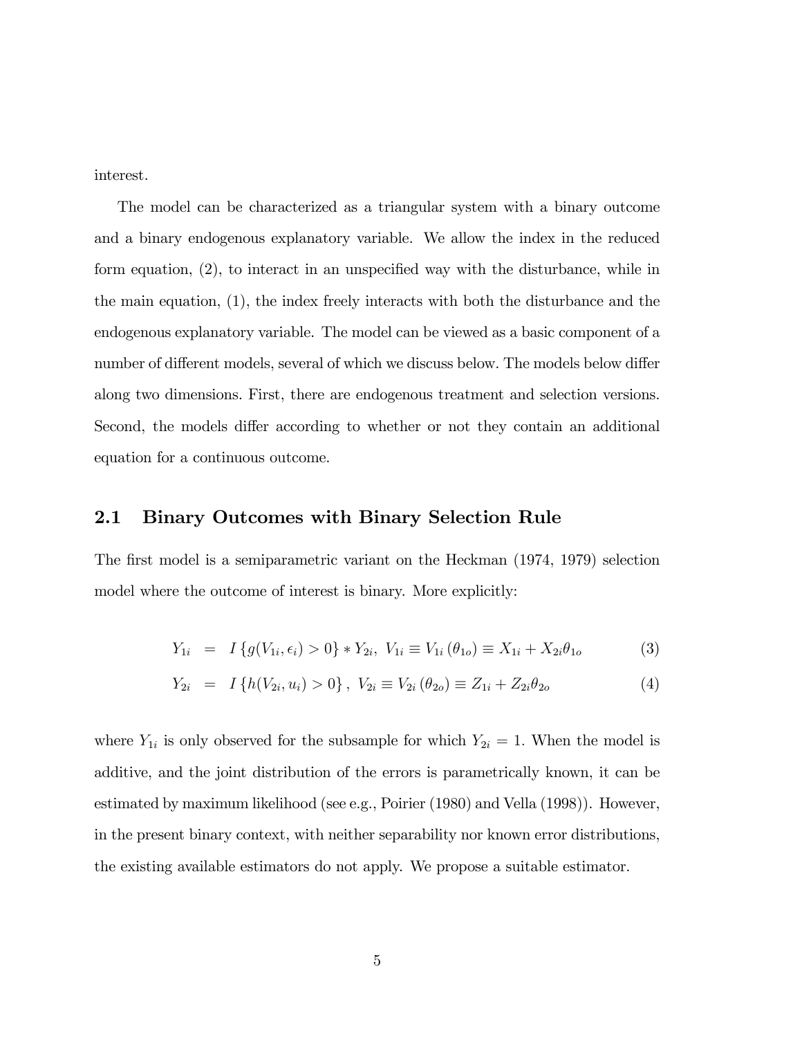interest.

The model can be characterized as a triangular system with a binary outcome and a binary endogenous explanatory variable. We allow the index in the reduced form equation, (2), to interact in an unspecified way with the disturbance, while in the main equation, (1), the index freely interacts with both the disturbance and the endogenous explanatory variable. The model can be viewed as a basic component of a number of different models, several of which we discuss below. The models below differ along two dimensions. First, there are endogenous treatment and selection versions. Second, the models differ according to whether or not they contain an additional equation for a continuous outcome.

## 2.1 Binary Outcomes with Binary Selection Rule

The first model is a semiparametric variant on the Heckman (1974, 1979) selection model where the outcome of interest is binary. More explicitly:

$$Y_{1i} = I\{g(V_{1i}, \epsilon_i) > 0\} * Y_{2i}, \; V_{1i} \equiv V_{1i}(\theta_{1o}) \equiv X_{1i} + X_{2i}\theta_{1o} \tag{3}$$

$$Y_{2i} = I\{h(V_{2i}, u_i) > 0\}, \; V_{2i} \equiv V_{2i}(\theta_{2o}) \equiv Z_{1i} + Z_{2i}\theta_{2o} \tag{4}$$

where $Y_{1i}$ is only observed for the subsample for which $Y_{2i} = 1$. When the model is additive, and the joint distribution of the errors is parametrically known, it can be estimated by maximum likelihood (see e.g., Poirier (1980) and Vella (1998)). However, in the present binary context, with neither separability nor known error distributions, the existing available estimators do not apply. We propose a suitable estimator.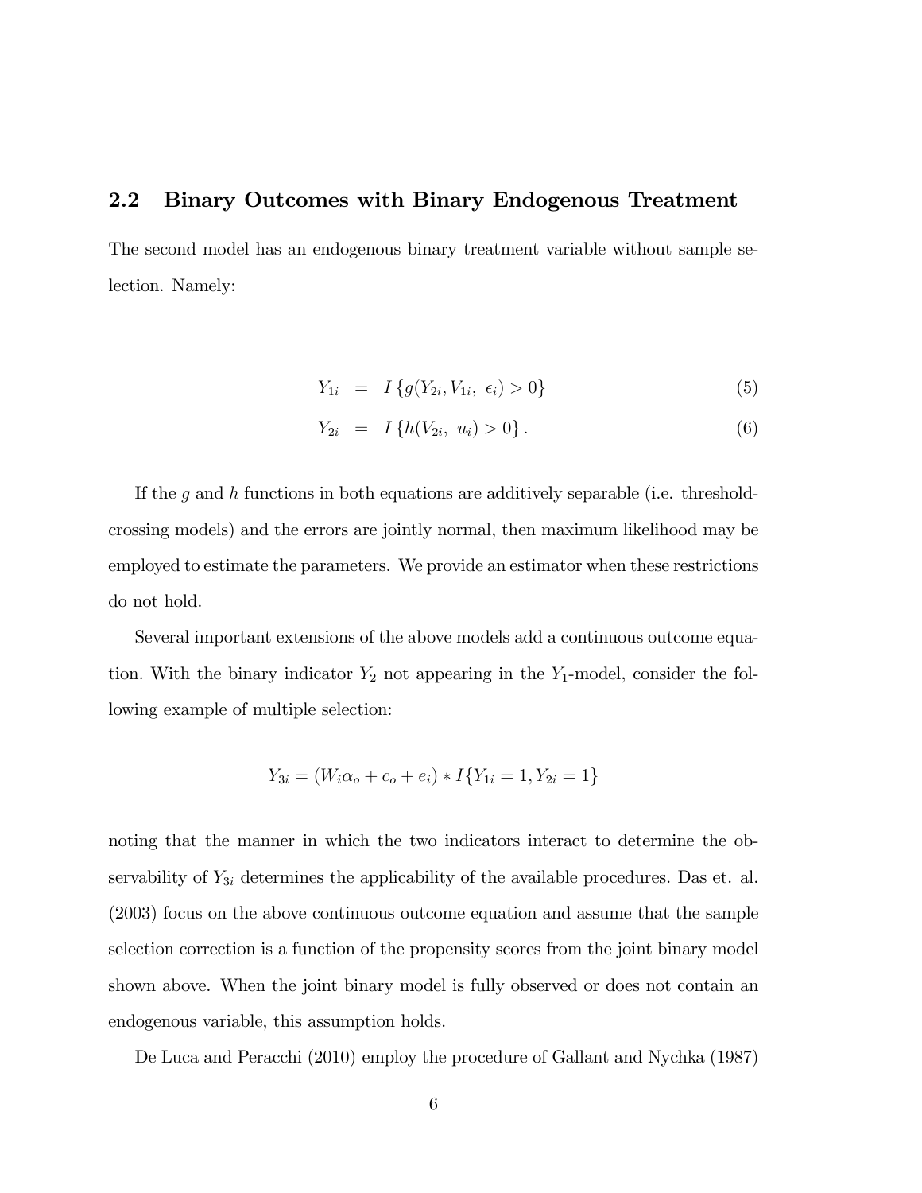## 2.2 Binary Outcomes with Binary Endogenous Treatment

The second model has an endogenous binary treatment variable without sample selection. Namely:

$$
\begin{aligned}
Y_{1i} &= I\left\{g(Y_{2i}, V_{1i},\ \epsilon_i) > 0\right\} && (5) \\
Y_{2i} &= I\left\{h(V_{2i},\ u_i) > 0\right\}. && (6)
\end{aligned}
$$

If the $g$ and $h$ functions in both equations are additively separable (i.e. threshold-crossing models) and the errors are jointly normal, then maximum likelihood may be employed to estimate the parameters. We provide an estimator when these restrictions do not hold.

Several important extensions of the above models add a continuous outcome equation. With the binary indicator $Y_2$ not appearing in the $Y_1$-model, consider the following example of multiple selection:

$$
Y_{3i} = (W_i \alpha_o + c_o + e_i) * I\{Y_{1i} = 1, Y_{2i} = 1\}
$$

noting that the manner in which the two indicators interact to determine the observability of $Y_{3i}$ determines the applicability of the available procedures. Das et. al. (2003) focus on the above continuous outcome equation and assume that the sample selection correction is a function of the propensity scores from the joint binary model shown above. When the joint binary model is fully observed or does not contain an endogenous variable, this assumption holds.

De Luca and Peracchi (2010) employ the procedure of Gallant and Nychka (1987)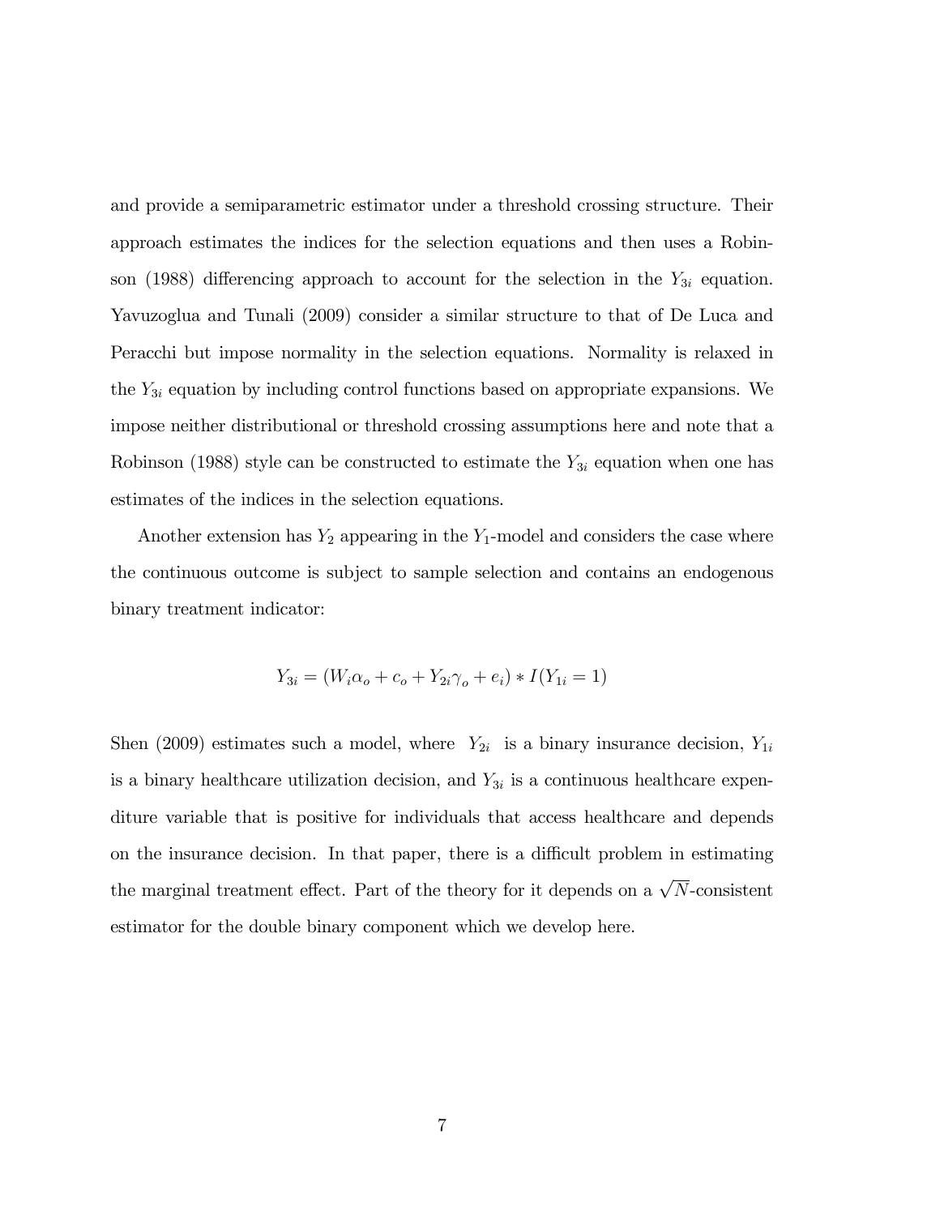and provide a semiparametric estimator under a threshold crossing structure. Their approach estimates the indices for the selection equations and then uses a Robinson (1988) differencing approach to account for the selection in the $Y_{3i}$ equation. Yavuzoglua and Tunali (2009) consider a similar structure to that of De Luca and Peracchi but impose normality in the selection equations. Normality is relaxed in the $Y_{3i}$ equation by including control functions based on appropriate expansions. We impose neither distributional or threshold crossing assumptions here and note that a Robinson (1988) style can be constructed to estimate the $Y_{3i}$ equation when one has estimates of the indices in the selection equations.

Another extension has $Y_2$ appearing in the $Y_1$-model and considers the case where the continuous outcome is subject to sample selection and contains an endogenous binary treatment indicator:

$$Y_{3i} = (W_i \alpha_o + c_o + Y_{2i} \gamma_o + e_i) * I(Y_{1i} = 1)$$

Shen (2009) estimates such a model, where $Y_{2i}$ is a binary insurance decision, $Y_{1i}$ is a binary healthcare utilization decision, and $Y_{3i}$ is a continuous healthcare expenditure variable that is positive for individuals that access healthcare and depends on the insurance decision. In that paper, there is a difficult problem in estimating the marginal treatment effect. Part of the theory for it depends on a $\sqrt{N}$-consistent estimator for the double binary component which we develop here.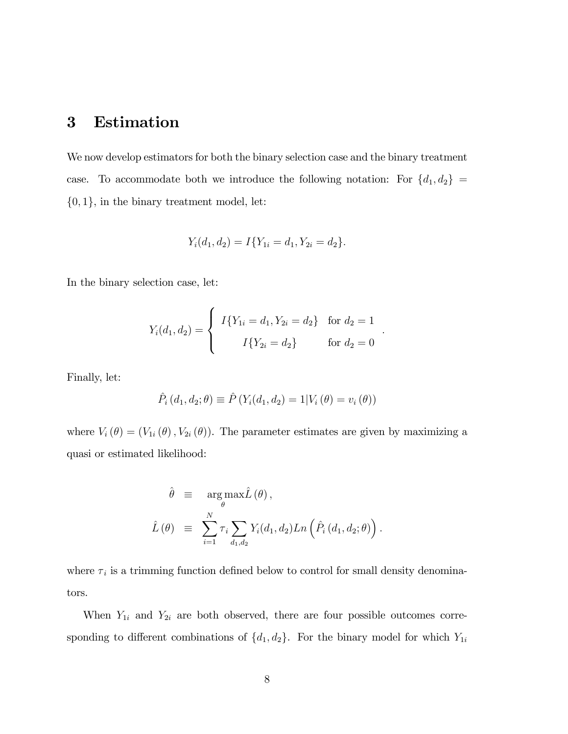# 3 Estimation

We now develop estimators for both the binary selection case and the binary treatment case. To accommodate both we introduce the following notation: For $\{d_1, d_2\} = \{0, 1\}$, in the binary treatment model, let:

$$Y_i(d_1, d_2) = I\{Y_{1i} = d_1, Y_{2i} = d_2\}.$$

In the binary selection case, let:

$$Y_i(d_1, d_2) = \begin{cases} I\{Y_{1i} = d_1, Y_{2i} = d_2\} & \text{for } d_2 = 1 \\ I\{Y_{2i} = d_2\} & \text{for } d_2 = 0 \end{cases}.$$

Finally, let:

$$\hat{P}_i(d_1, d_2; \theta) \equiv \hat{P}\left(Y_i(d_1, d_2) = 1 | V_i(\theta) = v_i(\theta)\right)$$

where $V_i(\theta) = (V_{1i}(\theta), V_{2i}(\theta))$. The parameter estimates are given by maximizing a quasi or estimated likelihood:

$$\begin{aligned} \hat{\theta} &\equiv \arg\max_{\theta} \hat{L}(\theta), \\ \hat{L}(\theta) &\equiv \sum_{i=1}^{N} \tau_i \sum_{d_1, d_2} Y_i(d_1, d_2) Ln\left(\hat{P}_i(d_1, d_2; \theta)\right). \end{aligned}$$

where $\tau_i$ is a trimming function defined below to control for small density denominators.

When $Y_{1i}$ and $Y_{2i}$ are both observed, there are four possible outcomes corresponding to different combinations of $\{d_1, d_2\}$. For the binary model for which $Y_{1i}$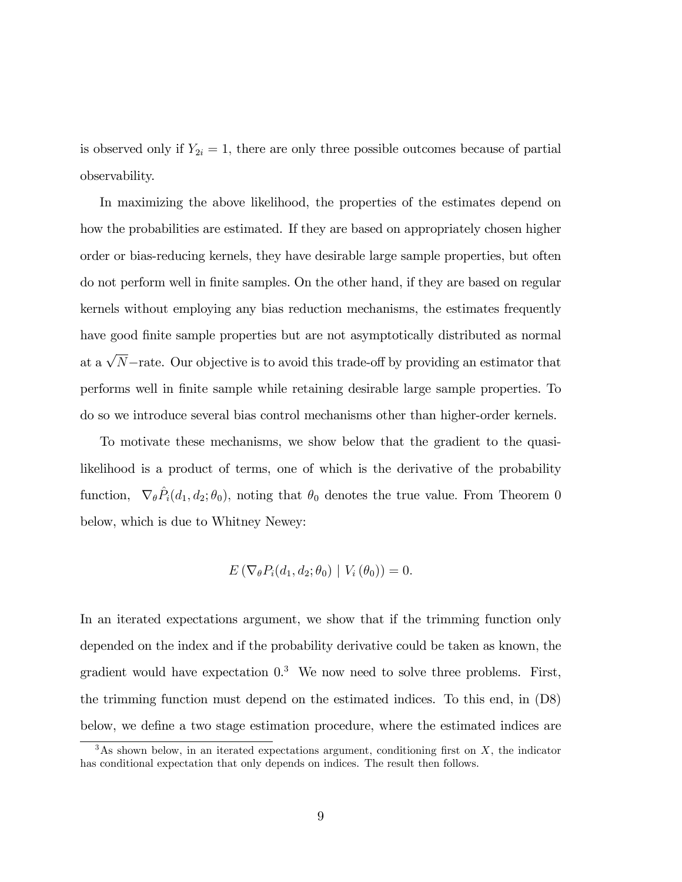is observed only if $Y_{2i} = 1$, there are only three possible outcomes because of partial observability.

In maximizing the above likelihood, the properties of the estimates depend on how the probabilities are estimated. If they are based on appropriately chosen higher order or bias-reducing kernels, they have desirable large sample properties, but often do not perform well in finite samples. On the other hand, if they are based on regular kernels without employing any bias reduction mechanisms, the estimates frequently have good finite sample properties but are not asymptotically distributed as normal at a $\sqrt{N}-$rate. Our objective is to avoid this trade-off by providing an estimator that performs well in finite sample while retaining desirable large sample properties. To do so we introduce several bias control mechanisms other than higher-order kernels.

To motivate these mechanisms, we show below that the gradient to the quasi-likelihood is a product of terms, one of which is the derivative of the probability function, $\nabla_\theta \hat{P}_i(d_1, d_2; \theta_0)$, noting that $\theta_0$ denotes the true value. From Theorem 0 below, which is due to Whitney Newey:

$$E\left(\nabla_\theta P_i(d_1, d_2; \theta_0) \mid V_i\left(\theta_0\right)\right) = 0.$$

In an iterated expectations argument, we show that if the trimming function only depended on the index and if the probability derivative could be taken as known, the gradient would have expectation 0.[3] We now need to solve three problems. First, the trimming function must depend on the estimated indices. To this end, in (D8) below, we define a two stage estimation procedure, where the estimated indices are

[3] As shown below, in an iterated expectations argument, conditioning first on $X$, the indicator has conditional expectation that only depends on indices. The result then follows.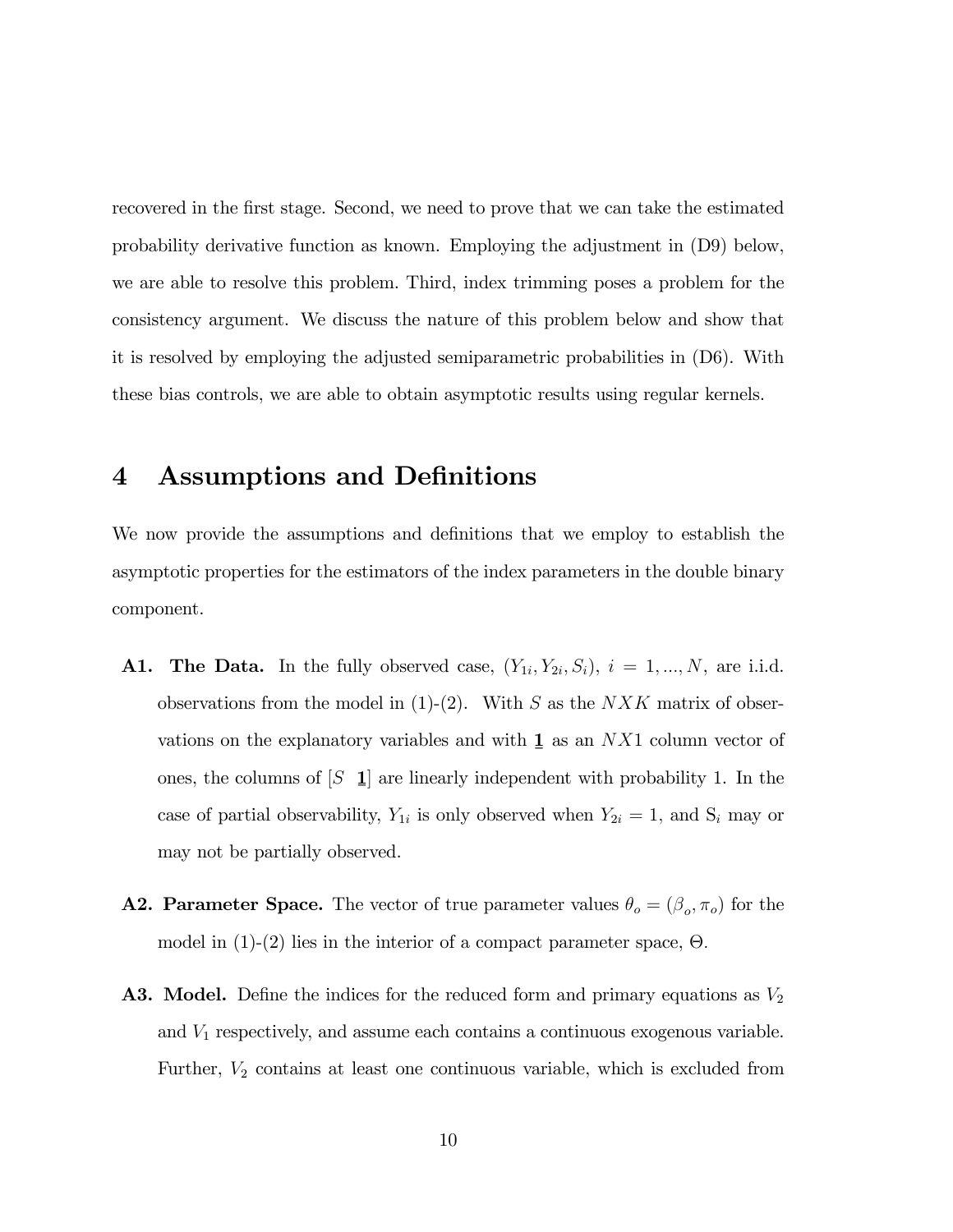recovered in the first stage. Second, we need to prove that we can take the estimated probability derivative function as known. Employing the adjustment in (D9) below, we are able to resolve this problem. Third, index trimming poses a problem for the consistency argument. We discuss the nature of this problem below and show that it is resolved by employing the adjusted semiparametric probabilities in (D6). With these bias controls, we are able to obtain asymptotic results using regular kernels.

# 4 Assumptions and Definitions

We now provide the assumptions and definitions that we employ to establish the asymptotic properties for the estimators of the index parameters in the double binary component.

- **A1. The Data.** In the fully observed case, $(Y_{1i}, Y_{2i}, S_i)$, $i = 1, ..., N$, are i.i.d. observations from the model in (1)-(2). With $S$ as the $NXK$ matrix of observations on the explanatory variables and with $\underline{\mathbf{1}}$ as an $NX1$ column vector of ones, the columns of $[S \;\; \underline{\mathbf{1}}]$ are linearly independent with probability 1. In the case of partial observability, $Y_{1i}$ is only observed when $Y_{2i} = 1$, and $S_i$ may or may not be partially observed.

- **A2. Parameter Space.** The vector of true parameter values $\theta_o = (\beta_o, \pi_o)$ for the model in (1)-(2) lies in the interior of a compact parameter space, $\Theta$.

- **A3. Model.** Define the indices for the reduced form and primary equations as $V_2$ and $V_1$ respectively, and assume each contains a continuous exogenous variable. Further, $V_2$ contains at least one continuous variable, which is excluded from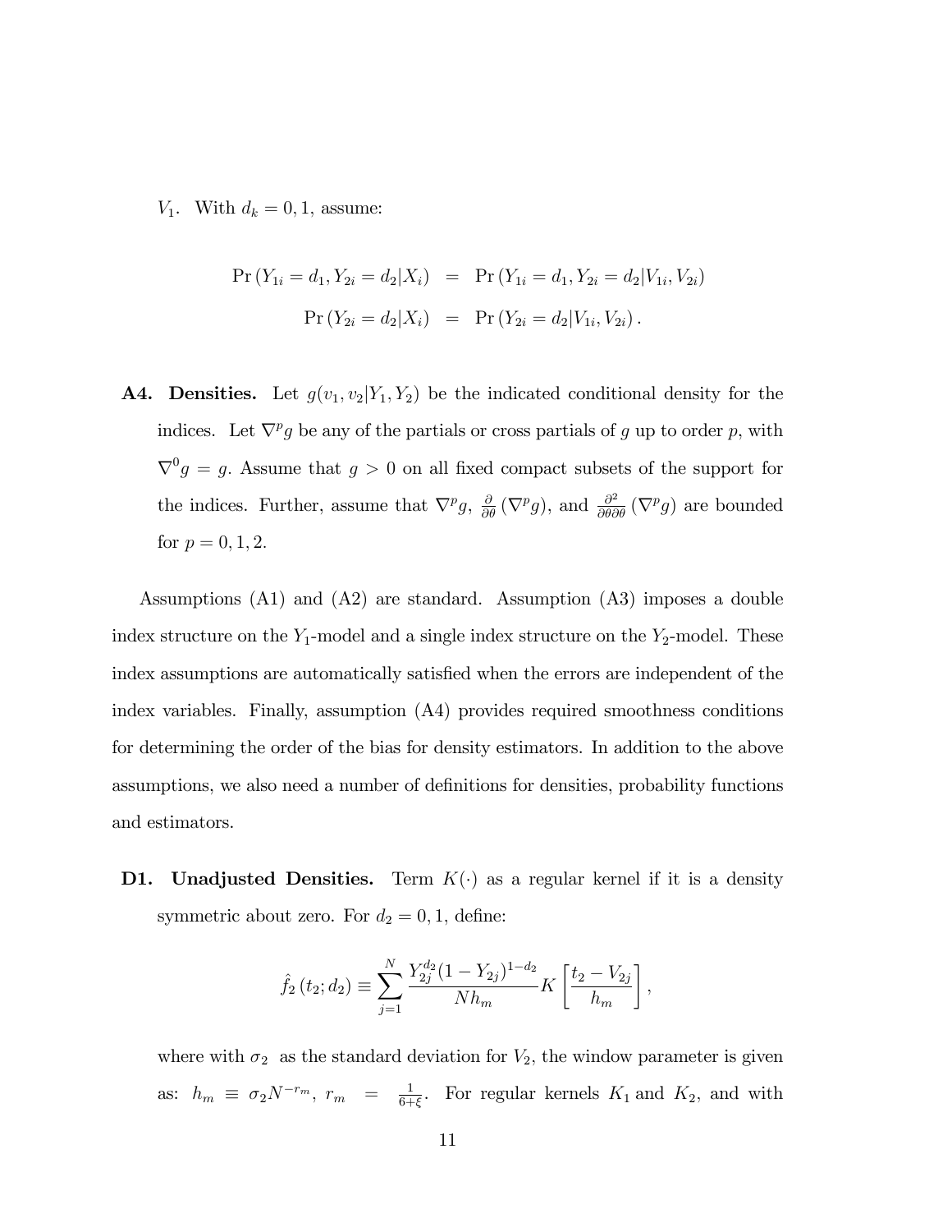$V_1$. With $d_k = 0, 1$, assume:

$$\Pr\left(Y_{1i} = d_1, Y_{2i} = d_2 | X_i\right) = \Pr\left(Y_{1i} = d_1, Y_{2i} = d_2 | V_{1i}, V_{2i}\right)$$

$$\Pr\left(Y_{2i} = d_2 | X_i\right) = \Pr\left(Y_{2i} = d_2 | V_{1i}, V_{2i}\right).$$

**A4. Densities.** Let $g(v_1, v_2 | Y_1, Y_2)$ be the indicated conditional density for the indices. Let $\nabla^p g$ be any of the partials or cross partials of $g$ up to order $p$, with $\nabla^0 g = g$. Assume that $g > 0$ on all fixed compact subsets of the support for the indices. Further, assume that $\nabla^p g$, $\frac{\partial}{\partial \theta}\left(\nabla^p g\right)$, and $\frac{\partial^2}{\partial \theta \partial \theta}\left(\nabla^p g\right)$ are bounded for $p = 0, 1, 2$.

Assumptions (A1) and (A2) are standard. Assumption (A3) imposes a double index structure on the $Y_1$-model and a single index structure on the $Y_2$-model. These index assumptions are automatically satisfied when the errors are independent of the index variables. Finally, assumption (A4) provides required smoothness conditions for determining the order of the bias for density estimators. In addition to the above assumptions, we also need a number of definitions for densities, probability functions and estimators.

**D1. Unadjusted Densities.** Term $K(\cdot)$ as a regular kernel if it is a density symmetric about zero. For $d_2 = 0, 1$, define:

$$\hat{f}_2\left(t_2; d_2\right) \equiv \sum_{j=1}^{N} \frac{Y_{2j}^{d_2}(1 - Y_{2j})^{1-d_2}}{N h_m} K\left[\frac{t_2 - V_{2j}}{h_m}\right],$$

where with $\sigma_2$ as the standard deviation for $V_2$, the window parameter is given as: $h_m \equiv \sigma_2 N^{-r_m}$, $r_m = \frac{1}{6+\xi}$. For regular kernels $K_1$ and $K_2$, and with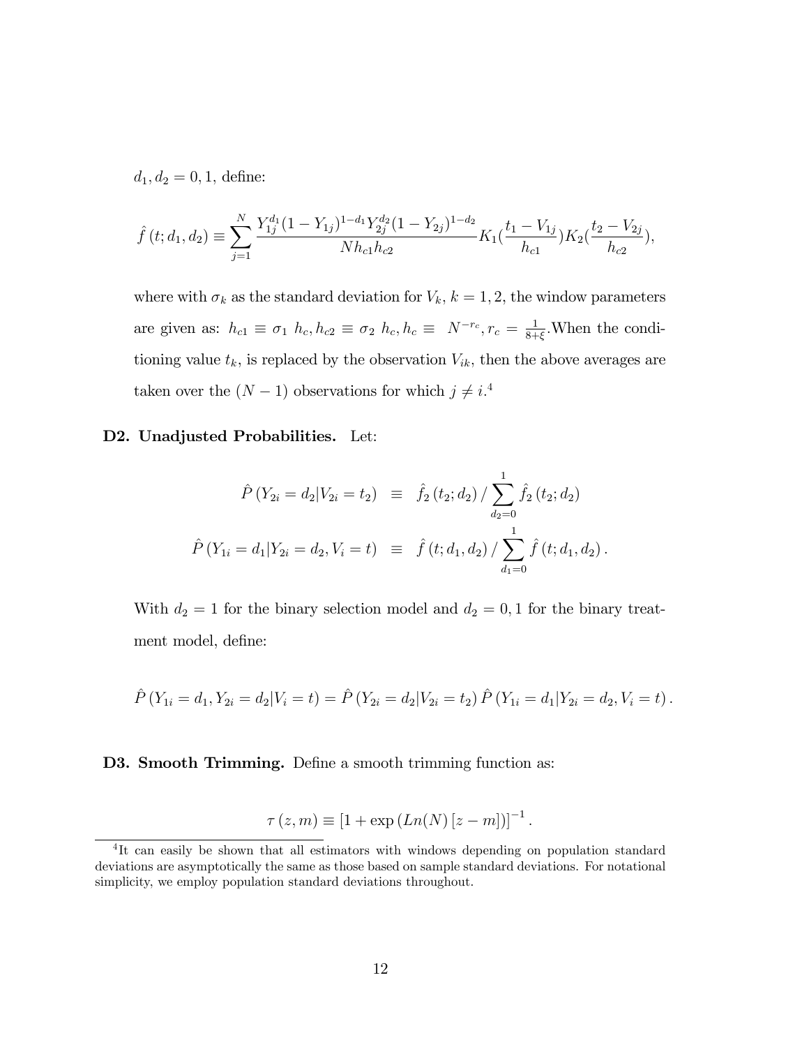$d_1, d_2 = 0, 1$, define:

$$\hat{f}(t; d_1, d_2) \equiv \sum_{j=1}^{N} \frac{Y_{1j}^{d_1}(1-Y_{1j})^{1-d_1} Y_{2j}^{d_2}(1-Y_{2j})^{1-d_2}}{N h_{c1} h_{c2}} K_1\left(\frac{t_1 - V_{1j}}{h_{c1}}\right) K_2\left(\frac{t_2 - V_{2j}}{h_{c2}}\right),$$

where with $\sigma_k$ as the standard deviation for $V_k$, $k = 1, 2$, the window parameters are given as: $h_{c1} \equiv \sigma_1 \; h_c, h_{c2} \equiv \sigma_2 \; h_c, h_c \equiv \; N^{-r_c}, r_c = \frac{1}{8+\xi}$. When the conditioning value $t_k$, is replaced by the observation $V_{ik}$, then the above averages are taken over the $(N-1)$ observations for which $j \neq i$.[4]

**D2. Unadjusted Probabilities.** Let:

$$\begin{aligned}
\hat{P}(Y_{2i} = d_2 | V_{2i} = t_2) &\equiv \hat{f}_2(t_2; d_2) / \sum_{d_2=0}^{1} \hat{f}_2(t_2; d_2) \\
\hat{P}(Y_{1i} = d_1 | Y_{2i} = d_2, V_i = t) &\equiv \hat{f}(t; d_1, d_2) / \sum_{d_1=0}^{1} \hat{f}(t; d_1, d_2).
\end{aligned}$$

With $d_2 = 1$ for the binary selection model and $d_2 = 0, 1$ for the binary treatment model, define:

$$\hat{P}(Y_{1i} = d_1, Y_{2i} = d_2 | V_i = t) = \hat{P}(Y_{2i} = d_2 | V_{2i} = t_2) \hat{P}(Y_{1i} = d_1 | Y_{2i} = d_2, V_i = t).$$

**D3. Smooth Trimming.** Define a smooth trimming function as:

$$\tau(z, m) \equiv [1 + \exp(Ln(N)[z - m])]^{-1}.$$

[4] It can easily be shown that all estimators with windows depending on population standard deviations are asymptotically the same as those based on sample standard deviations. For notational simplicity, we employ population standard deviations throughout.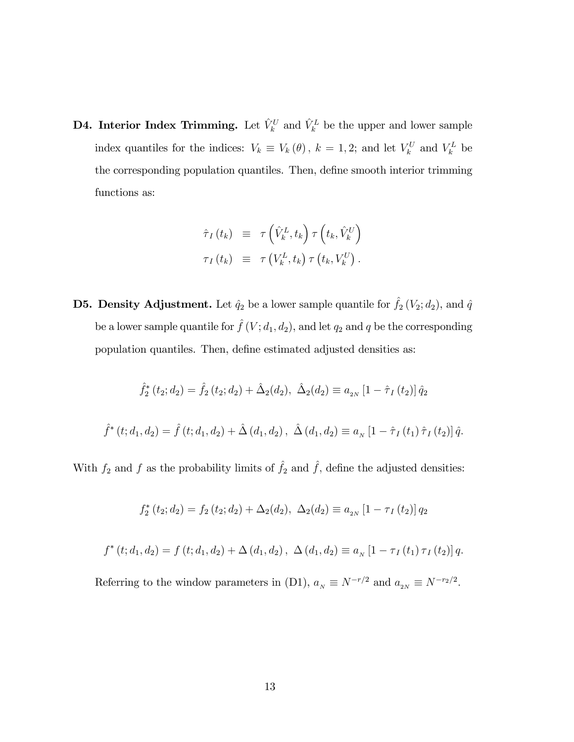**D4. Interior Index Trimming.** Let $\hat{V}_k^U$ and $\hat{V}_k^L$ be the upper and lower sample index quantiles for the indices: $V_k \equiv V_k(\theta)$, $k = 1, 2$; and let $V_k^U$ and $V_k^L$ be the corresponding population quantiles. Then, define smooth interior trimming functions as:

$$
\begin{aligned}
\hat{\tau}_I(t_k) &\equiv \tau\left(\hat{V}_k^L, t_k\right)\tau\left(t_k, \hat{V}_k^U\right) \\
\tau_I(t_k) &\equiv \tau\left(V_k^L, t_k\right)\tau\left(t_k, V_k^U\right).
\end{aligned}
$$

**D5. Density Adjustment.** Let $\hat{q}_2$ be a lower sample quantile for $\hat{f}_2(V_2; d_2)$, and $\hat{q}$ be a lower sample quantile for $\hat{f}(V; d_1, d_2)$, and let $q_2$ and $q$ be the corresponding population quantiles. Then, define estimated adjusted densities as:

$$
\hat{f}_2^*(t_2; d_2) = \hat{f}_2(t_2; d_2) + \hat{\Delta}_2(d_2), \ \hat{\Delta}_2(d_2) \equiv a_{2N}\left[1 - \hat{\tau}_I(t_2)\right]\hat{q}_2
$$

$$
\hat{f}^*(t; d_1, d_2) = \hat{f}(t; d_1, d_2) + \hat{\Delta}(d_1, d_2), \ \hat{\Delta}(d_1, d_2) \equiv a_N\left[1 - \hat{\tau}_I(t_1)\hat{\tau}_I(t_2)\right]\hat{q}.
$$

With $f_2$ and $f$ as the probability limits of $\hat{f}_2$ and $\hat{f}$, define the adjusted densities:

$$
f_2^*(t_2; d_2) = f_2(t_2; d_2) + \Delta_2(d_2), \ \Delta_2(d_2) \equiv a_{2N}\left[1 - \tau_I(t_2)\right]q_2
$$

$$
f^*(t; d_1, d_2) = f(t; d_1, d_2) + \Delta(d_1, d_2), \ \Delta(d_1, d_2) \equiv a_N\left[1 - \tau_I(t_1)\tau_I(t_2)\right]q.
$$

Referring to the window parameters in (D1), $a_N \equiv N^{-r/2}$ and $a_{2N} \equiv N^{-r_2/2}$.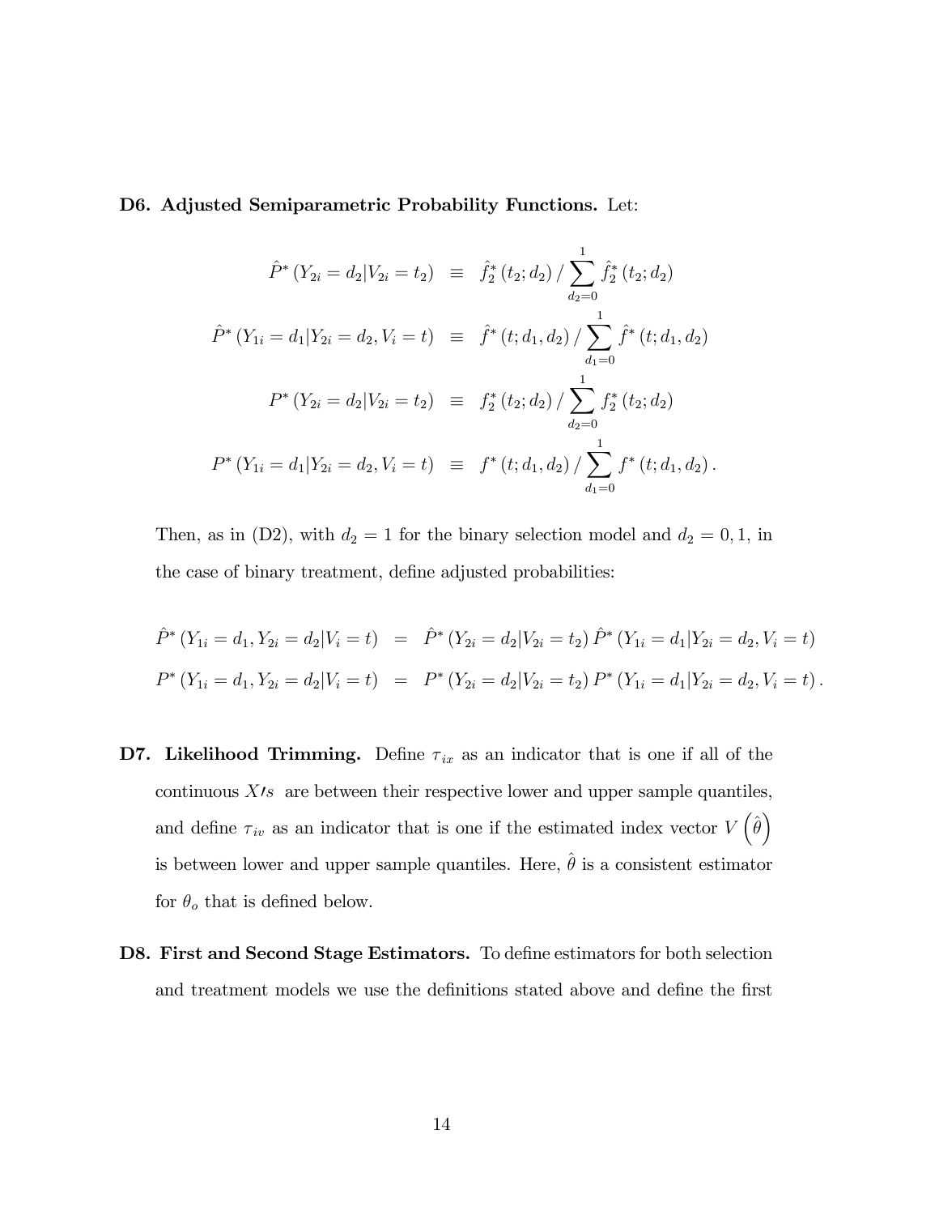**D6. Adjusted Semiparametric Probability Functions.** Let:

$$
\begin{aligned}
\hat{P}^*\left(Y_{2i}=d_2|V_{2i}=t_2\right) &\equiv \hat{f}_2^*\left(t_2;d_2\right)/\sum_{d_2=0}^{1}\hat{f}_2^*\left(t_2;d_2\right) \\
\hat{P}^*\left(Y_{1i}=d_1|Y_{2i}=d_2,V_i=t\right) &\equiv \hat{f}^*\left(t;d_1,d_2\right)/\sum_{d_1=0}^{1}\hat{f}^*\left(t;d_1,d_2\right) \\
P^*\left(Y_{2i}=d_2|V_{2i}=t_2\right) &\equiv f_2^*\left(t_2;d_2\right)/\sum_{d_2=0}^{1}f_2^*\left(t_2;d_2\right) \\
P^*\left(Y_{1i}=d_1|Y_{2i}=d_2,V_i=t\right) &\equiv f^*\left(t;d_1,d_2\right)/\sum_{d_1=0}^{1}f^*\left(t;d_1,d_2\right).
\end{aligned}
$$

Then, as in (D2), with $d_2 = 1$ for the binary selection model and $d_2 = 0, 1$, in the case of binary treatment, define adjusted probabilities:

$$
\begin{aligned}
\hat{P}^*\left(Y_{1i}=d_1,Y_{2i}=d_2|V_i=t\right) &= \hat{P}^*\left(Y_{2i}=d_2|V_{2i}=t_2\right)\hat{P}^*\left(Y_{1i}=d_1|Y_{2i}=d_2,V_i=t\right) \\
P^*\left(Y_{1i}=d_1,Y_{2i}=d_2|V_i=t\right) &= P^*\left(Y_{2i}=d_2|V_{2i}=t_2\right)P^*\left(Y_{1i}=d_1|Y_{2i}=d_2,V_i=t\right).
\end{aligned}
$$

**D7. Likelihood Trimming.** Define $\tau_{ix}$ as an indicator that is one if all of the continuous $X\prime s$ are between their respective lower and upper sample quantiles, and define $\tau_{iv}$ as an indicator that is one if the estimated index vector $V\left(\hat{\theta}\right)$ is between lower and upper sample quantiles. Here, $\hat{\theta}$ is a consistent estimator for $\theta_o$ that is defined below.

**D8. First and Second Stage Estimators.** To define estimators for both selection and treatment models we use the definitions stated above and define the first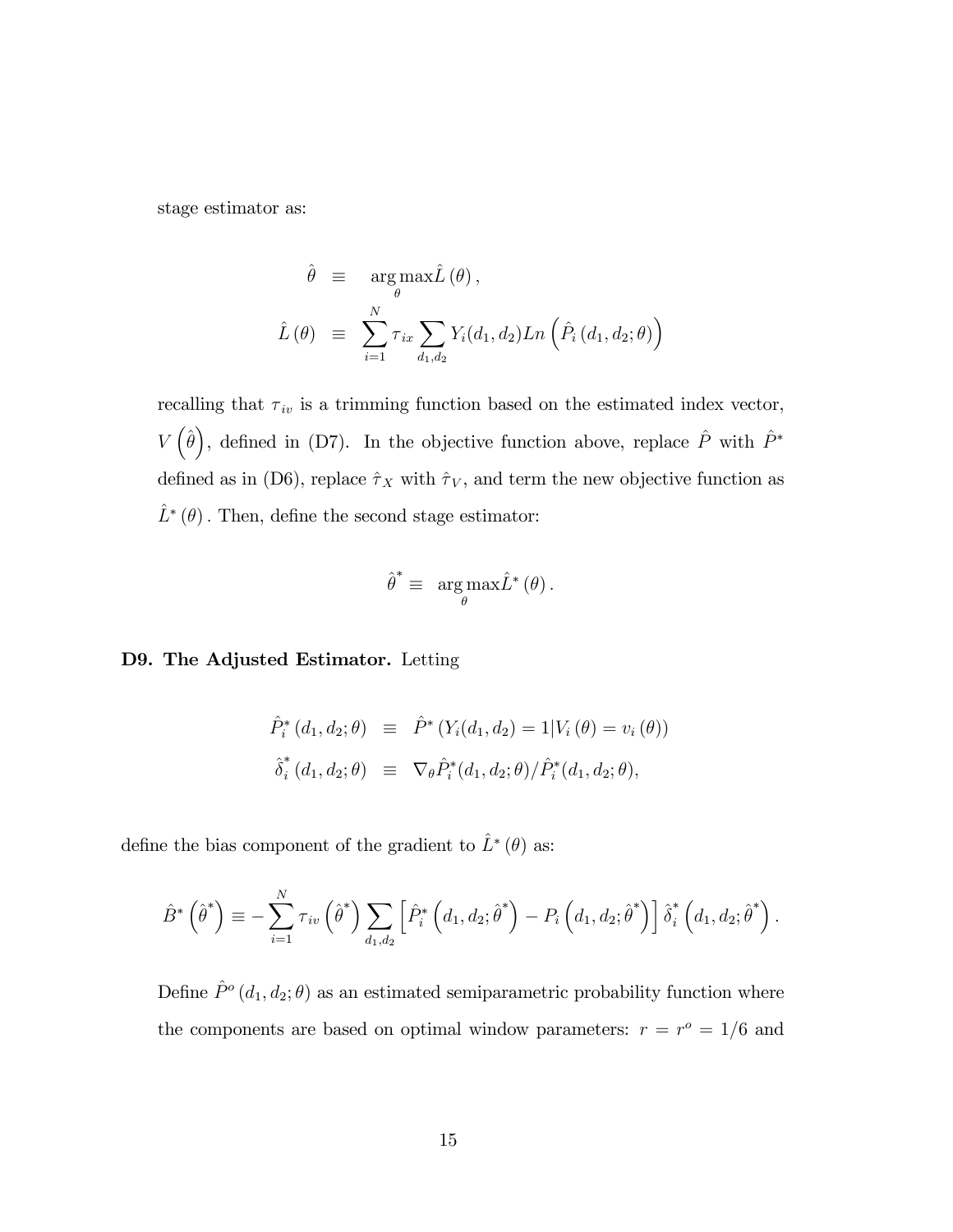stage estimator as:

$$
\begin{aligned}
\hat{\theta} &\equiv \underset{\theta}{\arg\max} \hat{L}(\theta), \\
\hat{L}(\theta) &\equiv \sum_{i=1}^{N} \tau_{ix} \sum_{d_1,d_2} Y_i(d_1,d_2) Ln\left(\hat{P}_i(d_1,d_2;\theta)\right)
\end{aligned}
$$

recalling that $\tau_{iv}$ is a trimming function based on the estimated index vector, $V\left(\hat{\theta}\right)$, defined in (D7). In the objective function above, replace $\hat{P}$ with $\hat{P}^*$ defined as in (D6), replace $\hat{\tau}_X$ with $\hat{\tau}_V$, and term the new objective function as $\hat{L}^*(\theta)$. Then, define the second stage estimator:

$$
\hat{\theta}^* \equiv \underset{\theta}{\arg\max} \hat{L}^*(\theta).
$$

**D9. The Adjusted Estimator.** Letting

$$
\begin{aligned}
\hat{P}_i^*(d_1,d_2;\theta) &\equiv \hat{P}^*(Y_i(d_1,d_2) = 1 | V_i(\theta) = v_i(\theta)) \\
\hat{\delta}_i^*(d_1,d_2;\theta) &\equiv \nabla_\theta \hat{P}_i^*(d_1,d_2;\theta) / \hat{P}_i^*(d_1,d_2;\theta),
\end{aligned}
$$

define the bias component of the gradient to $\hat{L}^*(\theta)$ as:

$$
\hat{B}^*\left(\hat{\theta}^*\right) \equiv -\sum_{i=1}^{N} \tau_{iv}\left(\hat{\theta}^*\right) \sum_{d_1,d_2} \left[\hat{P}_i^*\left(d_1,d_2;\hat{\theta}^*\right) - P_i\left(d_1,d_2;\hat{\theta}^*\right)\right] \hat{\delta}_i^*\left(d_1,d_2;\hat{\theta}^*\right).
$$

Define $\hat{P}^o(d_1,d_2;\theta)$ as an estimated semiparametric probability function where the components are based on optimal window parameters: $r = r^o = 1/6$ and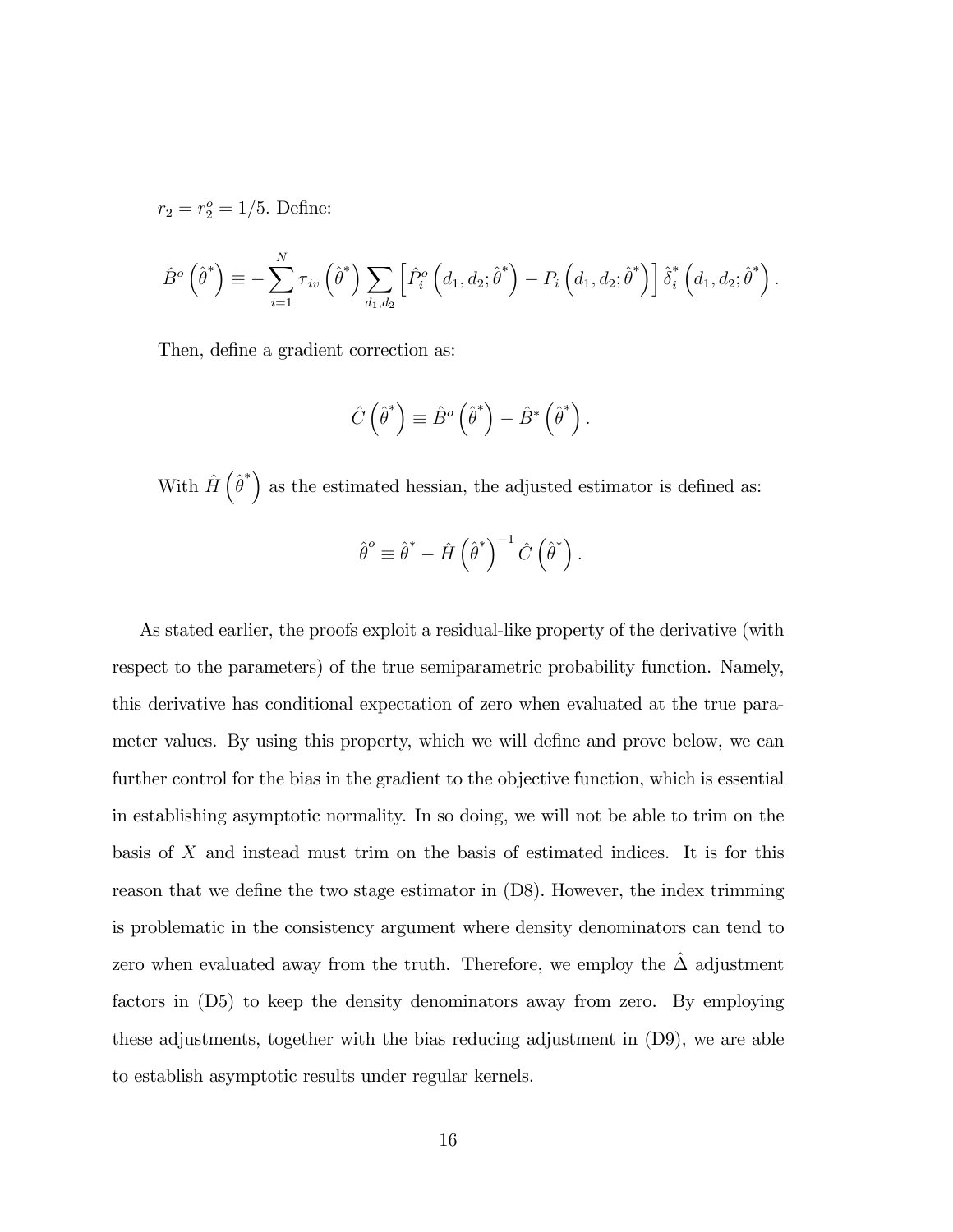$r_2 = r_2^o = 1/5$. Define:

$$\hat{B}^o\left(\hat{\theta}^*\right) \equiv -\sum_{i=1}^{N} \tau_{iv}\left(\hat{\theta}^*\right) \sum_{d_1,d_2} \left[\hat{P}_i^o\left(d_1,d_2;\hat{\theta}^*\right) - P_i\left(d_1,d_2;\hat{\theta}^*\right)\right] \hat{\delta}_i^*\left(d_1,d_2;\hat{\theta}^*\right).$$

Then, define a gradient correction as:

$$\hat{C}\left(\hat{\theta}^*\right) \equiv \hat{B}^o\left(\hat{\theta}^*\right) - \hat{B}^*\left(\hat{\theta}^*\right).$$

With $\hat{H}\left(\hat{\theta}^*\right)$ as the estimated hessian, the adjusted estimator is defined as:

$$\hat{\theta}^o \equiv \hat{\theta}^* - \hat{H}\left(\hat{\theta}^*\right)^{-1} \hat{C}\left(\hat{\theta}^*\right).$$

As stated earlier, the proofs exploit a residual-like property of the derivative (with respect to the parameters) of the true semiparametric probability function. Namely, this derivative has conditional expectation of zero when evaluated at the true parameter values. By using this property, which we will define and prove below, we can further control for the bias in the gradient to the objective function, which is essential in establishing asymptotic normality. In so doing, we will not be able to trim on the basis of $X$ and instead must trim on the basis of estimated indices. It is for this reason that we define the two stage estimator in (D8). However, the index trimming is problematic in the consistency argument where density denominators can tend to zero when evaluated away from the truth. Therefore, we employ the $\hat{\Delta}$ adjustment factors in (D5) to keep the density denominators away from zero. By employing these adjustments, together with the bias reducing adjustment in (D9), we are able to establish asymptotic results under regular kernels.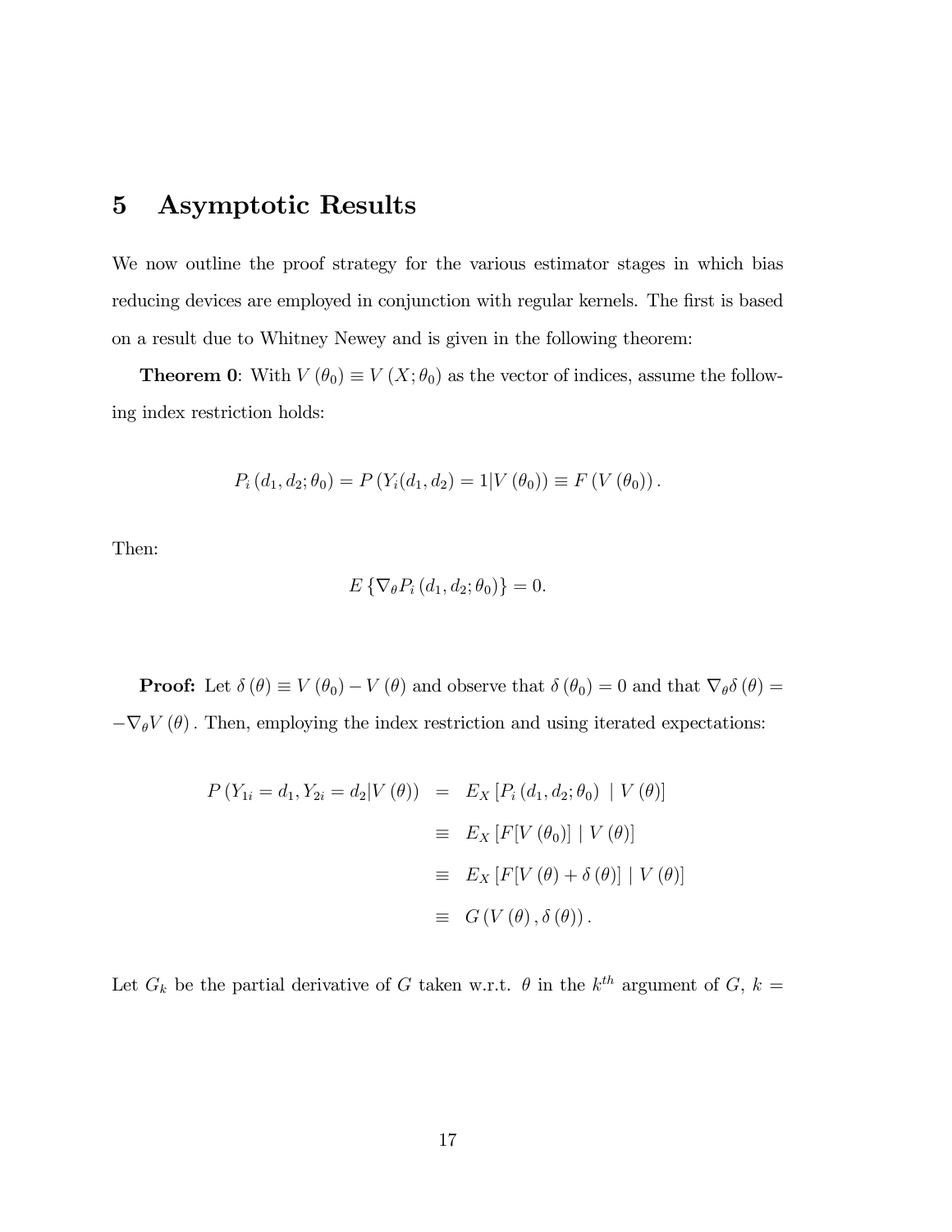# 5 Asymptotic Results

We now outline the proof strategy for the various estimator stages in which bias reducing devices are employed in conjunction with regular kernels. The first is based on a result due to Whitney Newey and is given in the following theorem:

**Theorem 0**: With $V(\theta_0) \equiv V(X;\theta_0)$ as the vector of indices, assume the following index restriction holds:

$$P_i(d_1, d_2; \theta_0) = P(Y_i(d_1, d_2) = 1 | V(\theta_0)) \equiv F(V(\theta_0)).$$

Then:

$$E\{\nabla_\theta P_i(d_1, d_2; \theta_0)\} = 0.$$

**Proof:** Let $\delta(\theta) \equiv V(\theta_0) - V(\theta)$ and observe that $\delta(\theta_0) = 0$ and that $\nabla_\theta \delta(\theta) = -\nabla_\theta V(\theta)$. Then, employing the index restriction and using iterated expectations:

$$\begin{aligned} P(Y_{1i} = d_1, Y_{2i} = d_2 | V(\theta)) &= E_X[P_i(d_1, d_2; \theta_0) \mid V(\theta)] \\ &\equiv E_X[F[V(\theta_0)] \mid V(\theta)] \\ &\equiv E_X[F[V(\theta) + \delta(\theta)] \mid V(\theta)] \\ &\equiv G(V(\theta), \delta(\theta)). \end{aligned}$$

Let $G_k$ be the partial derivative of $G$ taken w.r.t. $\theta$ in the $k^{th}$ argument of $G$, $k =$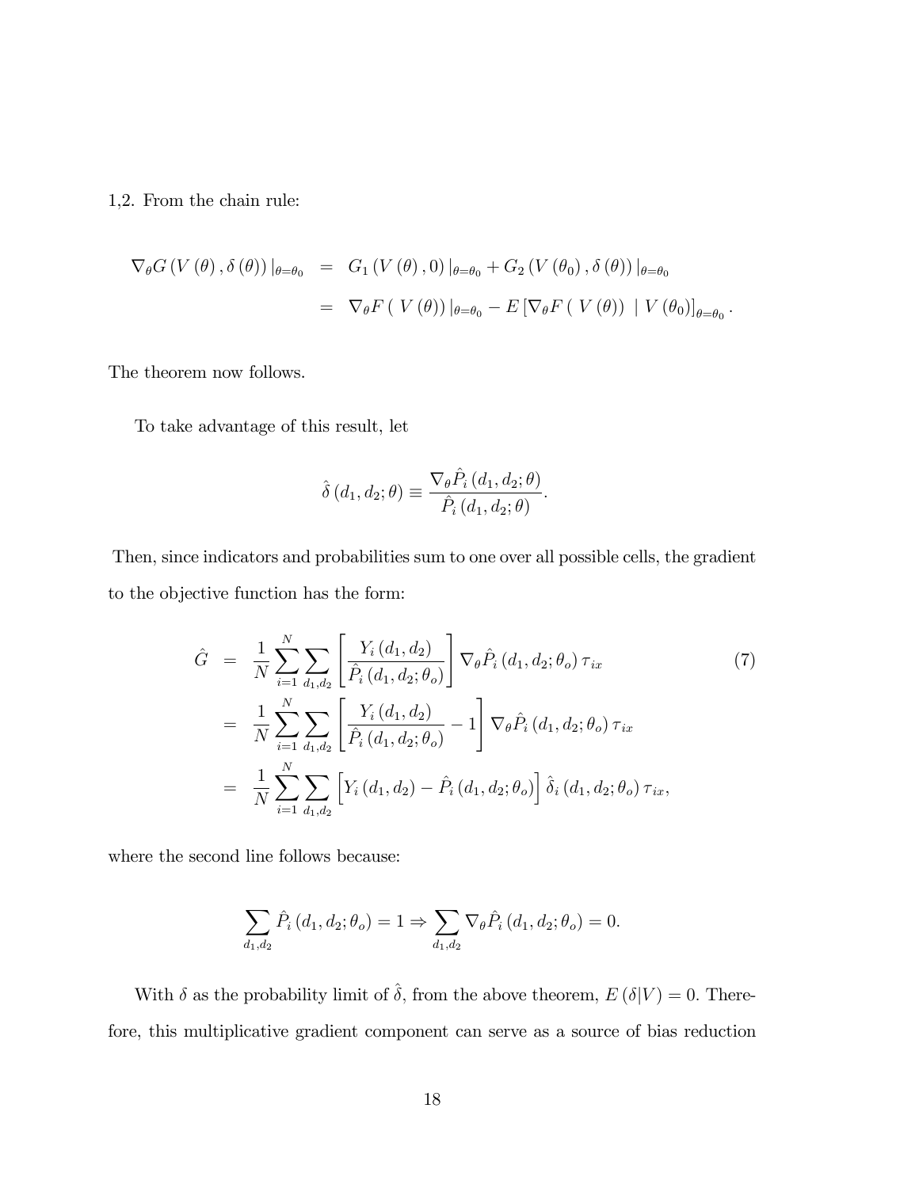1,2. From the chain rule:

$$
\begin{aligned}
\nabla_\theta G\left(V\left(\theta\right),\delta\left(\theta\right)\right)|_{\theta=\theta_0} &= G_1\left(V\left(\theta\right),0\right)|_{\theta=\theta_0} + G_2\left(V\left(\theta_0\right),\delta\left(\theta\right)\right)|_{\theta=\theta_0} \\
&= \nabla_\theta F\left(\ V\left(\theta\right)\right)|_{\theta=\theta_0} - E\left[\nabla_\theta F\left(\ V\left(\theta\right)\right)\ |\ V\left(\theta_0\right)\right]_{\theta=\theta_0}.
\end{aligned}
$$

The theorem now follows.

To take advantage of this result, let

$$
\hat{\delta}\left(d_1, d_2; \theta\right) \equiv \frac{\nabla_\theta \hat{P}_i\left(d_1, d_2; \theta\right)}{\hat{P}_i\left(d_1, d_2; \theta\right)}.
$$

Then, since indicators and probabilities sum to one over all possible cells, the gradient to the objective function has the form:

$$
\begin{aligned}
\hat{G} &= \frac{1}{N}\sum_{i=1}^{N}\sum_{d_1,d_2}\left[\frac{Y_i\left(d_1,d_2\right)}{\hat{P}_i\left(d_1,d_2;\theta_o\right)}\right]\nabla_\theta \hat{P}_i\left(d_1,d_2;\theta_o\right)\tau_{ix} \qquad (7)\\
&= \frac{1}{N}\sum_{i=1}^{N}\sum_{d_1,d_2}\left[\frac{Y_i\left(d_1,d_2\right)}{\hat{P}_i\left(d_1,d_2;\theta_o\right)} - 1\right]\nabla_\theta \hat{P}_i\left(d_1,d_2;\theta_o\right)\tau_{ix} \\
&= \frac{1}{N}\sum_{i=1}^{N}\sum_{d_1,d_2}\left[Y_i\left(d_1,d_2\right) - \hat{P}_i\left(d_1,d_2;\theta_o\right)\right]\hat{\delta}_i\left(d_1,d_2;\theta_o\right)\tau_{ix},
\end{aligned}
$$

where the second line follows because:

$$
\sum_{d_1,d_2}\hat{P}_i\left(d_1,d_2;\theta_o\right) = 1 \Rightarrow \sum_{d_1,d_2}\nabla_\theta \hat{P}_i\left(d_1,d_2;\theta_o\right) = 0.
$$

With $\delta$ as the probability limit of $\hat{\delta}$, from the above theorem, $E\left(\delta|V\right) = 0$. Therefore, this multiplicative gradient component can serve as a source of bias reduction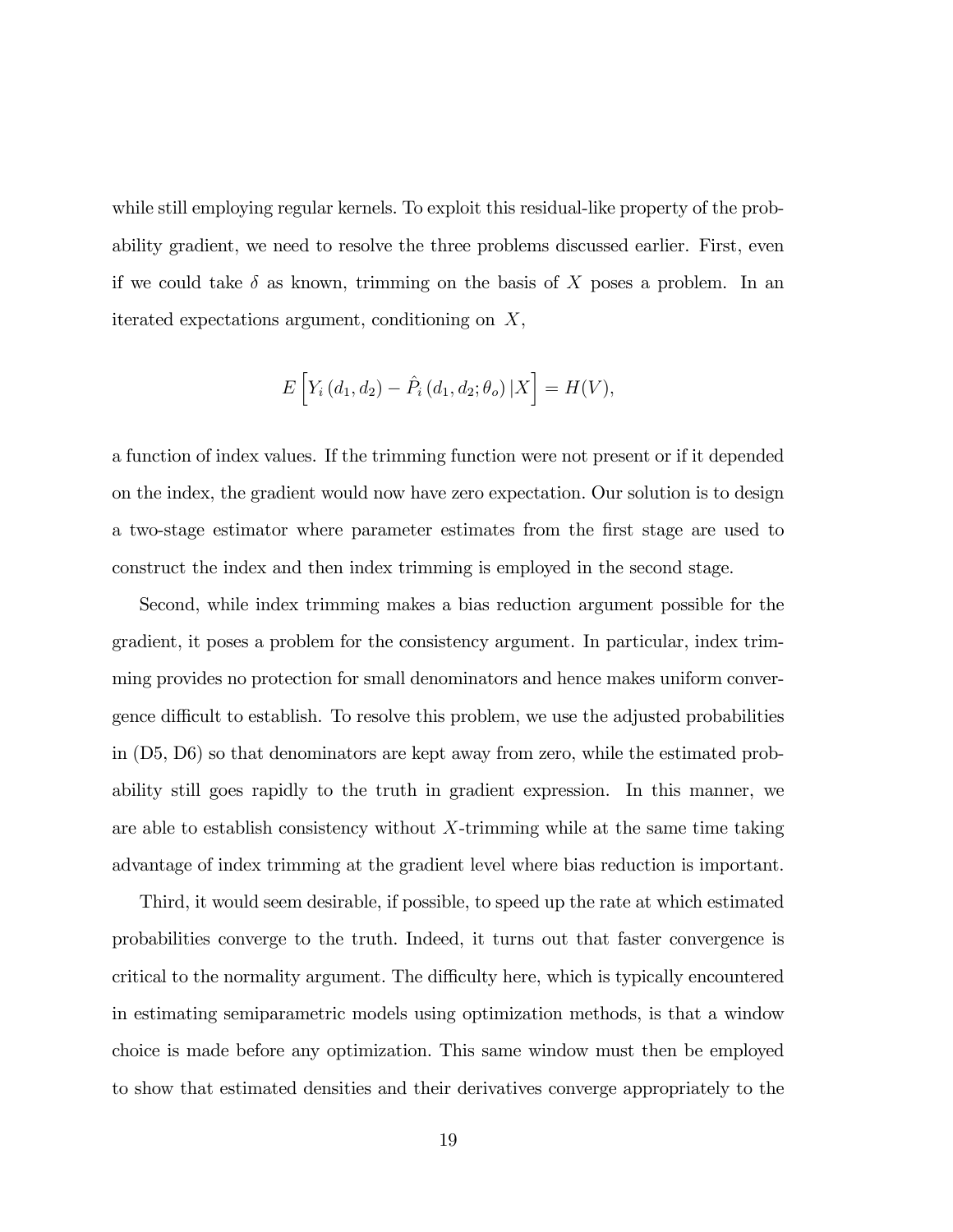while still employing regular kernels. To exploit this residual-like property of the probability gradient, we need to resolve the three problems discussed earlier. First, even if we could take $\delta$ as known, trimming on the basis of $X$ poses a problem. In an iterated expectations argument, conditioning on $X$,

$$E\left[Y_i\left(d_1, d_2\right) - \hat{P}_i\left(d_1, d_2; \theta_o\right)|X\right] = H(V),$$

a function of index values. If the trimming function were not present or if it depended on the index, the gradient would now have zero expectation. Our solution is to design a two-stage estimator where parameter estimates from the first stage are used to construct the index and then index trimming is employed in the second stage.

Second, while index trimming makes a bias reduction argument possible for the gradient, it poses a problem for the consistency argument. In particular, index trimming provides no protection for small denominators and hence makes uniform convergence difficult to establish. To resolve this problem, we use the adjusted probabilities in (D5, D6) so that denominators are kept away from zero, while the estimated probability still goes rapidly to the truth in gradient expression. In this manner, we are able to establish consistency without $X$-trimming while at the same time taking advantage of index trimming at the gradient level where bias reduction is important.

Third, it would seem desirable, if possible, to speed up the rate at which estimated probabilities converge to the truth. Indeed, it turns out that faster convergence is critical to the normality argument. The difficulty here, which is typically encountered in estimating semiparametric models using optimization methods, is that a window choice is made before any optimization. This same window must then be employed to show that estimated densities and their derivatives converge appropriately to the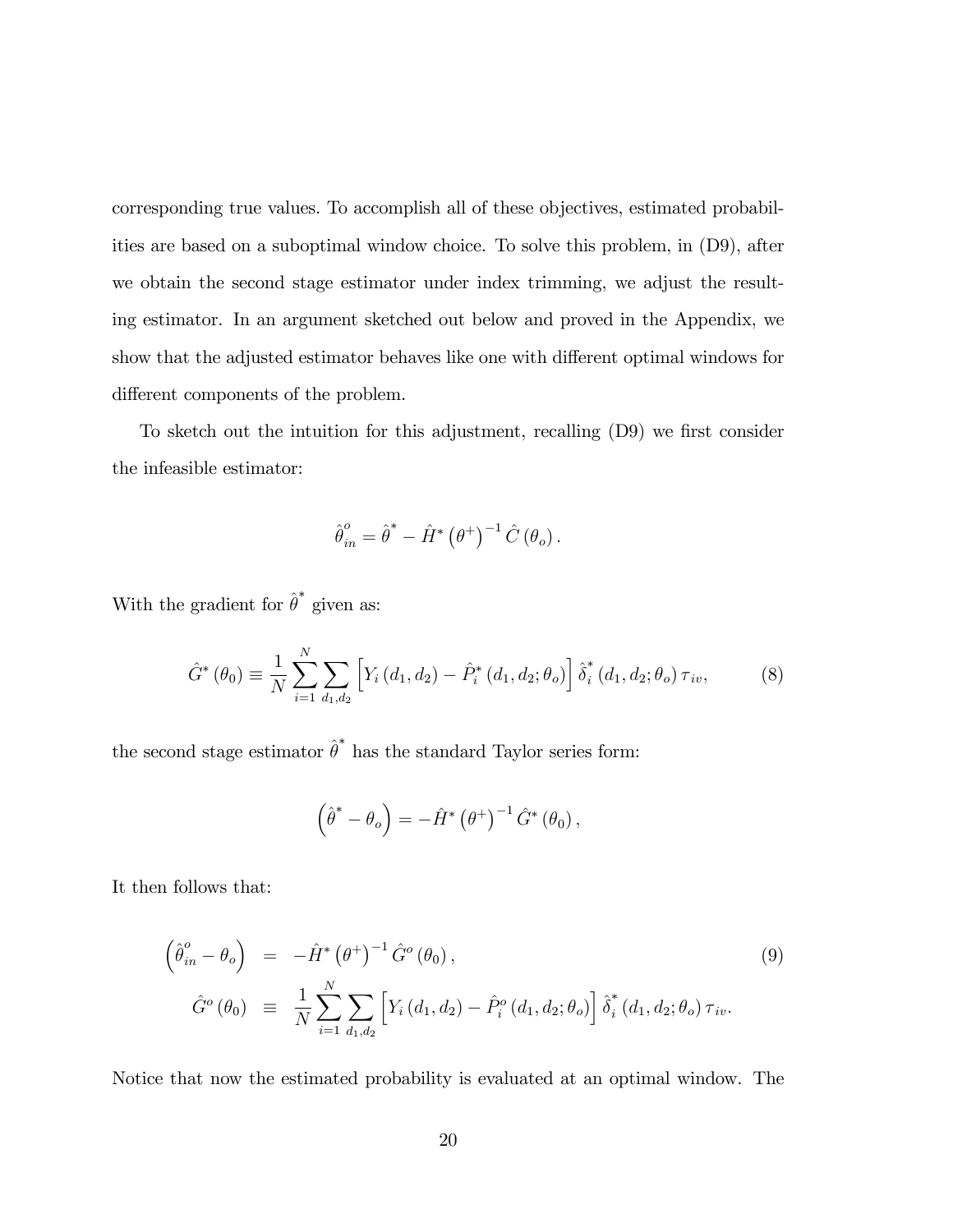corresponding true values. To accomplish all of these objectives, estimated probabilities are based on a suboptimal window choice. To solve this problem, in (D9), after we obtain the second stage estimator under index trimming, we adjust the resulting estimator. In an argument sketched out below and proved in the Appendix, we show that the adjusted estimator behaves like one with different optimal windows for different components of the problem.

To sketch out the intuition for this adjustment, recalling (D9) we first consider the infeasible estimator:

$$\hat{\theta}^{o}_{in} = \hat{\theta}^{*} - \hat{H}^{*}\left(\theta^{+}\right)^{-1}\hat{C}\left(\theta_{o}\right).$$

With the gradient for $\hat{\theta}^{*}$ given as:

$$\hat{G}^{*}\left(\theta_{0}\right) \equiv \frac{1}{N}\sum_{i=1}^{N}\sum_{d_{1},d_{2}}\left[Y_{i}\left(d_{1},d_{2}\right) - \hat{P}^{*}_{i}\left(d_{1},d_{2};\theta_{o}\right)\right]\hat{\delta}^{*}_{i}\left(d_{1},d_{2};\theta_{o}\right)\tau_{iv}, \tag{8}$$

the second stage estimator $\hat{\theta}^{*}$ has the standard Taylor series form:

$$\left(\hat{\theta}^{*} - \theta_{o}\right) = -\hat{H}^{*}\left(\theta^{+}\right)^{-1}\hat{G}^{*}\left(\theta_{0}\right),$$

It then follows that:

$$\begin{aligned}
\left(\hat{\theta}^{o}_{in} - \theta_{o}\right) &= -\hat{H}^{*}\left(\theta^{+}\right)^{-1}\hat{G}^{o}\left(\theta_{0}\right), \\
\hat{G}^{o}\left(\theta_{0}\right) &\equiv \frac{1}{N}\sum_{i=1}^{N}\sum_{d_{1},d_{2}}\left[Y_{i}\left(d_{1},d_{2}\right) - \hat{P}^{o}_{i}\left(d_{1},d_{2};\theta_{o}\right)\right]\hat{\delta}^{*}_{i}\left(d_{1},d_{2};\theta_{o}\right)\tau_{iv}.
\end{aligned} \tag{9}$$

Notice that now the estimated probability is evaluated at an optimal window. The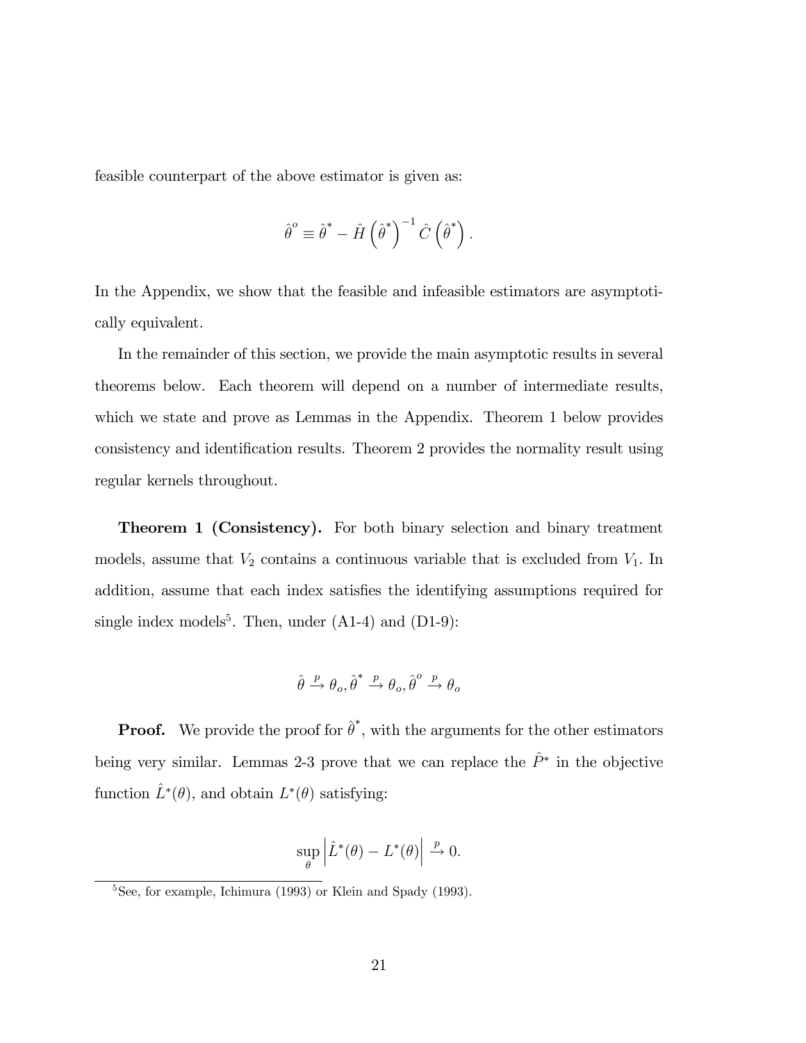feasible counterpart of the above estimator is given as:

$$\hat{\theta}^{o} \equiv \hat{\theta}^{*} - \hat{H}\left(\hat{\theta}^{*}\right)^{-1}\hat{C}\left(\hat{\theta}^{*}\right).$$

In the Appendix, we show that the feasible and infeasible estimators are asymptotically equivalent.

In the remainder of this section, we provide the main asymptotic results in several theorems below. Each theorem will depend on a number of intermediate results, which we state and prove as Lemmas in the Appendix. Theorem 1 below provides consistency and identification results. Theorem 2 provides the normality result using regular kernels throughout.

**Theorem 1 (Consistency).** For both binary selection and binary treatment models, assume that $V_2$ contains a continuous variable that is excluded from $V_1$. In addition, assume that each index satisfies the identifying assumptions required for single index models[5]. Then, under (A1-4) and (D1-9):

$$\hat{\theta} \xrightarrow{p} \theta_o, \hat{\theta}^{*} \xrightarrow{p} \theta_o, \hat{\theta}^{o} \xrightarrow{p} \theta_o$$

**Proof.** We provide the proof for $\hat{\theta}^{*}$, with the arguments for the other estimators being very similar. Lemmas 2-3 prove that we can replace the $\hat{P}^{*}$ in the objective function $\hat{L}^{*}(\theta)$, and obtain $L^{*}(\theta)$ satisfying:

$$\sup_{\theta}\left|\hat{L}^{*}(\theta) - L^{*}(\theta)\right| \xrightarrow{p} 0.$$

[5] See, for example, Ichimura (1993) or Klein and Spady (1993).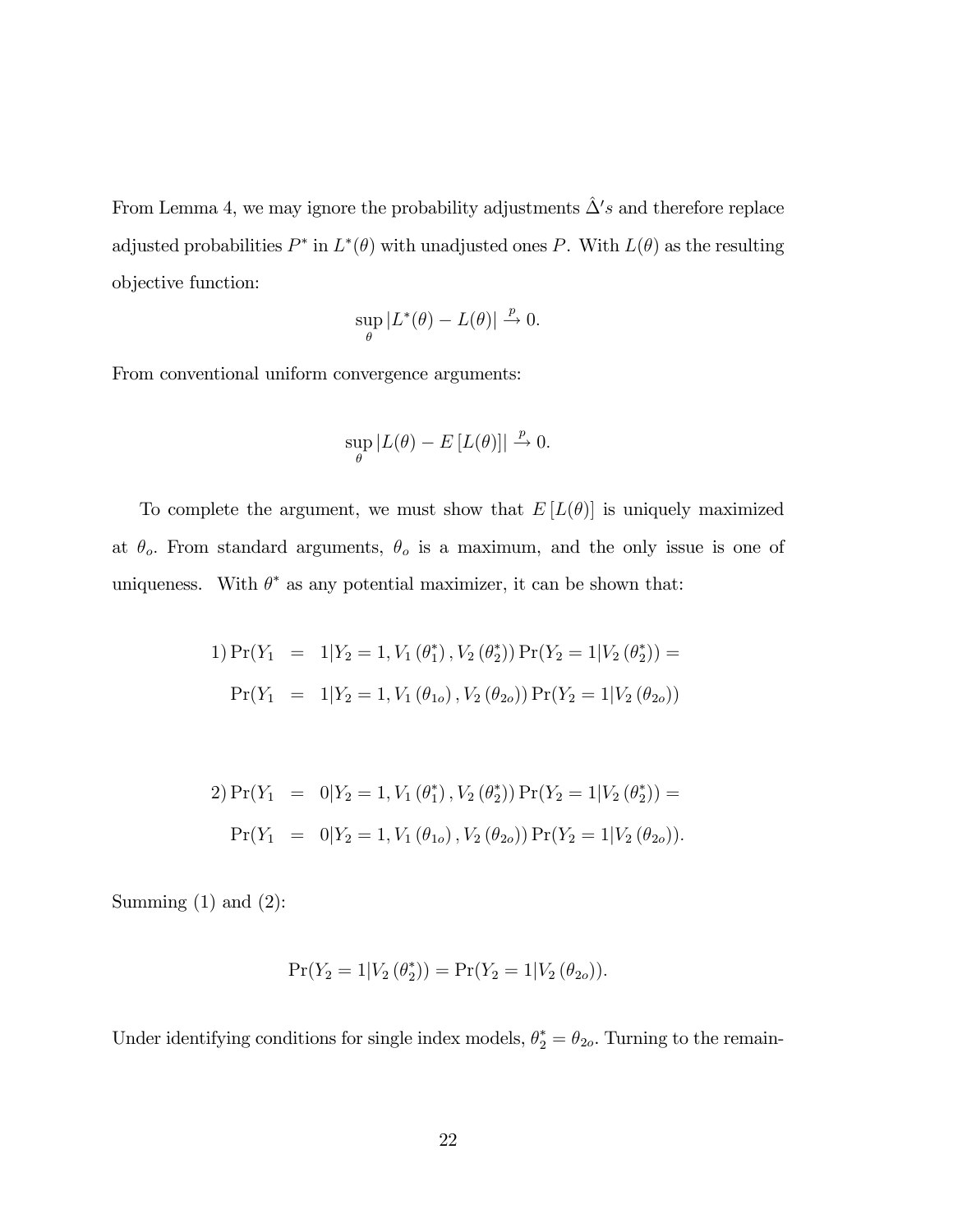From Lemma 4, we may ignore the probability adjustments $\hat{\Delta}'s$ and therefore replace adjusted probabilities $P^*$ in $L^*(\theta)$ with unadjusted ones $P$. With $L(\theta)$ as the resulting objective function:

$$\sup_{\theta} |L^*(\theta) - L(\theta)| \xrightarrow{p} 0.$$

From conventional uniform convergence arguments:

$$\sup_{\theta} |L(\theta) - E[L(\theta)]| \xrightarrow{p} 0.$$

To complete the argument, we must show that $E[L(\theta)]$ is uniquely maximized at $\theta_o$. From standard arguments, $\theta_o$ is a maximum, and the only issue is one of uniqueness. With $\theta^*$ as any potential maximizer, it can be shown that:

$$
\begin{aligned}
1)\Pr(Y_1 &= 1|Y_2 = 1, V_1(\theta_1^*), V_2(\theta_2^*))\Pr(Y_2 = 1|V_2(\theta_2^*)) = \\
\Pr(Y_1 &= 1|Y_2 = 1, V_1(\theta_{1o}), V_2(\theta_{2o}))\Pr(Y_2 = 1|V_2(\theta_{2o}))
\end{aligned}
$$

$$
\begin{aligned}
2)\Pr(Y_1 &= 0|Y_2 = 1, V_1(\theta_1^*), V_2(\theta_2^*))\Pr(Y_2 = 1|V_2(\theta_2^*)) = \\
\Pr(Y_1 &= 0|Y_2 = 1, V_1(\theta_{1o}), V_2(\theta_{2o}))\Pr(Y_2 = 1|V_2(\theta_{2o})).
\end{aligned}
$$

Summing (1) and (2):

$$\Pr(Y_2 = 1|V_2(\theta_2^*)) = \Pr(Y_2 = 1|V_2(\theta_{2o})).$$

Under identifying conditions for single index models, $\theta_2^* = \theta_{2o}$. Turning to the remain-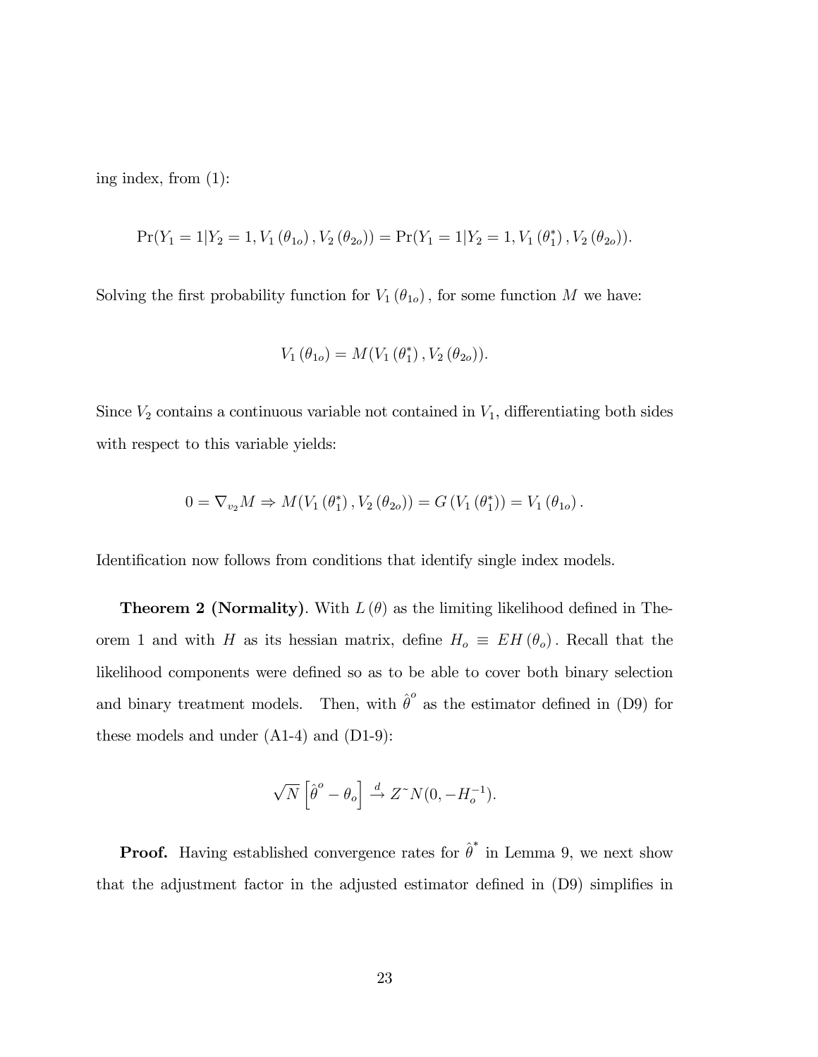ing index, from (1):

$$\Pr(Y_1 = 1|Y_2 = 1, V_1(\theta_{1o}), V_2(\theta_{2o})) = \Pr(Y_1 = 1|Y_2 = 1, V_1(\theta_1^*), V_2(\theta_{2o})).$$

Solving the first probability function for $V_1(\theta_{1o})$, for some function $M$ we have:

$$V_1(\theta_{1o}) = M(V_1(\theta_1^*), V_2(\theta_{2o})).$$

Since $V_2$ contains a continuous variable not contained in $V_1$, differentiating both sides with respect to this variable yields:

$$0 = \nabla_{v_2} M \Rightarrow M(V_1(\theta_1^*), V_2(\theta_{2o})) = G(V_1(\theta_1^*)) = V_1(\theta_{1o}).$$

Identification now follows from conditions that identify single index models.

**Theorem 2 (Normality)**. With $L(\theta)$ as the limiting likelihood defined in Theorem 1 and with $H$ as its hessian matrix, define $H_o \equiv EH(\theta_o)$. Recall that the likelihood components were defined so as to be able to cover both binary selection and binary treatment models. Then, with $\hat{\theta}^o$ as the estimator defined in (D9) for these models and under (A1-4) and (D1-9):

$$\sqrt{N}\left[\hat{\theta}^o - \theta_o\right] \xrightarrow{d} Z\tilde{\ }N(0, -H_o^{-1}).$$

**Proof.** Having established convergence rates for $\hat{\theta}^*$ in Lemma 9, we next show that the adjustment factor in the adjusted estimator defined in (D9) simplifies in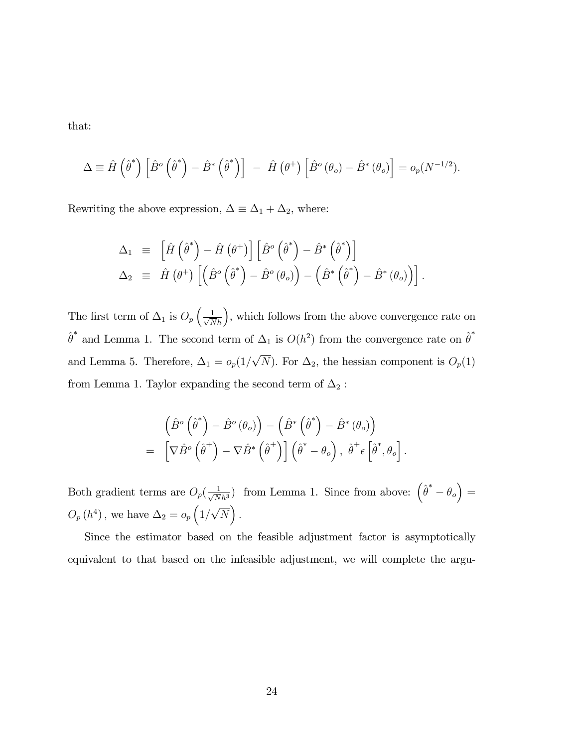that:

$$\Delta \equiv \hat{H}\left(\hat{\theta}^{*}\right)\left[\hat{B}^{o}\left(\hat{\theta}^{*}\right)-\hat{B}^{*}\left(\hat{\theta}^{*}\right)\right] \; - \; \hat{H}\left(\theta^{+}\right)\left[\hat{B}^{o}\left(\theta_{o}\right)-\hat{B}^{*}\left(\theta_{o}\right)\right] = o_{p}(N^{-1/2}).$$

Rewriting the above expression, $\Delta \equiv \Delta_1 + \Delta_2$, where:

$$\begin{aligned}
\Delta_1 &\equiv \left[\hat{H}\left(\hat{\theta}^{*}\right)-\hat{H}\left(\theta^{+}\right)\right]\left[\hat{B}^{o}\left(\hat{\theta}^{*}\right)-\hat{B}^{*}\left(\hat{\theta}^{*}\right)\right] \\
\Delta_2 &\equiv \hat{H}\left(\theta^{+}\right)\left[\left(\hat{B}^{o}\left(\hat{\theta}^{*}\right)-\hat{B}^{o}\left(\theta_{o}\right)\right)-\left(\hat{B}^{*}\left(\hat{\theta}^{*}\right)-\hat{B}^{*}\left(\theta_{o}\right)\right)\right].
\end{aligned}$$

The first term of $\Delta_1$ is $O_p\left(\frac{1}{\sqrt{Nh}}\right)$, which follows from the above convergence rate on $\hat{\theta}^{*}$ and Lemma 1. The second term of $\Delta_1$ is $O(h^2)$ from the convergence rate on $\hat{\theta}^{*}$ and Lemma 5. Therefore, $\Delta_1 = o_p(1/\sqrt{N})$. For $\Delta_2$, the hessian component is $O_p(1)$ from Lemma 1. Taylor expanding the second term of $\Delta_2$ :

$$\begin{aligned}
&\left(\hat{B}^{o}\left(\hat{\theta}^{*}\right)-\hat{B}^{o}\left(\theta_{o}\right)\right)-\left(\hat{B}^{*}\left(\hat{\theta}^{*}\right)-\hat{B}^{*}\left(\theta_{o}\right)\right) \\
=\; &\left[\nabla\hat{B}^{o}\left(\hat{\theta}^{+}\right)-\nabla\hat{B}^{*}\left(\hat{\theta}^{+}\right)\right]\left(\hat{\theta}^{*}-\theta_{o}\right),\ \hat{\theta}^{+}\epsilon\left[\hat{\theta}^{*},\theta_{o}\right].
\end{aligned}$$

Both gradient terms are $O_p(\frac{1}{\sqrt{Nh^3}})$ from Lemma 1. Since from above: $\left(\hat{\theta}^{*}-\theta_{o}\right) = O_p\left(h^4\right)$, we have $\Delta_2 = o_p\left(1/\sqrt{N}\right)$.

Since the estimator based on the feasible adjustment factor is asymptotically equivalent to that based on the infeasible adjustment, we will complete the argu-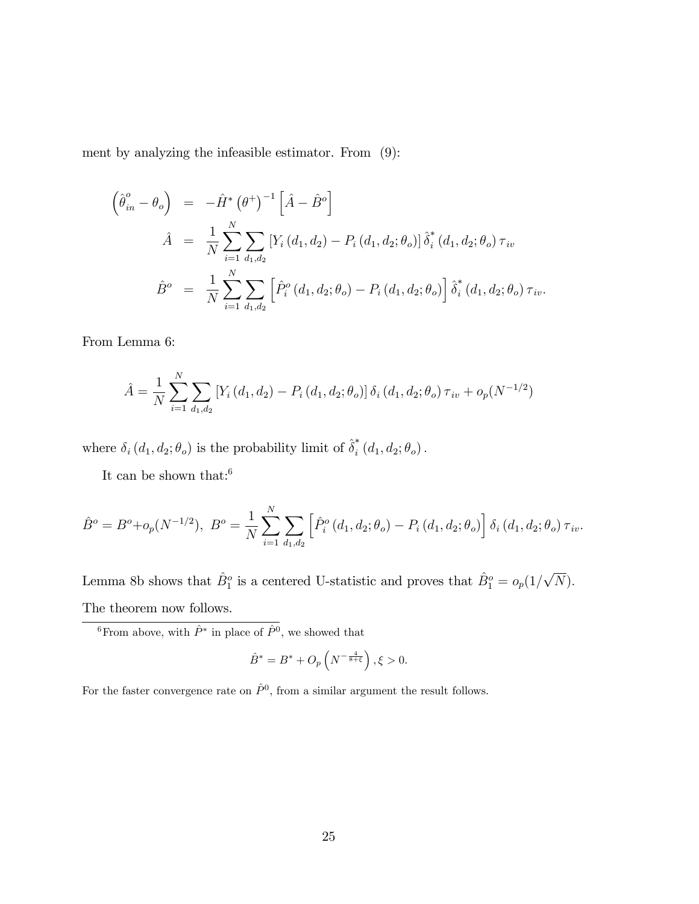ment by analyzing the infeasible estimator. From (9):

$$
\begin{aligned}
\left(\hat{\theta}^{o}_{in} - \theta_o\right) &= -\hat{H}^*\left(\theta^+\right)^{-1}\left[\hat{A} - \hat{B}^o\right] \\
\hat{A} &= \frac{1}{N}\sum_{i=1}^{N}\sum_{d_1,d_2}\left[Y_i\left(d_1,d_2\right) - P_i\left(d_1,d_2;\theta_o\right)\right]\hat{\delta}^*_i\left(d_1,d_2;\theta_o\right)\tau_{iv} \\
\hat{B}^o &= \frac{1}{N}\sum_{i=1}^{N}\sum_{d_1,d_2}\left[\hat{P}^o_i\left(d_1,d_2;\theta_o\right) - P_i\left(d_1,d_2;\theta_o\right)\right]\hat{\delta}^*_i\left(d_1,d_2;\theta_o\right)\tau_{iv}.
\end{aligned}
$$

From Lemma 6:

$$
\hat{A} = \frac{1}{N}\sum_{i=1}^{N}\sum_{d_1,d_2}\left[Y_i\left(d_1,d_2\right) - P_i\left(d_1,d_2;\theta_o\right)\right]\delta_i\left(d_1,d_2;\theta_o\right)\tau_{iv} + o_p(N^{-1/2})
$$

where $\delta_i\left(d_1,d_2;\theta_o\right)$ is the probability limit of $\hat{\delta}^*_i\left(d_1,d_2;\theta_o\right)$.

It can be shown that:[6]

$$
\hat{B}^o = B^o + o_p(N^{-1/2}),\ B^o = \frac{1}{N}\sum_{i=1}^{N}\sum_{d_1,d_2}\left[\hat{P}^o_i\left(d_1,d_2;\theta_o\right) - P_i\left(d_1,d_2;\theta_o\right)\right]\delta_i\left(d_1,d_2;\theta_o\right)\tau_{iv}.
$$

Lemma 8b shows that $\hat{B}^o_1$ is a centered U-statistic and proves that $\hat{B}^o_1 = o_p(1/\sqrt{N})$. The theorem now follows.

[6] From above, with $\hat{P}^*$ in place of $\hat{P}^0$, we showed that

$$
\hat{B}^* = B^* + O_p\left(N^{-\frac{4}{8+\xi}}\right), \xi > 0.
$$

For the faster convergence rate on $\hat{P}^0$, from a similar argument the result follows.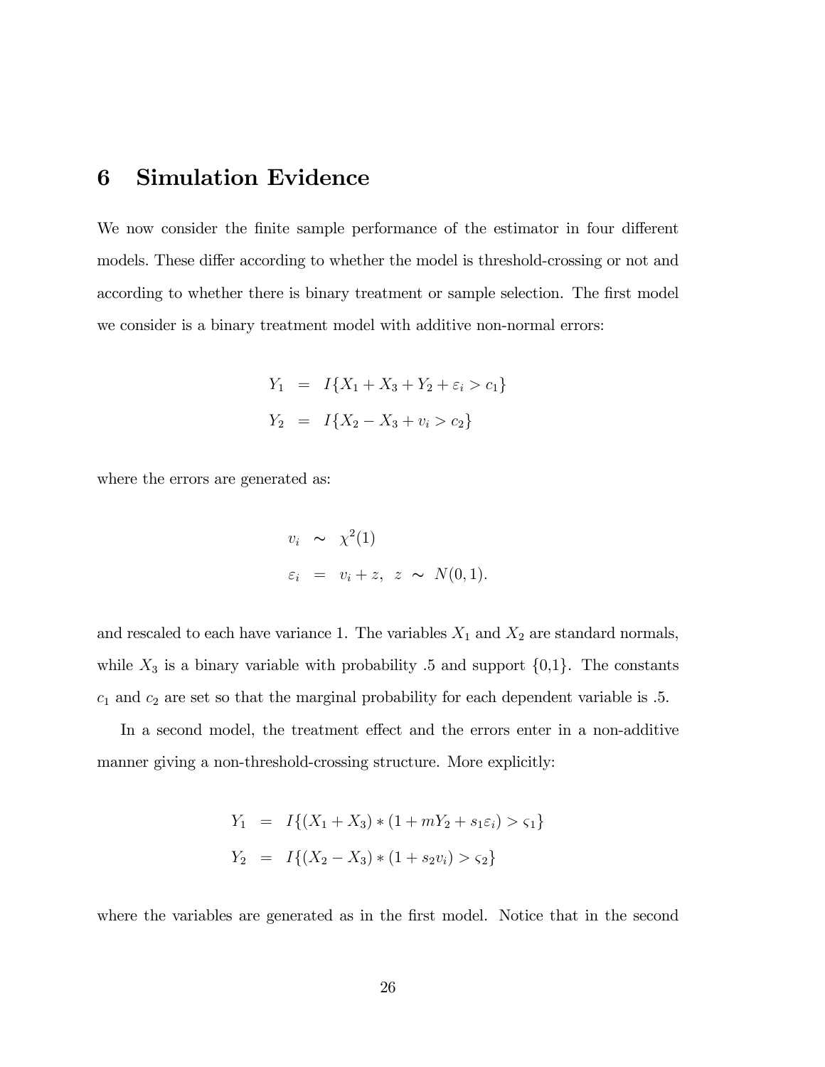# 6 Simulation Evidence

We now consider the finite sample performance of the estimator in four different models. These differ according to whether the model is threshold-crossing or not and according to whether there is binary treatment or sample selection. The first model we consider is a binary treatment model with additive non-normal errors:

$$
\begin{aligned}
Y_1 &= I\{X_1 + X_3 + Y_2 + \varepsilon_i > c_1\} \\
Y_2 &= I\{X_2 - X_3 + v_i > c_2\}
\end{aligned}
$$

where the errors are generated as:

$$
\begin{aligned}
v_i &\sim \chi^2(1) \\
\varepsilon_i &= v_i + z, \;\; z \sim N(0,1).
\end{aligned}
$$

and rescaled to each have variance 1. The variables $X_1$ and $X_2$ are standard normals, while $X_3$ is a binary variable with probability .5 and support {0,1}. The constants $c_1$ and $c_2$ are set so that the marginal probability for each dependent variable is .5.

In a second model, the treatment effect and the errors enter in a non-additive manner giving a non-threshold-crossing structure. More explicitly:

$$
\begin{aligned}
Y_1 &= I\{(X_1 + X_3) * (1 + mY_2 + s_1\varepsilon_i) > \varsigma_1\} \\
Y_2 &= I\{(X_2 - X_3) * (1 + s_2 v_i) > \varsigma_2\}
\end{aligned}
$$

where the variables are generated as in the first model. Notice that in the second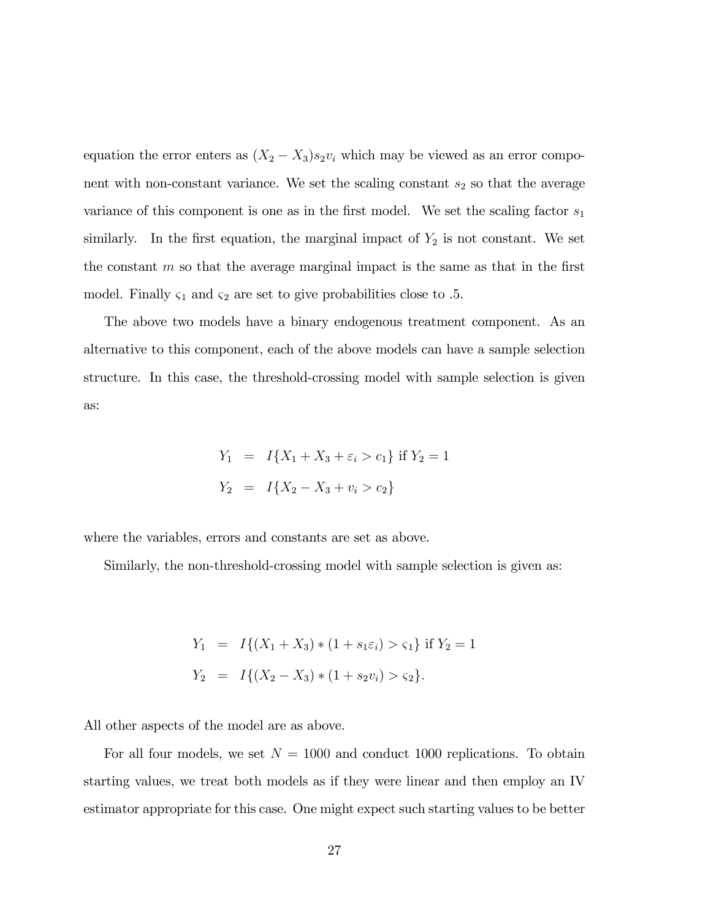equation the error enters as $(X_2 - X_3)s_2 v_i$ which may be viewed as an error component with non-constant variance. We set the scaling constant $s_2$ so that the average variance of this component is one as in the first model. We set the scaling factor $s_1$ similarly. In the first equation, the marginal impact of $Y_2$ is not constant. We set the constant $m$ so that the average marginal impact is the same as that in the first model. Finally $\varsigma_1$ and $\varsigma_2$ are set to give probabilities close to .5.

The above two models have a binary endogenous treatment component. As an alternative to this component, each of the above models can have a sample selection structure. In this case, the threshold-crossing model with sample selection is given as:

$$
\begin{aligned}
Y_1 &= I\{X_1 + X_3 + \varepsilon_i > c_1\} \text{ if } Y_2 = 1 \\
Y_2 &= I\{X_2 - X_3 + v_i > c_2\}
\end{aligned}
$$

where the variables, errors and constants are set as above.

Similarly, the non-threshold-crossing model with sample selection is given as:

$$
\begin{aligned}
Y_1 &= I\{(X_1 + X_3) * (1 + s_1\varepsilon_i) > \varsigma_1\} \text{ if } Y_2 = 1 \\
Y_2 &= I\{(X_2 - X_3) * (1 + s_2 v_i) > \varsigma_2\}.
\end{aligned}
$$

All other aspects of the model are as above.

For all four models, we set $N = 1000$ and conduct 1000 replications. To obtain starting values, we treat both models as if they were linear and then employ an IV estimator appropriate for this case. One might expect such starting values to be better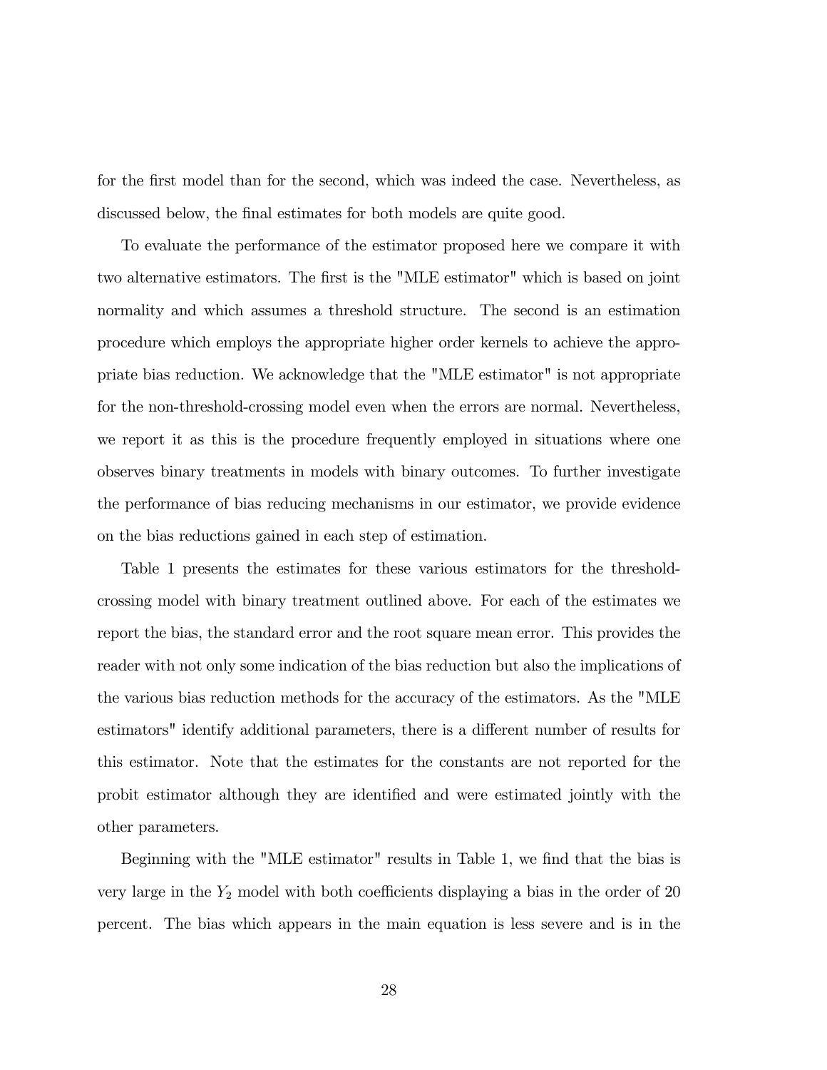for the first model than for the second, which was indeed the case. Nevertheless, as discussed below, the final estimates for both models are quite good.

To evaluate the performance of the estimator proposed here we compare it with two alternative estimators. The first is the "MLE estimator" which is based on joint normality and which assumes a threshold structure. The second is an estimation procedure which employs the appropriate higher order kernels to achieve the appropriate bias reduction. We acknowledge that the "MLE estimator" is not appropriate for the non-threshold-crossing model even when the errors are normal. Nevertheless, we report it as this is the procedure frequently employed in situations where one observes binary treatments in models with binary outcomes. To further investigate the performance of bias reducing mechanisms in our estimator, we provide evidence on the bias reductions gained in each step of estimation.

Table 1 presents the estimates for these various estimators for the threshold-crossing model with binary treatment outlined above. For each of the estimates we report the bias, the standard error and the root square mean error. This provides the reader with not only some indication of the bias reduction but also the implications of the various bias reduction methods for the accuracy of the estimators. As the "MLE estimators" identify additional parameters, there is a different number of results for this estimator. Note that the estimates for the constants are not reported for the probit estimator although they are identified and were estimated jointly with the other parameters.

Beginning with the "MLE estimator" results in Table 1, we find that the bias is very large in the $Y_2$ model with both coefficients displaying a bias in the order of 20 percent. The bias which appears in the main equation is less severe and is in the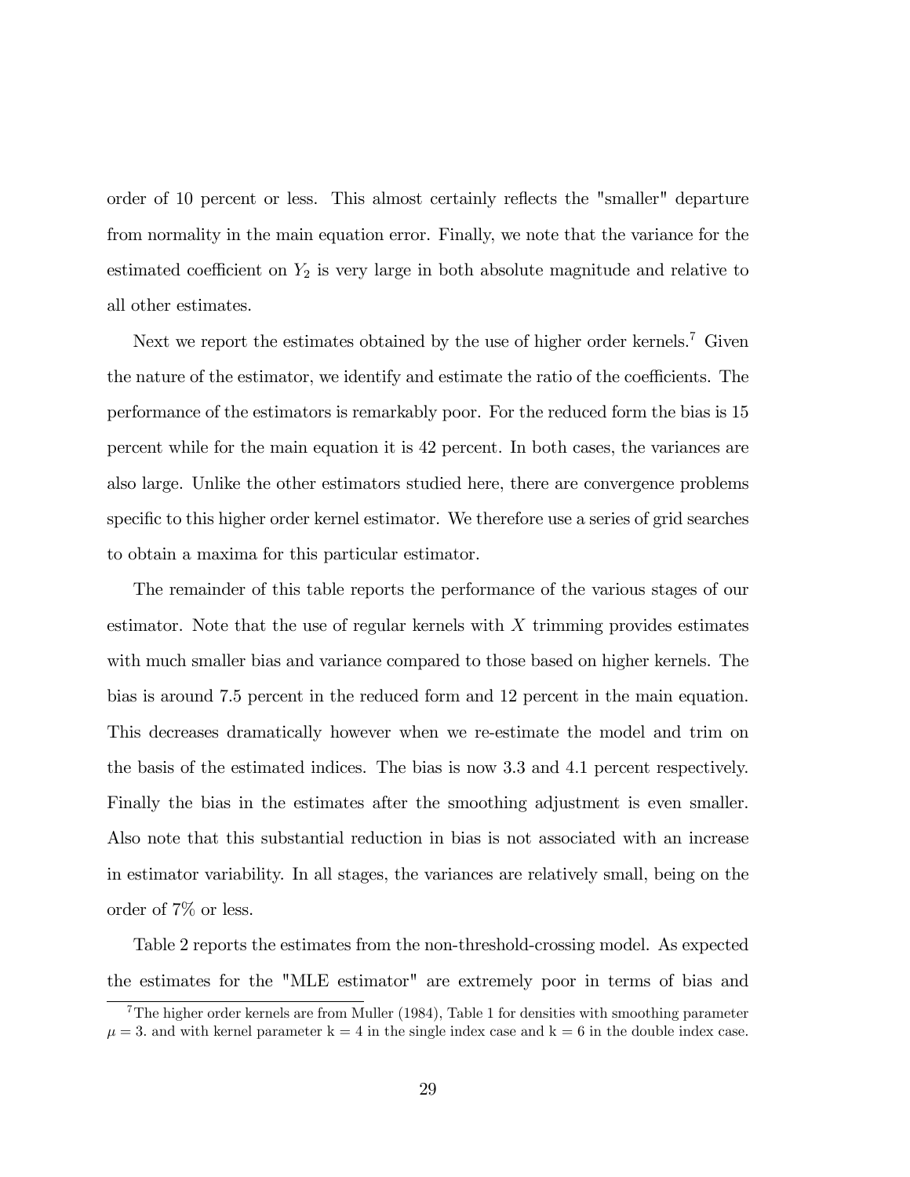order of 10 percent or less. This almost certainly reflects the "smaller" departure from normality in the main equation error. Finally, we note that the variance for the estimated coefficient on $Y_2$ is very large in both absolute magnitude and relative to all other estimates.

Next we report the estimates obtained by the use of higher order kernels.[7] Given the nature of the estimator, we identify and estimate the ratio of the coefficients. The performance of the estimators is remarkably poor. For the reduced form the bias is 15 percent while for the main equation it is 42 percent. In both cases, the variances are also large. Unlike the other estimators studied here, there are convergence problems specific to this higher order kernel estimator. We therefore use a series of grid searches to obtain a maxima for this particular estimator.

The remainder of this table reports the performance of the various stages of our estimator. Note that the use of regular kernels with $X$ trimming provides estimates with much smaller bias and variance compared to those based on higher kernels. The bias is around 7.5 percent in the reduced form and 12 percent in the main equation. This decreases dramatically however when we re-estimate the model and trim on the basis of the estimated indices. The bias is now 3.3 and 4.1 percent respectively. Finally the bias in the estimates after the smoothing adjustment is even smaller. Also note that this substantial reduction in bias is not associated with an increase in estimator variability. In all stages, the variances are relatively small, being on the order of 7% or less.

Table 2 reports the estimates from the non-threshold-crossing model. As expected the estimates for the "MLE estimator" are extremely poor in terms of bias and

[7] The higher order kernels are from Muller (1984), Table 1 for densities with smoothing parameter $\mu = 3.$ and with kernel parameter k = 4 in the single index case and k = 6 in the double index case.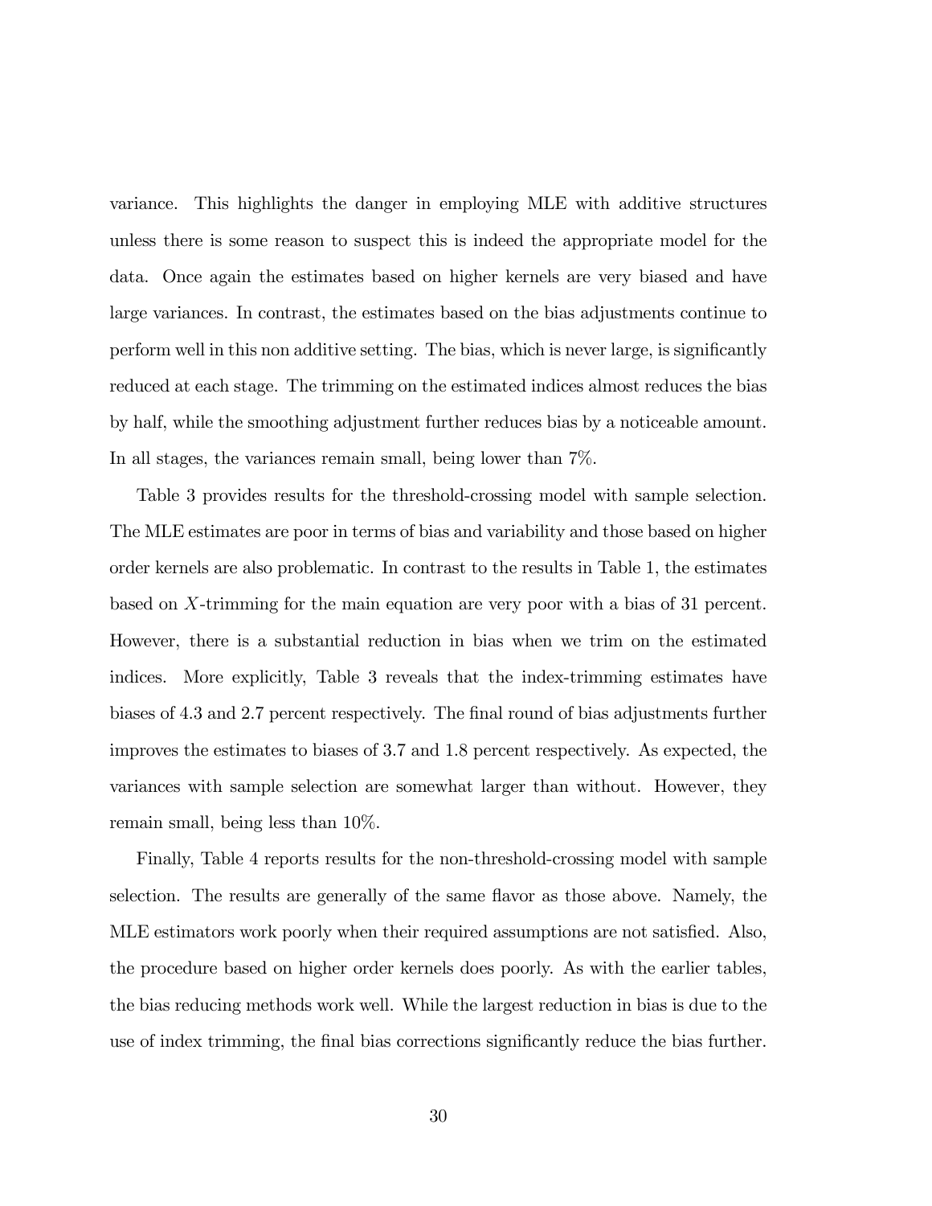variance. This highlights the danger in employing MLE with additive structures unless there is some reason to suspect this is indeed the appropriate model for the data. Once again the estimates based on higher kernels are very biased and have large variances. In contrast, the estimates based on the bias adjustments continue to perform well in this non additive setting. The bias, which is never large, is significantly reduced at each stage. The trimming on the estimated indices almost reduces the bias by half, while the smoothing adjustment further reduces bias by a noticeable amount. In all stages, the variances remain small, being lower than 7%.

Table 3 provides results for the threshold-crossing model with sample selection. The MLE estimates are poor in terms of bias and variability and those based on higher order kernels are also problematic. In contrast to the results in Table 1, the estimates based on $X$-trimming for the main equation are very poor with a bias of 31 percent. However, there is a substantial reduction in bias when we trim on the estimated indices. More explicitly, Table 3 reveals that the index-trimming estimates have biases of 4.3 and 2.7 percent respectively. The final round of bias adjustments further improves the estimates to biases of 3.7 and 1.8 percent respectively. As expected, the variances with sample selection are somewhat larger than without. However, they remain small, being less than 10%.

Finally, Table 4 reports results for the non-threshold-crossing model with sample selection. The results are generally of the same flavor as those above. Namely, the MLE estimators work poorly when their required assumptions are not satisfied. Also, the procedure based on higher order kernels does poorly. As with the earlier tables, the bias reducing methods work well. While the largest reduction in bias is due to the use of index trimming, the final bias corrections significantly reduce the bias further.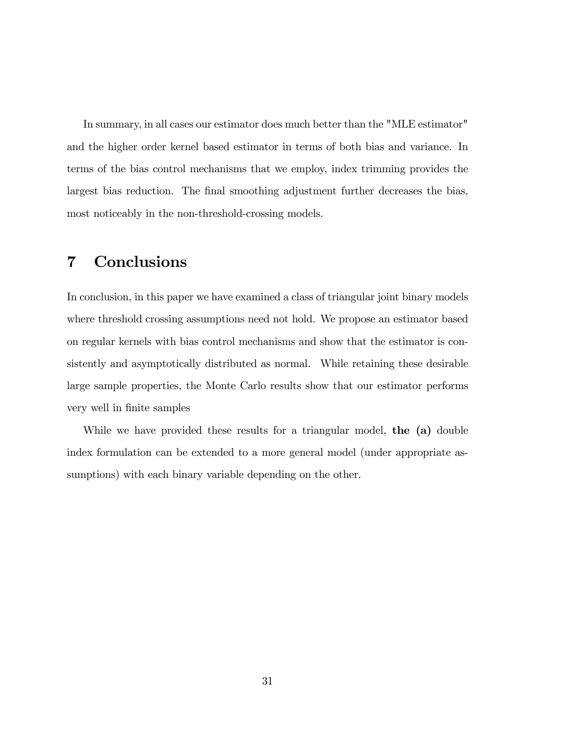In summary, in all cases our estimator does much better than the "MLE estimator" and the higher order kernel based estimator in terms of both bias and variance. In terms of the bias control mechanisms that we employ, index trimming provides the largest bias reduction. The final smoothing adjustment further decreases the bias, most noticeably in the non-threshold-crossing models.

# 7 Conclusions

In conclusion, in this paper we have examined a class of triangular joint binary models where threshold crossing assumptions need not hold. We propose an estimator based on regular kernels with bias control mechanisms and show that the estimator is consistently and asymptotically distributed as normal. While retaining these desirable large sample properties, the Monte Carlo results show that our estimator performs very well in finite samples

While we have provided these results for a triangular model, **the (a)** double index formulation can be extended to a more general model (under appropriate assumptions) with each binary variable depending on the other.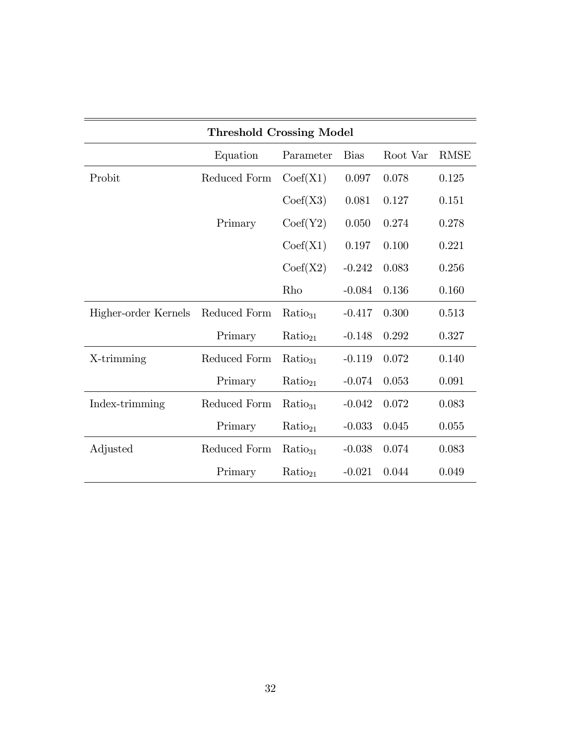| Threshold Crossing Model | | | | | |
|---|---|---|---|---|---|
| | Equation | Parameter | Bias | Root Var | RMSE |
| Probit | Reduced Form | Coef(X1) | 0.097 | 0.078 | 0.125 |
| | | Coef(X3) | 0.081 | 0.127 | 0.151 |
| | Primary | Coef(Y2) | 0.050 | 0.274 | 0.278 |
| | | Coef(X1) | 0.197 | 0.100 | 0.221 |
| | | Coef(X2) | -0.242 | 0.083 | 0.256 |
| | | Rho | -0.084 | 0.136 | 0.160 |
| Higher-order Kernels | Reduced Form | $\text{Ratio}_{31}$ | -0.417 | 0.300 | 0.513 |
| | Primary | $\text{Ratio}_{21}$ | -0.148 | 0.292 | 0.327 |
| X-trimming | Reduced Form | $\text{Ratio}_{31}$ | -0.119 | 0.072 | 0.140 |
| | Primary | $\text{Ratio}_{21}$ | -0.074 | 0.053 | 0.091 |
| Index-trimming | Reduced Form | $\text{Ratio}_{31}$ | -0.042 | 0.072 | 0.083 |
| | Primary | $\text{Ratio}_{21}$ | -0.033 | 0.045 | 0.055 |
| Adjusted | Reduced Form | $\text{Ratio}_{31}$ | -0.038 | 0.074 | 0.083 |
| | Primary | $\text{Ratio}_{21}$ | -0.021 | 0.044 | 0.049 |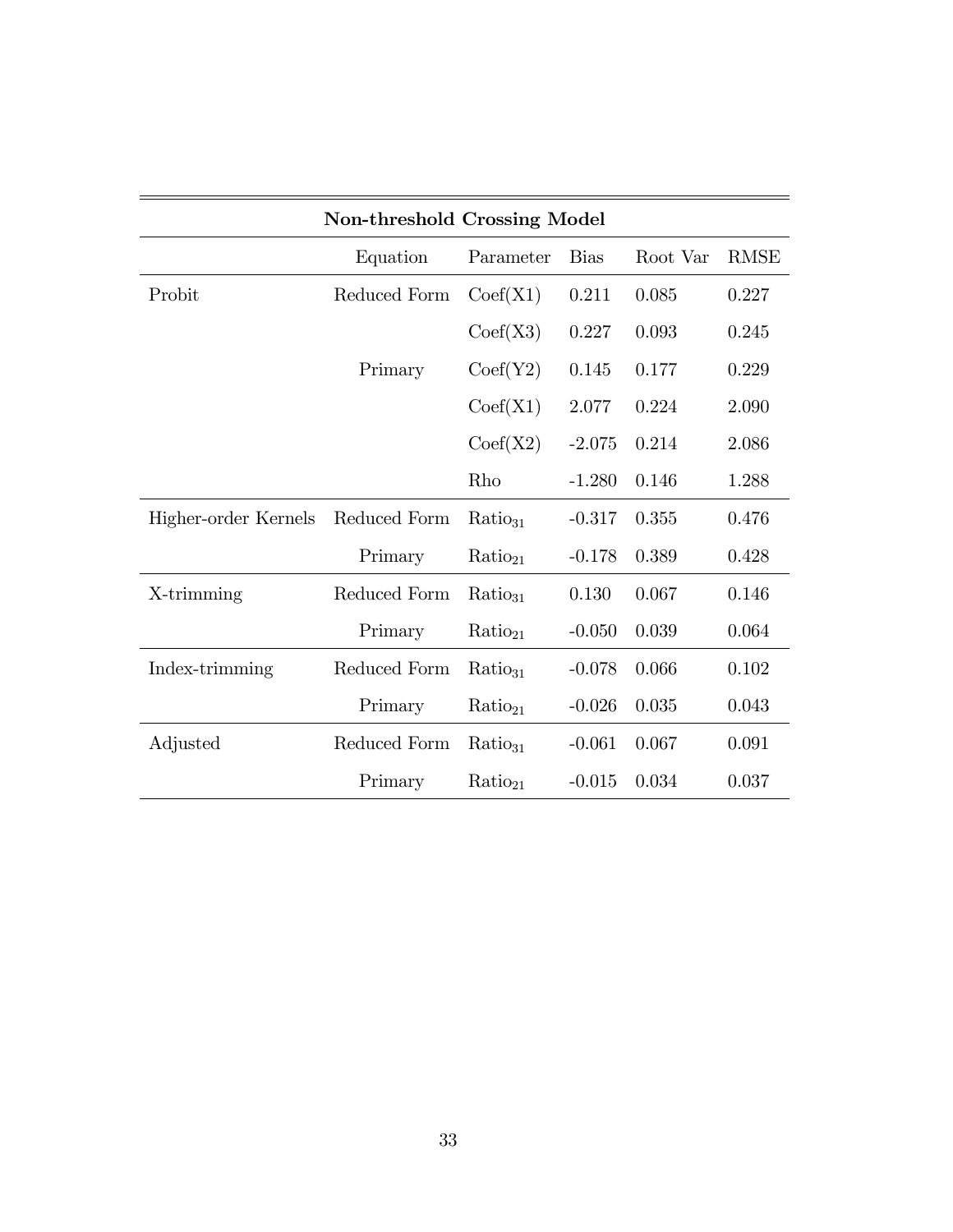| Non-threshold Crossing Model | | | | | |
|---|---|---|---|---|---|
| | Equation | Parameter | Bias | Root Var | RMSE |
| Probit | Reduced Form | Coef(X1) | 0.211 | 0.085 | 0.227 |
| | | Coef(X3) | 0.227 | 0.093 | 0.245 |
| | Primary | Coef(Y2) | 0.145 | 0.177 | 0.229 |
| | | Coef(X1) | 2.077 | 0.224 | 2.090 |
| | | Coef(X2) | -2.075 | 0.214 | 2.086 |
| | | Rho | -1.280 | 0.146 | 1.288 |
| Higher-order Kernels | Reduced Form | $\text{Ratio}_{31}$ | -0.317 | 0.355 | 0.476 |
| | Primary | $\text{Ratio}_{21}$ | -0.178 | 0.389 | 0.428 |
| X-trimming | Reduced Form | $\text{Ratio}_{31}$ | 0.130 | 0.067 | 0.146 |
| | Primary | $\text{Ratio}_{21}$ | -0.050 | 0.039 | 0.064 |
| Index-trimming | Reduced Form | $\text{Ratio}_{31}$ | -0.078 | 0.066 | 0.102 |
| | Primary | $\text{Ratio}_{21}$ | -0.026 | 0.035 | 0.043 |
| Adjusted | Reduced Form | $\text{Ratio}_{31}$ | -0.061 | 0.067 | 0.091 |
| | Primary | $\text{Ratio}_{21}$ | -0.015 | 0.034 | 0.037 |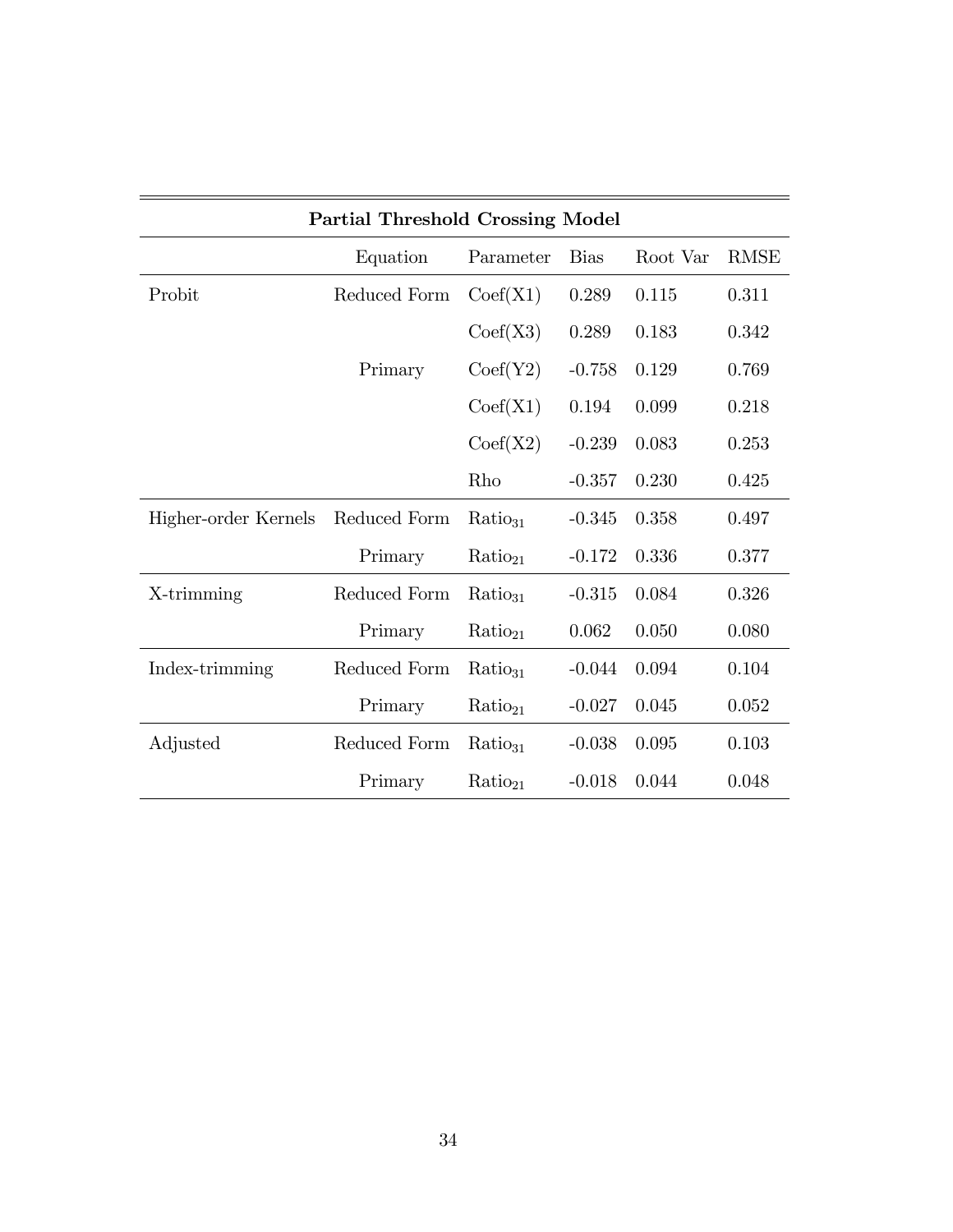| Partial Threshold Crossing Model | | | | | |
|---|---|---|---|---|---|
| | Equation | Parameter | Bias | Root Var | RMSE |
| Probit | Reduced Form | Coef(X1) | 0.289 | 0.115 | 0.311 |
| | | Coef(X3) | 0.289 | 0.183 | 0.342 |
| | Primary | Coef(Y2) | -0.758 | 0.129 | 0.769 |
| | | Coef(X1) | 0.194 | 0.099 | 0.218 |
| | | Coef(X2) | -0.239 | 0.083 | 0.253 |
| | | Rho | -0.357 | 0.230 | 0.425 |
| Higher-order Kernels | Reduced Form | $\text{Ratio}_{31}$ | -0.345 | 0.358 | 0.497 |
| | Primary | $\text{Ratio}_{21}$ | -0.172 | 0.336 | 0.377 |
| X-trimming | Reduced Form | $\text{Ratio}_{31}$ | -0.315 | 0.084 | 0.326 |
| | Primary | $\text{Ratio}_{21}$ | 0.062 | 0.050 | 0.080 |
| Index-trimming | Reduced Form | $\text{Ratio}_{31}$ | -0.044 | 0.094 | 0.104 |
| | Primary | $\text{Ratio}_{21}$ | -0.027 | 0.045 | 0.052 |
| Adjusted | Reduced Form | $\text{Ratio}_{31}$ | -0.038 | 0.095 | 0.103 |
| | Primary | $\text{Ratio}_{21}$ | -0.018 | 0.044 | 0.048 |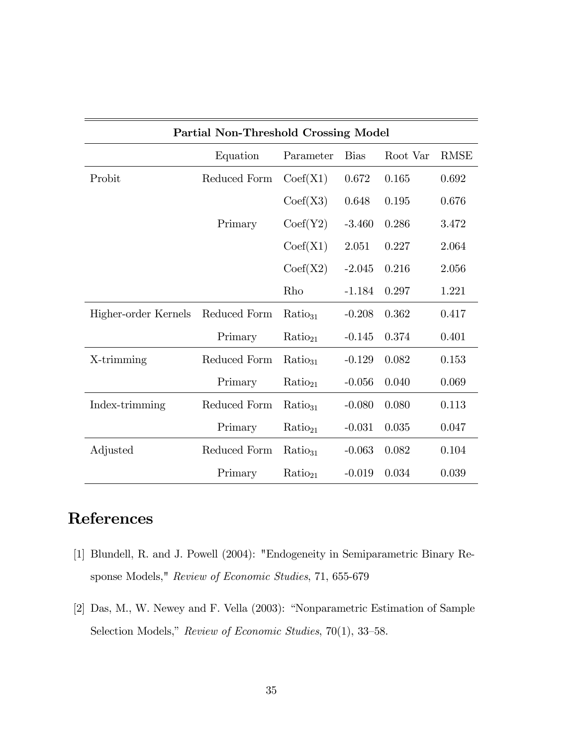| Partial Non-Threshold Crossing Model | | | | | |
|---|---|---|---|---|---|
| | Equation | Parameter | Bias | Root Var | RMSE |
| Probit | Reduced Form | Coef(X1) | 0.672 | 0.165 | 0.692 |
| | | Coef(X3) | 0.648 | 0.195 | 0.676 |
| | Primary | Coef(Y2) | -3.460 | 0.286 | 3.472 |
| | | Coef(X1) | 2.051 | 0.227 | 2.064 |
| | | Coef(X2) | -2.045 | 0.216 | 2.056 |
| | | Rho | -1.184 | 0.297 | 1.221 |
| Higher-order Kernels | Reduced Form | $\text{Ratio}_{31}$ | -0.208 | 0.362 | 0.417 |
| | Primary | $\text{Ratio}_{21}$ | -0.145 | 0.374 | 0.401 |
| X-trimming | Reduced Form | $\text{Ratio}_{31}$ | -0.129 | 0.082 | 0.153 |
| | Primary | $\text{Ratio}_{21}$ | -0.056 | 0.040 | 0.069 |
| Index-trimming | Reduced Form | $\text{Ratio}_{31}$ | -0.080 | 0.080 | 0.113 |
| | Primary | $\text{Ratio}_{21}$ | -0.031 | 0.035 | 0.047 |
| Adjusted | Reduced Form | $\text{Ratio}_{31}$ | -0.063 | 0.082 | 0.104 |
| | Primary | $\text{Ratio}_{21}$ | -0.019 | 0.034 | 0.039 |

# References

[1] Blundell, R. and J. Powell (2004): "Endogeneity in Semiparametric Binary Response Models," *Review of Economic Studies*, 71, 655-679

[2] Das, M., W. Newey and F. Vella (2003): "Nonparametric Estimation of Sample Selection Models," *Review of Economic Studies*, 70(1), 33–58.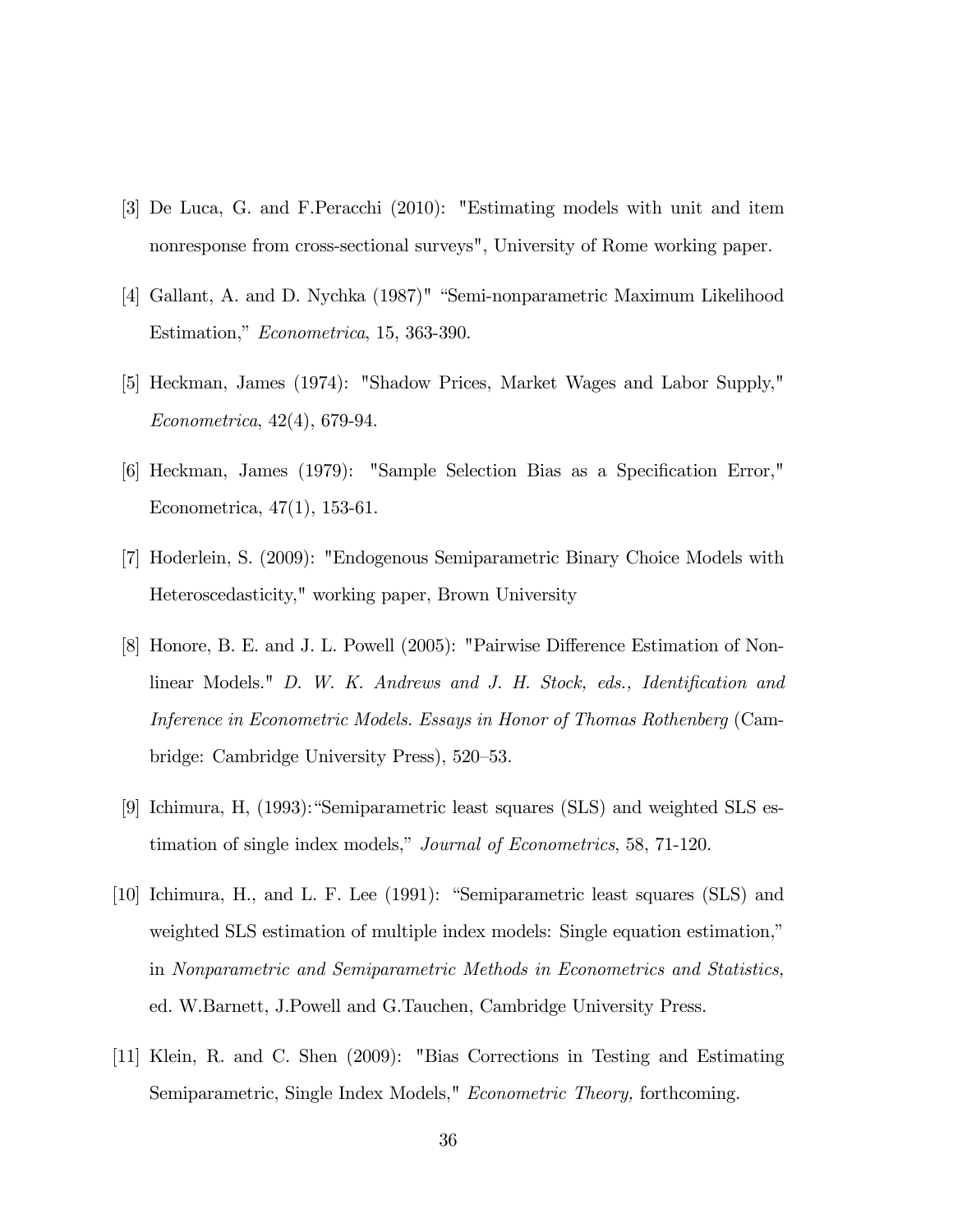[3] De Luca, G. and F.Peracchi (2010): "Estimating models with unit and item nonresponse from cross-sectional surveys", University of Rome working paper.

[4] Gallant, A. and D. Nychka (1987)" "Semi-nonparametric Maximum Likelihood Estimation," *Econometrica*, 15, 363-390.

[5] Heckman, James (1974): "Shadow Prices, Market Wages and Labor Supply," *Econometrica*, 42(4), 679-94.

[6] Heckman, James (1979): "Sample Selection Bias as a Specification Error," Econometrica, 47(1), 153-61.

[7] Hoderlein, S. (2009): "Endogenous Semiparametric Binary Choice Models with Heteroscedasticity," working paper, Brown University

[8] Honore, B. E. and J. L. Powell (2005): "Pairwise Difference Estimation of Nonlinear Models." *D. W. K. Andrews and J. H. Stock, eds., Identification and Inference in Econometric Models. Essays in Honor of Thomas Rothenberg* (Cambridge: Cambridge University Press), 520–53.

[9] Ichimura, H, (1993):"Semiparametric least squares (SLS) and weighted SLS estimation of single index models," *Journal of Econometrics*, 58, 71-120.

[10] Ichimura, H., and L. F. Lee (1991): "Semiparametric least squares (SLS) and weighted SLS estimation of multiple index models: Single equation estimation," in *Nonparametric and Semiparametric Methods in Econometrics and Statistics,* ed. W.Barnett, J.Powell and G.Tauchen, Cambridge University Press.

[11] Klein, R. and C. Shen (2009): "Bias Corrections in Testing and Estimating Semiparametric, Single Index Models," *Econometric Theory,* forthcoming.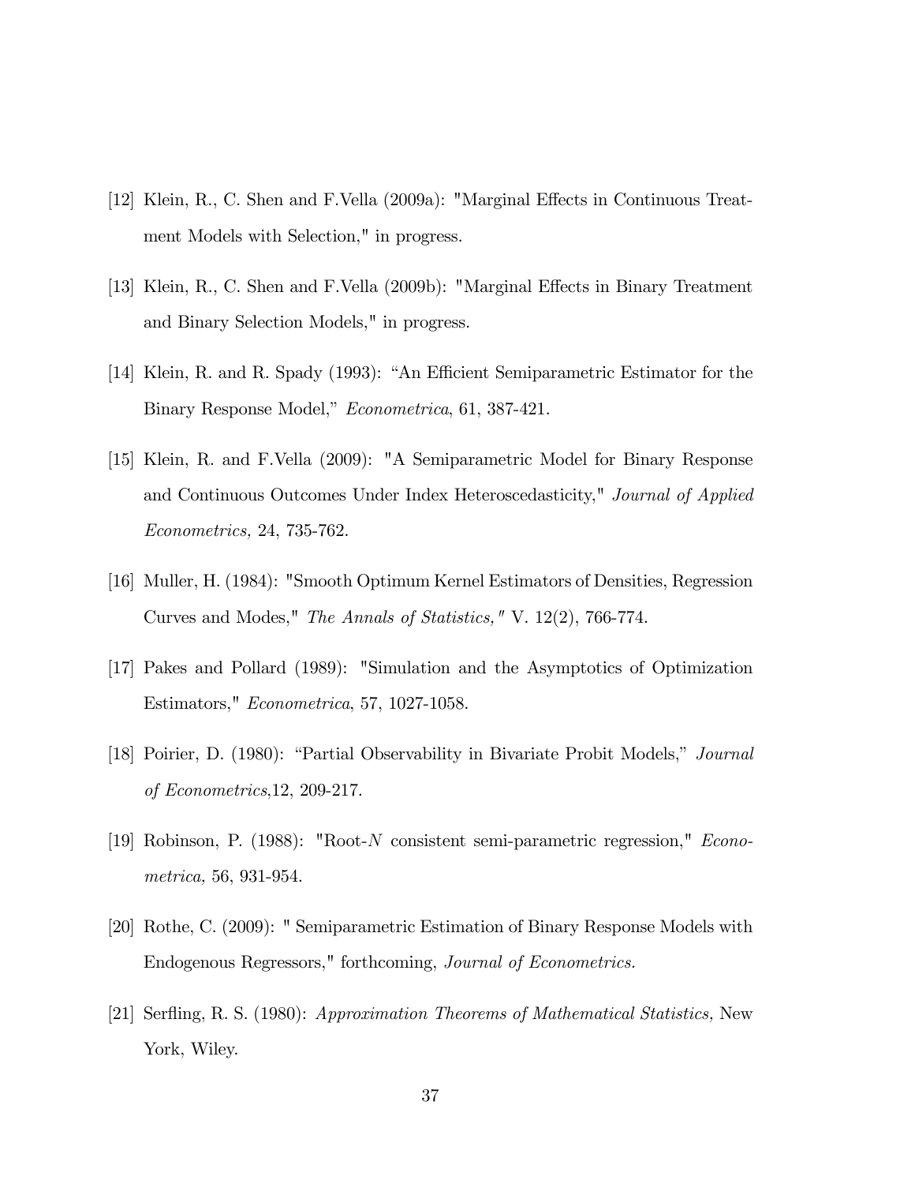[12] Klein, R., C. Shen and F.Vella (2009a): "Marginal Effects in Continuous Treatment Models with Selection," in progress.

[13] Klein, R., C. Shen and F.Vella (2009b): "Marginal Effects in Binary Treatment and Binary Selection Models," in progress.

[14] Klein, R. and R. Spady (1993): "An Efficient Semiparametric Estimator for the Binary Response Model," *Econometrica*, 61, 387-421.

[15] Klein, R. and F.Vella (2009): "A Semiparametric Model for Binary Response and Continuous Outcomes Under Index Heteroscedasticity," *Journal of Applied Econometrics,* 24, 735-762.

[16] Muller, H. (1984): "Smooth Optimum Kernel Estimators of Densities, Regression Curves and Modes," *The Annals of Statistics,"* V. 12(2), 766-774.

[17] Pakes and Pollard (1989): "Simulation and the Asymptotics of Optimization Estimators," *Econometrica*, 57, 1027-1058.

[18] Poirier, D. (1980): "Partial Observability in Bivariate Probit Models," *Journal of Econometrics*,12, 209-217.

[19] Robinson, P. (1988): "Root-$N$ consistent semi-parametric regression," *Econometrica,* 56, 931-954.

[20] Rothe, C. (2009): " Semiparametric Estimation of Binary Response Models with Endogenous Regressors," forthcoming, *Journal of Econometrics.*

[21] Serfling, R. S. (1980): *Approximation Theorems of Mathematical Statistics,* New York, Wiley.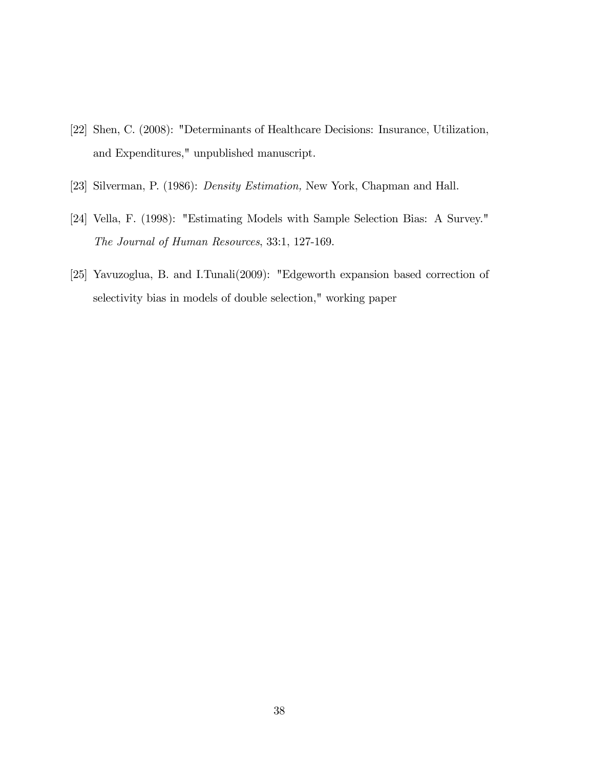[22] Shen, C. (2008): "Determinants of Healthcare Decisions: Insurance, Utilization, and Expenditures," unpublished manuscript.

[23] Silverman, P. (1986): *Density Estimation,* New York, Chapman and Hall.

[24] Vella, F. (1998): "Estimating Models with Sample Selection Bias: A Survey." *The Journal of Human Resources*, 33:1, 127-169.

[25] Yavuzoglua, B. and I.Tunali(2009): "Edgeworth expansion based correction of selectivity bias in models of double selection," working paper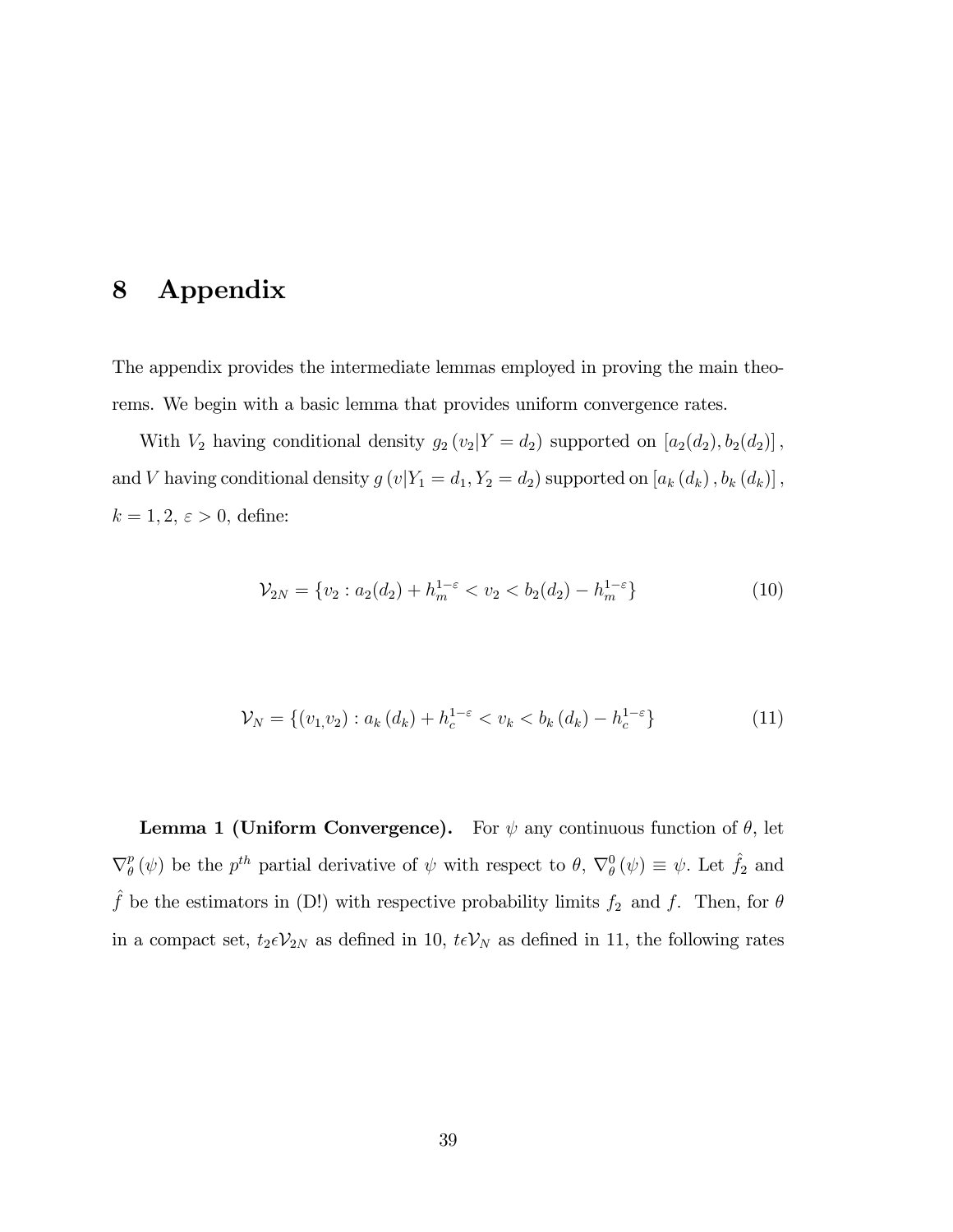# 8 Appendix

The appendix provides the intermediate lemmas employed in proving the main theorems. We begin with a basic lemma that provides uniform convergence rates.

With $V_2$ having conditional density $g_2(v_2|Y = d_2)$ supported on $[a_2(d_2), b_2(d_2)]$, and $V$ having conditional density $g(v|Y_1 = d_1, Y_2 = d_2)$ supported on $[a_k(d_k), b_k(d_k)]$, $k = 1, 2$, $\varepsilon > 0$, define:

$$\mathcal{V}_{2N} = \{v_2 : a_2(d_2) + h_m^{1-\varepsilon} < v_2 < b_2(d_2) - h_m^{1-\varepsilon}\} \tag{10}$$

$$\mathcal{V}_N = \{(v_1, v_2) : a_k(d_k) + h_c^{1-\varepsilon} < v_k < b_k(d_k) - h_c^{1-\varepsilon}\} \tag{11}$$

**Lemma 1 (Uniform Convergence).** For $\psi$ any continuous function of $\theta$, let $\nabla_\theta^p(\psi)$ be the $p^{th}$ partial derivative of $\psi$ with respect to $\theta$, $\nabla_\theta^0(\psi) \equiv \psi$. Let $\hat{f}_2$ and $\hat{f}$ be the estimators in (D!) with respective probability limits $f_2$ and $f$. Then, for $\theta$ in a compact set, $t_2 \epsilon \mathcal{V}_{2N}$ as defined in 10, $t \epsilon \mathcal{V}_N$ as defined in 11, the following rates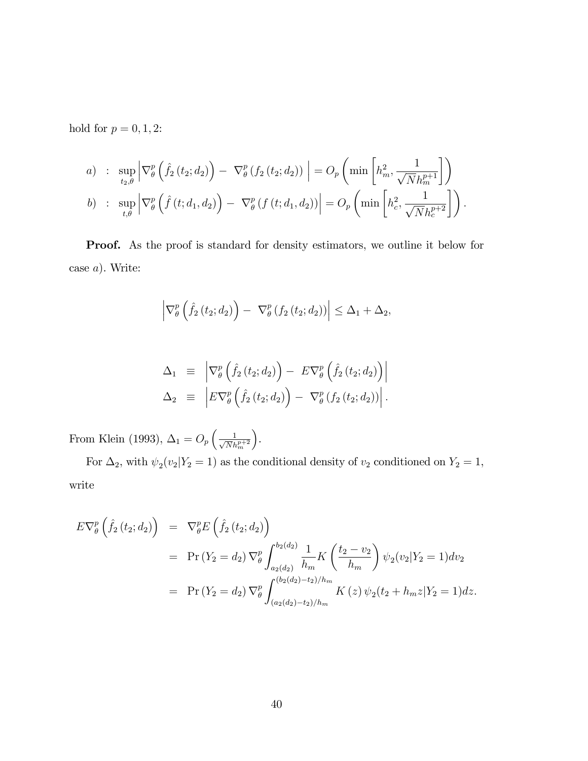hold for $p = 0, 1, 2$:

$$
\begin{aligned}
a) &\ : \ \sup_{t_2,\theta} \left| \nabla_\theta^p \left( \hat{f}_2 \left( t_2; d_2 \right) \right) - \ \nabla_\theta^p \left( f_2 \left( t_2; d_2 \right) \right) \ \right| = O_p \left( \min \left[ h_m^2, \frac{1}{\sqrt{N} h_m^{p+1}} \right] \right) \\
b) &\ : \ \sup_{t,\theta} \left| \nabla_\theta^p \left( \hat{f} \left( t; d_1, d_2 \right) \right) - \ \nabla_\theta^p \left( f \left( t; d_1, d_2 \right) \right) \right| = O_p \left( \min \left[ h_c^2, \frac{1}{\sqrt{N} h_c^{p+2}} \right] \right).
\end{aligned}
$$

**Proof.** As the proof is standard for density estimators, we outline it below for case $a)$. Write:

$$
\left| \nabla_\theta^p \left( \hat{f}_2 \left( t_2; d_2 \right) \right) - \ \nabla_\theta^p \left( f_2 \left( t_2; d_2 \right) \right) \right| \leq \Delta_1 + \Delta_2,
$$

$$
\begin{aligned}
\Delta_1 &\equiv \left| \nabla_\theta^p \left( \hat{f}_2 \left( t_2; d_2 \right) \right) - \ E \nabla_\theta^p \left( \hat{f}_2 \left( t_2; d_2 \right) \right) \right| \\
\Delta_2 &\equiv \left| E \nabla_\theta^p \left( \hat{f}_2 \left( t_2; d_2 \right) \right) - \ \nabla_\theta^p \left( f_2 \left( t_2; d_2 \right) \right) \right|.
\end{aligned}
$$

From Klein (1993), $\Delta_1 = O_p \left( \frac{1}{\sqrt{N} h_m^{p+2}} \right)$.

For $\Delta_2$, with $\psi_2(v_2 | Y_2 = 1)$ as the conditional density of $v_2$ conditioned on $Y_2 = 1$, write

$$
\begin{aligned}
E \nabla_\theta^p \left( \hat{f}_2 \left( t_2; d_2 \right) \right) &= \nabla_\theta^p E \left( \hat{f}_2 \left( t_2; d_2 \right) \right) \\
&= \Pr \left( Y_2 = d_2 \right) \nabla_\theta^p \int_{a_2(d_2)}^{b_2(d_2)} \frac{1}{h_m} K \left( \frac{t_2 - v_2}{h_m} \right) \psi_2(v_2 | Y_2 = 1) dv_2 \\
&= \Pr \left( Y_2 = d_2 \right) \nabla_\theta^p \int_{(a_2(d_2) - t_2)/h_m}^{(b_2(d_2) - t_2)/h_m} K \left( z \right) \psi_2(t_2 + h_m z | Y_2 = 1) dz.
\end{aligned}
$$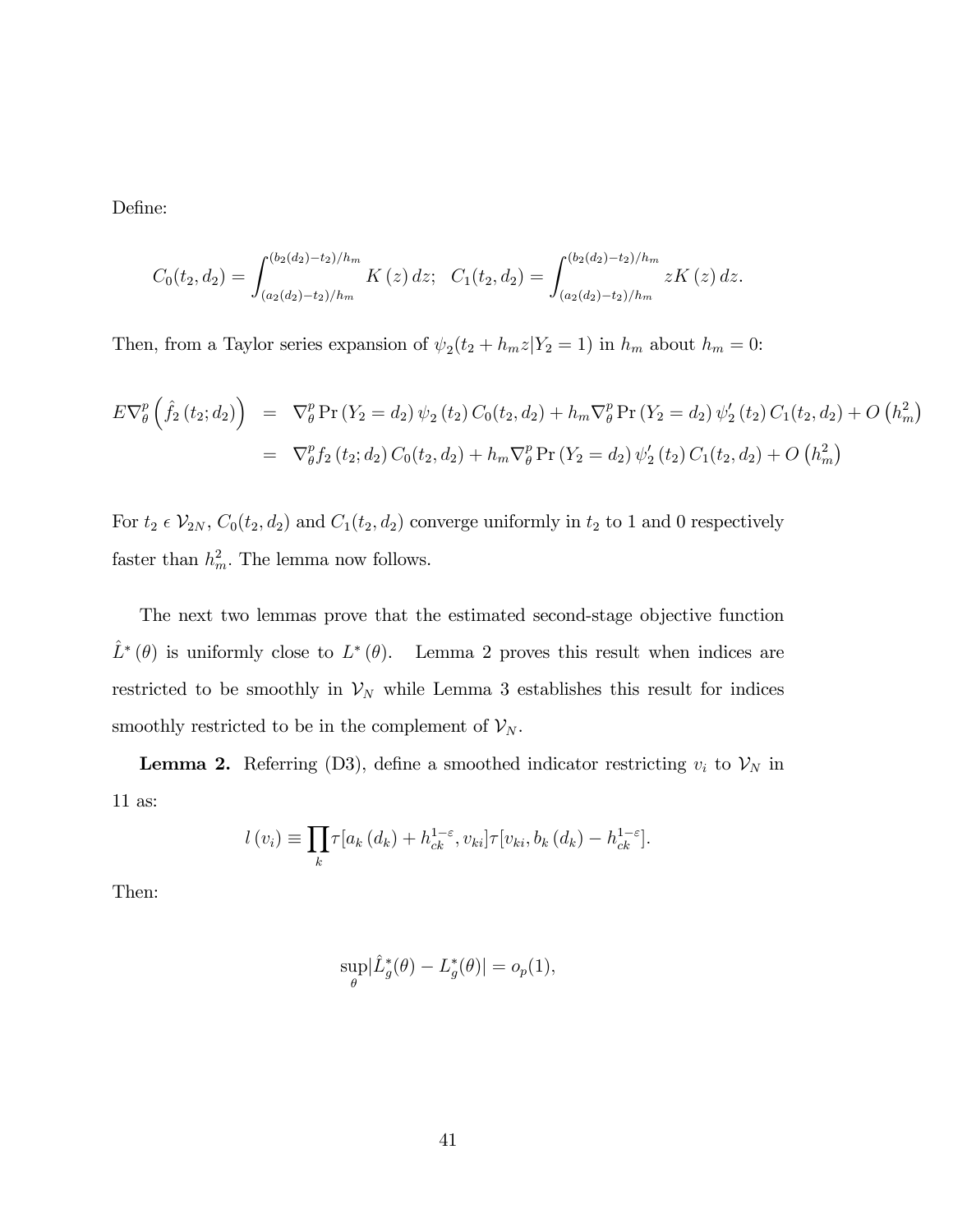Define:

$$C_0(t_2, d_2) = \int_{(a_2(d_2)-t_2)/h_m}^{(b_2(d_2)-t_2)/h_m} K(z)\, dz; \quad C_1(t_2, d_2) = \int_{(a_2(d_2)-t_2)/h_m}^{(b_2(d_2)-t_2)/h_m} zK(z)\, dz.$$

Then, from a Taylor series expansion of $\psi_2(t_2 + h_m z | Y_2 = 1)$ in $h_m$ about $h_m = 0$:

$$\begin{aligned}
E\nabla_\theta^p \left( \hat{f}_2(t_2; d_2) \right) &= \nabla_\theta^p \Pr(Y_2 = d_2)\, \psi_2(t_2)\, C_0(t_2, d_2) + h_m \nabla_\theta^p \Pr(Y_2 = d_2)\, \psi_2'(t_2)\, C_1(t_2, d_2) + O\left(h_m^2\right) \\
&= \nabla_\theta^p f_2(t_2; d_2)\, C_0(t_2, d_2) + h_m \nabla_\theta^p \Pr(Y_2 = d_2)\, \psi_2'(t_2)\, C_1(t_2, d_2) + O\left(h_m^2\right)
\end{aligned}$$

For $t_2 \in \mathcal{V}_{2N}$, $C_0(t_2, d_2)$ and $C_1(t_2, d_2)$ converge uniformly in $t_2$ to 1 and 0 respectively faster than $h_m^2$. The lemma now follows.

The next two lemmas prove that the estimated second-stage objective function $\hat{L}^*(\theta)$ is uniformly close to $L^*(\theta)$. Lemma 2 proves this result when indices are restricted to be smoothly in $\mathcal{V}_N$ while Lemma 3 establishes this result for indices smoothly restricted to be in the complement of $\mathcal{V}_N$.

**Lemma 2.** Referring (D3), define a smoothed indicator restricting $v_i$ to $\mathcal{V}_N$ in 11 as:

$$l(v_i) \equiv \prod_k \tau[a_k(d_k) + h_{ck}^{1-\varepsilon}, v_{ki}]\tau[v_{ki}, b_k(d_k) - h_{ck}^{1-\varepsilon}].$$

Then:

$$\sup_\theta |\hat{L}_g^*(\theta) - L_g^*(\theta)| = o_p(1),$$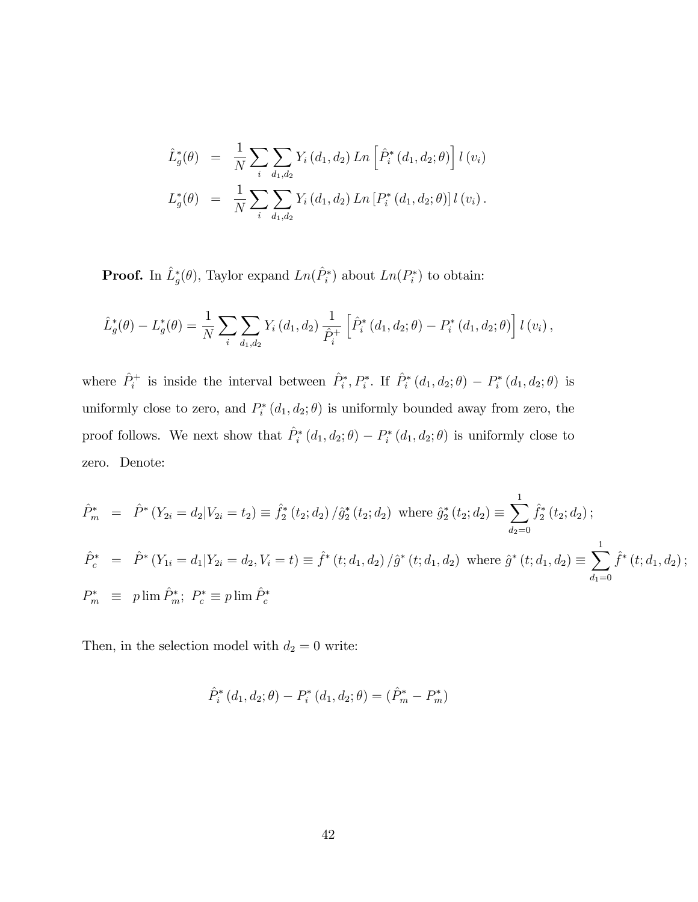$$
\begin{aligned}
\hat{L}_g^*(\theta) &= \frac{1}{N}\sum_i \sum_{d_1,d_2} Y_i(d_1,d_2)\, Ln\left[\hat{P}_i^*(d_1,d_2;\theta)\right] l(v_i) \\
L_g^*(\theta) &= \frac{1}{N}\sum_i \sum_{d_1,d_2} Y_i(d_1,d_2)\, Ln\left[P_i^*(d_1,d_2;\theta)\right] l(v_i).
\end{aligned}
$$

**Proof.** In $\hat{L}_g^*(\theta)$, Taylor expand $Ln(\hat{P}_i^*)$ about $Ln(P_i^*)$ to obtain:

$$
\hat{L}_g^*(\theta) - L_g^*(\theta) = \frac{1}{N}\sum_i \sum_{d_1,d_2} Y_i(d_1,d_2)\frac{1}{\hat{P}_i^+}\left[\hat{P}_i^*(d_1,d_2;\theta) - P_i^*(d_1,d_2;\theta)\right] l(v_i),
$$

where $\hat{P}_i^+$ is inside the interval between $\hat{P}_i^*, P_i^*$. If $\hat{P}_i^*(d_1,d_2;\theta) - P_i^*(d_1,d_2;\theta)$ is uniformly close to zero, and $P_i^*(d_1,d_2;\theta)$ is uniformly bounded away from zero, the proof follows. We next show that $\hat{P}_i^*(d_1,d_2;\theta) - P_i^*(d_1,d_2;\theta)$ is uniformly close to zero. Denote:

$$
\begin{aligned}
\hat{P}_m^* &= \hat{P}^*(Y_{2i} = d_2 | V_{2i} = t_2) \equiv \hat{f}_2^*(t_2;d_2)/\hat{g}_2^*(t_2;d_2) \text{ where } \hat{g}_2^*(t_2;d_2) \equiv \sum_{d_2=0}^{1} \hat{f}_2^*(t_2;d_2); \\
\hat{P}_c^* &= \hat{P}^*(Y_{1i} = d_1 | Y_{2i} = d_2, V_i = t) \equiv \hat{f}^*(t;d_1,d_2)/\hat{g}^*(t;d_1,d_2) \text{ where } \hat{g}^*(t;d_1,d_2) \equiv \sum_{d_1=0}^{1} \hat{f}^*(t;d_1,d_2); \\
P_m^* &\equiv p\lim \hat{P}_m^*;\ P_c^* \equiv p\lim \hat{P}_c^*
\end{aligned}
$$

Then, in the selection model with $d_2 = 0$ write:

$$
\hat{P}_i^*(d_1,d_2;\theta) - P_i^*(d_1,d_2;\theta) = (\hat{P}_m^* - P_m^*)
$$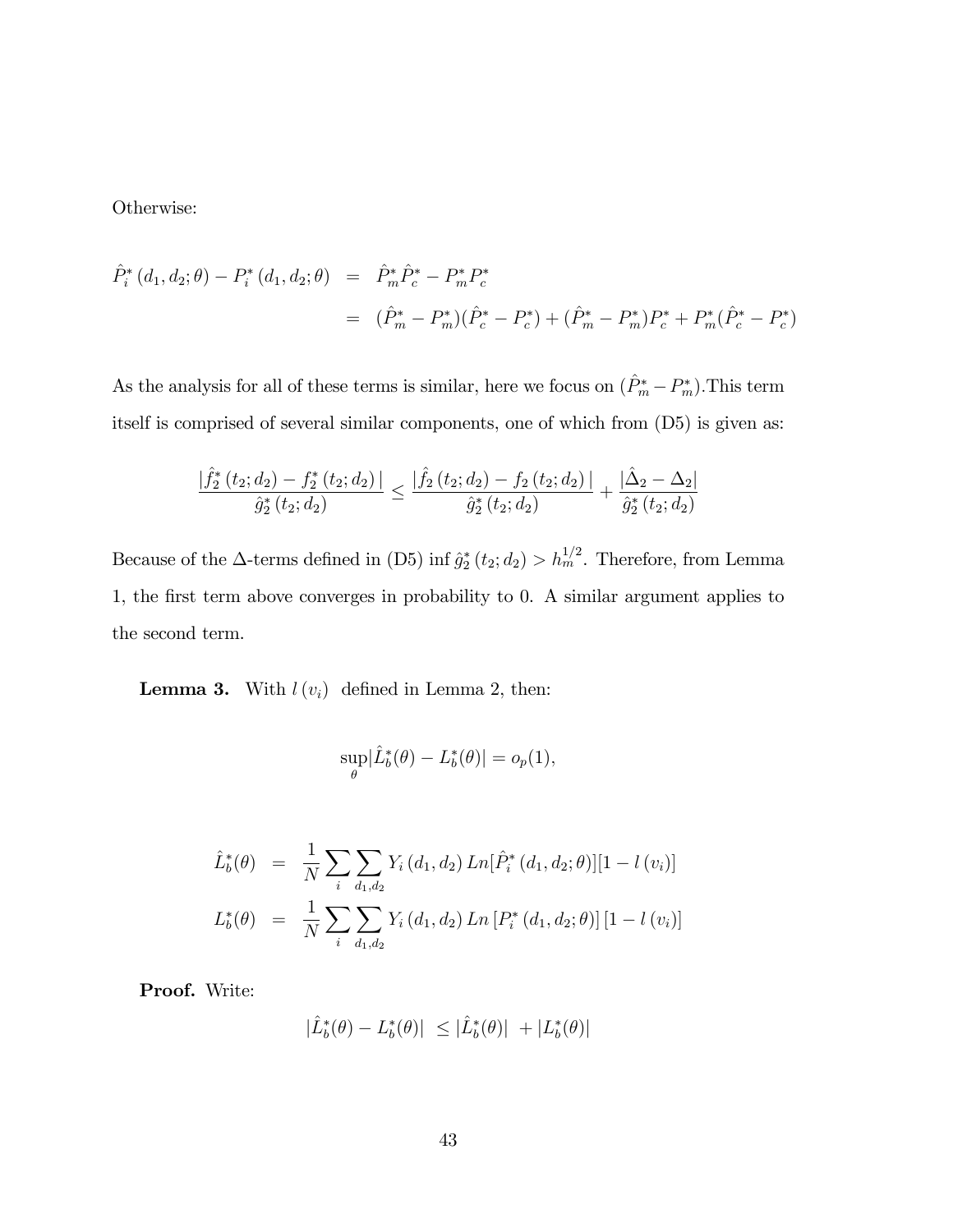Otherwise:

$$
\begin{aligned}
\hat{P}_i^*(d_1, d_2; \theta) - P_i^*(d_1, d_2; \theta) &= \hat{P}_m^* \hat{P}_c^* - P_m^* P_c^* \\
&= (\hat{P}_m^* - P_m^*)(\hat{P}_c^* - P_c^*) + (\hat{P}_m^* - P_m^*)P_c^* + P_m^*(\hat{P}_c^* - P_c^*)
\end{aligned}
$$

As the analysis for all of these terms is similar, here we focus on $(\hat{P}_m^* - P_m^*)$.This term itself is comprised of several similar components, one of which from (D5) is given as:

$$
\frac{|\hat{f}_2^*(t_2; d_2) - f_2^*(t_2; d_2)|}{\hat{g}_2^*(t_2; d_2)} \leq \frac{|\hat{f}_2(t_2; d_2) - f_2(t_2; d_2)|}{\hat{g}_2^*(t_2; d_2)} + \frac{|\hat{\Delta}_2 - \Delta_2|}{\hat{g}_2^*(t_2; d_2)}
$$

Because of the $\Delta$-terms defined in (D5) $\inf \hat{g}_2^*(t_2; d_2) > h_m^{1/2}$. Therefore, from Lemma 1, the first term above converges in probability to 0. A similar argument applies to the second term.

**Lemma 3.** With $l(v_i)$ defined in Lemma 2, then:

$$
\sup_\theta |\hat{L}_b^*(\theta) - L_b^*(\theta)| = o_p(1),
$$

$$
\begin{aligned}
\hat{L}_b^*(\theta) &= \frac{1}{N} \sum_i \sum_{d_1, d_2} Y_i(d_1, d_2) Ln[\hat{P}_i^*(d_1, d_2; \theta)][1 - l(v_i)] \\
L_b^*(\theta) &= \frac{1}{N} \sum_i \sum_{d_1, d_2} Y_i(d_1, d_2) Ln[P_i^*(d_1, d_2; \theta)][1 - l(v_i)]
\end{aligned}
$$

**Proof.** Write:

$$
|\hat{L}_b^*(\theta) - L_b^*(\theta)| \leq |\hat{L}_b^*(\theta)| + |L_b^*(\theta)|
$$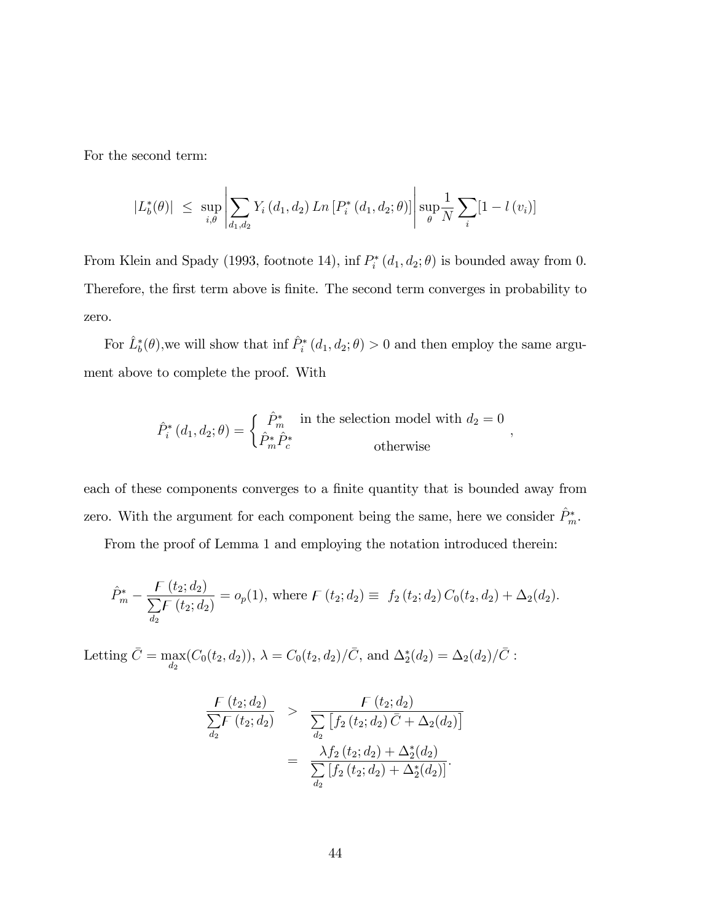For the second term:

$$|L_b^*(\theta)| \leq \sup_{i,\theta} \left| \sum_{d_1,d_2} Y_i(d_1,d_2) \, Ln\left[P_i^*(d_1,d_2;\theta)\right] \right| \sup_{\theta} \frac{1}{N} \sum_i [1 - l(v_i)]$$

From Klein and Spady (1993, footnote 14), $\inf P_i^*(d_1, d_2; \theta)$ is bounded away from 0. Therefore, the first term above is finite. The second term converges in probability to zero.

For $\hat{L}_b^*(\theta)$,we will show that $\inf \hat{P}_i^*(d_1, d_2; \theta) > 0$ and then employ the same argument above to complete the proof. With

$$\hat{P}_i^*(d_1, d_2; \theta) = \begin{cases} \hat{P}_m^* & \text{in the selection model with } d_2 = 0 \\ \hat{P}_m^* \hat{P}_c^* & \text{otherwise} \end{cases},$$

each of these components converges to a finite quantity that is bounded away from zero. With the argument for each component being the same, here we consider $\hat{P}_m^*$.

From the proof of Lemma 1 and employing the notation introduced therein:

$$\hat{P}_m^* - \frac{F(t_2; d_2)}{\sum_{d_2} F(t_2; d_2)} = o_p(1), \text{ where } F(t_2; d_2) \equiv f_2(t_2; d_2) \, C_0(t_2, d_2) + \Delta_2(d_2).$$

Letting $\bar{C} = \max_{d_2}(C_0(t_2, d_2))$, $\lambda = C_0(t_2, d_2)/\bar{C}$, and $\Delta_2^*(d_2) = \Delta_2(d_2)/\bar{C}$ :

$$\begin{aligned} \frac{F(t_2; d_2)}{\sum_{d_2} F(t_2; d_2)} &> \frac{F(t_2; d_2)}{\sum_{d_2} \left[f_2(t_2; d_2) \, \bar{C} + \Delta_2(d_2)\right]} \\ &= \frac{\lambda f_2(t_2; d_2) + \Delta_2^*(d_2)}{\sum_{d_2} \left[f_2(t_2; d_2) + \Delta_2^*(d_2)\right]}. \end{aligned}$$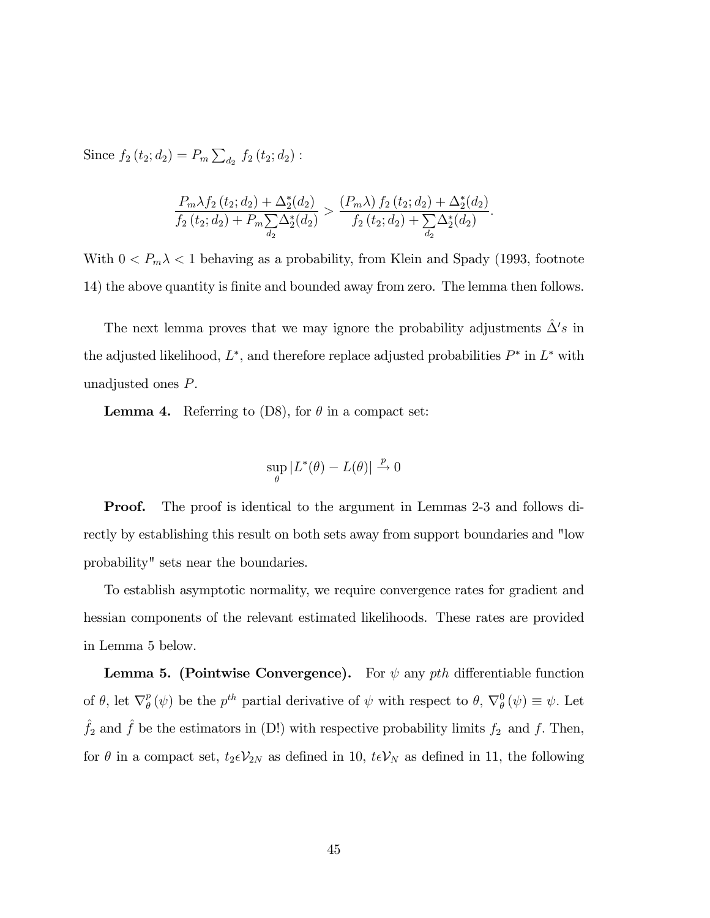Since $f_2(t_2; d_2) = P_m \sum_{d_2} f_2(t_2; d_2)$ :

$$\frac{P_m \lambda f_2(t_2; d_2) + \Delta_2^*(d_2)}{f_2(t_2; d_2) + P_m \sum_{d_2} \Delta_2^*(d_2)} > \frac{(P_m \lambda) f_2(t_2; d_2) + \Delta_2^*(d_2)}{f_2(t_2; d_2) + \sum_{d_2} \Delta_2^*(d_2)}.$$

With $0 < P_m \lambda < 1$ behaving as a probability, from Klein and Spady (1993, footnote 14) the above quantity is finite and bounded away from zero. The lemma then follows.

The next lemma proves that we may ignore the probability adjustments $\hat{\Delta}'s$ in the adjusted likelihood, $L^*$, and therefore replace adjusted probabilities $P^*$ in $L^*$ with unadjusted ones $P$.

**Lemma 4.** Referring to (D8), for $\theta$ in a compact set:

$$\sup_{\theta} |L^*(\theta) - L(\theta)| \xrightarrow{p} 0$$

**Proof.** The proof is identical to the argument in Lemmas 2-3 and follows directly by establishing this result on both sets away from support boundaries and "low probability" sets near the boundaries.

To establish asymptotic normality, we require convergence rates for gradient and hessian components of the relevant estimated likelihoods. These rates are provided in Lemma 5 below.

**Lemma 5. (Pointwise Convergence).** For $\psi$ any $pth$ differentiable function of $\theta$, let $\nabla_{\theta}^{p}(\psi)$ be the $p^{th}$ partial derivative of $\psi$ with respect to $\theta$, $\nabla_{\theta}^{0}(\psi) \equiv \psi$. Let $\hat{f}_2$ and $\hat{f}$ be the estimators in (D!) with respective probability limits $f_2$ and $f$. Then, for $\theta$ in a compact set, $t_2 \epsilon \mathcal{V}_{2N}$ as defined in 10, $t \epsilon \mathcal{V}_N$ as defined in 11, the following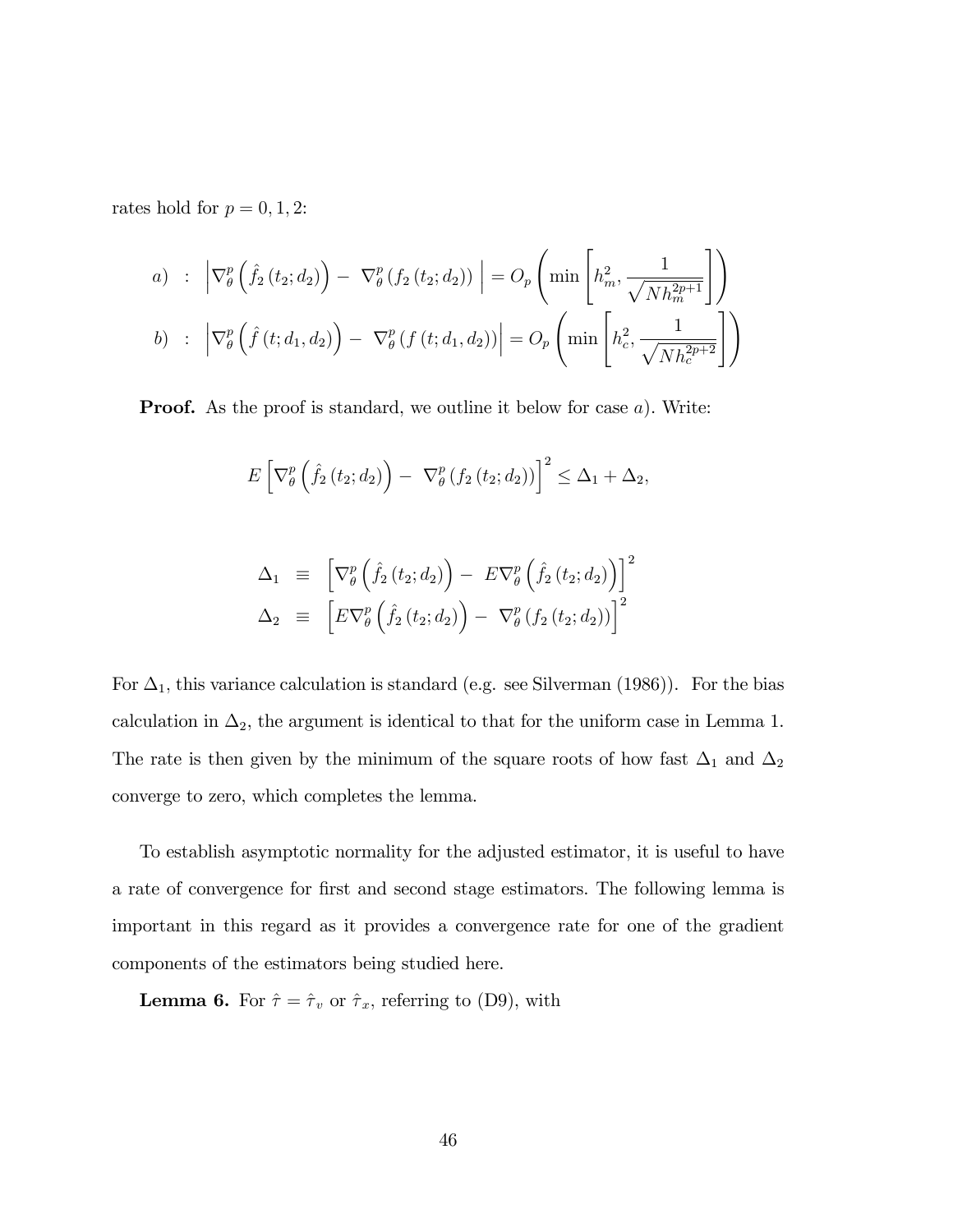rates hold for $p = 0, 1, 2$:

$$
\begin{aligned}
a) &\ : \ \left| \nabla_\theta^p \left( \hat{f}_2 \left( t_2 ; d_2 \right) \right) - \ \nabla_\theta^p \left( f_2 \left( t_2 ; d_2 \right) \right) \ \right| = O_p \left( \min \left[ h_m^2 , \frac{1}{\sqrt{N h_m^{2p+1}}} \right] \right) \\
b) &\ : \ \left| \nabla_\theta^p \left( \hat{f} \left( t ; d_1 , d_2 \right) \right) - \ \nabla_\theta^p \left( f \left( t ; d_1 , d_2 \right) \right) \right| = O_p \left( \min \left[ h_c^2 , \frac{1}{\sqrt{N h_c^{2p+2}}} \right] \right)
\end{aligned}
$$

**Proof.** As the proof is standard, we outline it below for case $a)$. Write:

$$
E \left[ \nabla_\theta^p \left( \hat{f}_2 \left( t_2 ; d_2 \right) \right) - \ \nabla_\theta^p \left( f_2 \left( t_2 ; d_2 \right) \right) \right]^2 \leq \Delta_1 + \Delta_2 ,
$$

$$
\begin{aligned}
\Delta_1 &\equiv \left[ \nabla_\theta^p \left( \hat{f}_2 \left( t_2 ; d_2 \right) \right) - \ E \nabla_\theta^p \left( \hat{f}_2 \left( t_2 ; d_2 \right) \right) \right]^2 \\
\Delta_2 &\equiv \left[ E \nabla_\theta^p \left( \hat{f}_2 \left( t_2 ; d_2 \right) \right) - \ \nabla_\theta^p \left( f_2 \left( t_2 ; d_2 \right) \right) \right]^2
\end{aligned}
$$

For $\Delta_1$, this variance calculation is standard (e.g. see Silverman (1986)). For the bias calculation in $\Delta_2$, the argument is identical to that for the uniform case in Lemma 1. The rate is then given by the minimum of the square roots of how fast $\Delta_1$ and $\Delta_2$ converge to zero, which completes the lemma.

To establish asymptotic normality for the adjusted estimator, it is useful to have a rate of convergence for first and second stage estimators. The following lemma is important in this regard as it provides a convergence rate for one of the gradient components of the estimators being studied here.

**Lemma 6.** For $\hat{\tau} = \hat{\tau}_v$ or $\hat{\tau}_x$, referring to (D9), with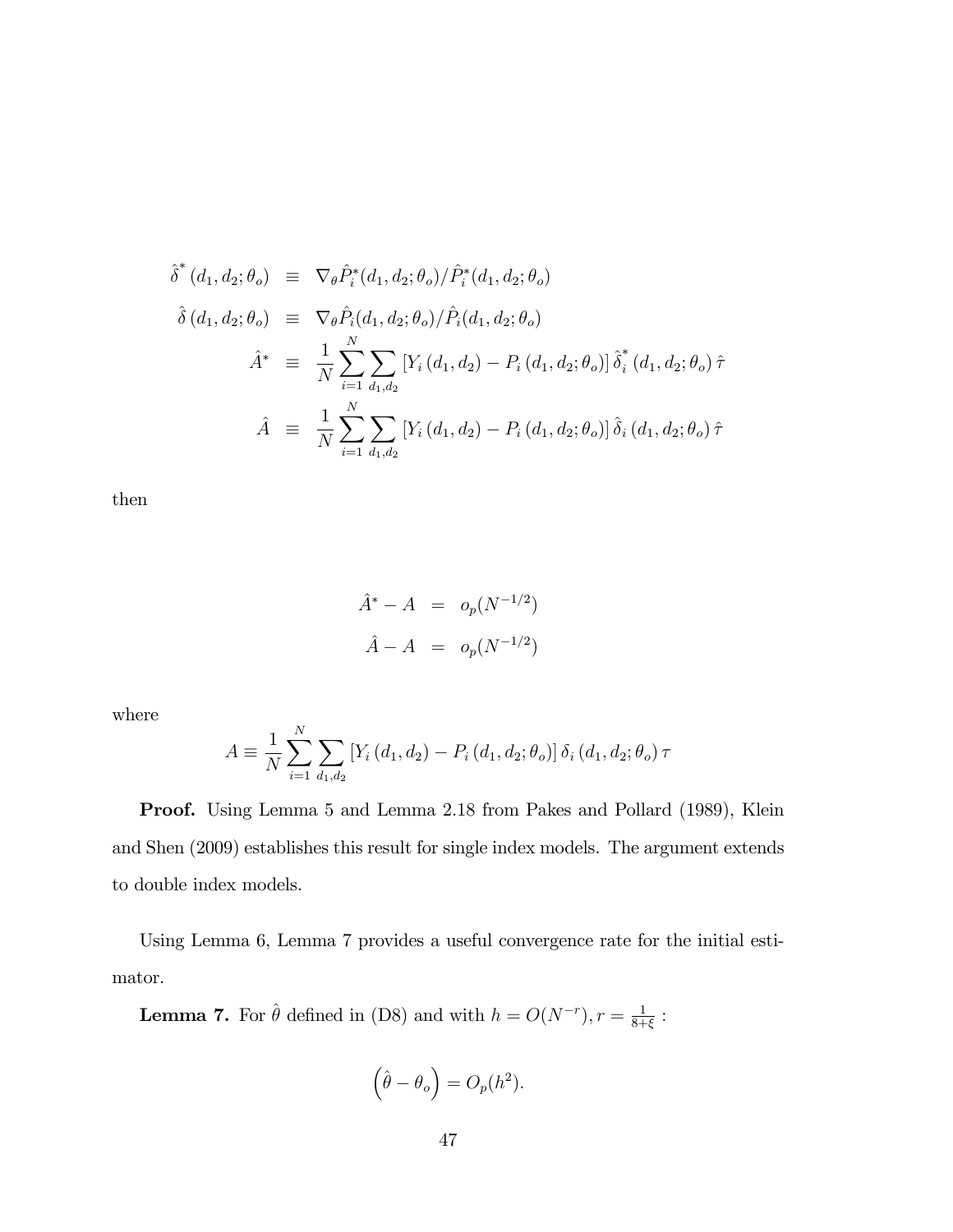$$
\begin{aligned}
\hat{\delta}^*(d_1, d_2; \theta_o) &\equiv \nabla_\theta \hat{P}_i^*(d_1, d_2; \theta_o) / \hat{P}_i^*(d_1, d_2; \theta_o) \\
\hat{\delta}(d_1, d_2; \theta_o) &\equiv \nabla_\theta \hat{P}_i(d_1, d_2; \theta_o) / \hat{P}_i(d_1, d_2; \theta_o) \\
\hat{A}^* &\equiv \frac{1}{N} \sum_{i=1}^{N} \sum_{d_1, d_2} \left[ Y_i(d_1, d_2) - P_i(d_1, d_2; \theta_o) \right] \hat{\delta}_i^*(d_1, d_2; \theta_o) \hat{\tau} \\
\hat{A} &\equiv \frac{1}{N} \sum_{i=1}^{N} \sum_{d_1, d_2} \left[ Y_i(d_1, d_2) - P_i(d_1, d_2; \theta_o) \right] \hat{\delta}_i(d_1, d_2; \theta_o) \hat{\tau}
\end{aligned}
$$

then

$$
\begin{aligned}
\hat{A}^* - A &= o_p(N^{-1/2}) \\
\hat{A} - A &= o_p(N^{-1/2})
\end{aligned}
$$

where

$$
A \equiv \frac{1}{N} \sum_{i=1}^{N} \sum_{d_1, d_2} \left[ Y_i(d_1, d_2) - P_i(d_1, d_2; \theta_o) \right] \delta_i(d_1, d_2; \theta_o) \tau
$$

**Proof.** Using Lemma 5 and Lemma 2.18 from Pakes and Pollard (1989), Klein and Shen (2009) establishes this result for single index models. The argument extends to double index models.

Using Lemma 6, Lemma 7 provides a useful convergence rate for the initial estimator.

**Lemma 7.** For $\hat{\theta}$ defined in (D8) and with $h = O(N^{-r}), r = \frac{1}{8+\xi}$ :

$$
\left( \hat{\theta} - \theta_o \right) = O_p(h^2).
$$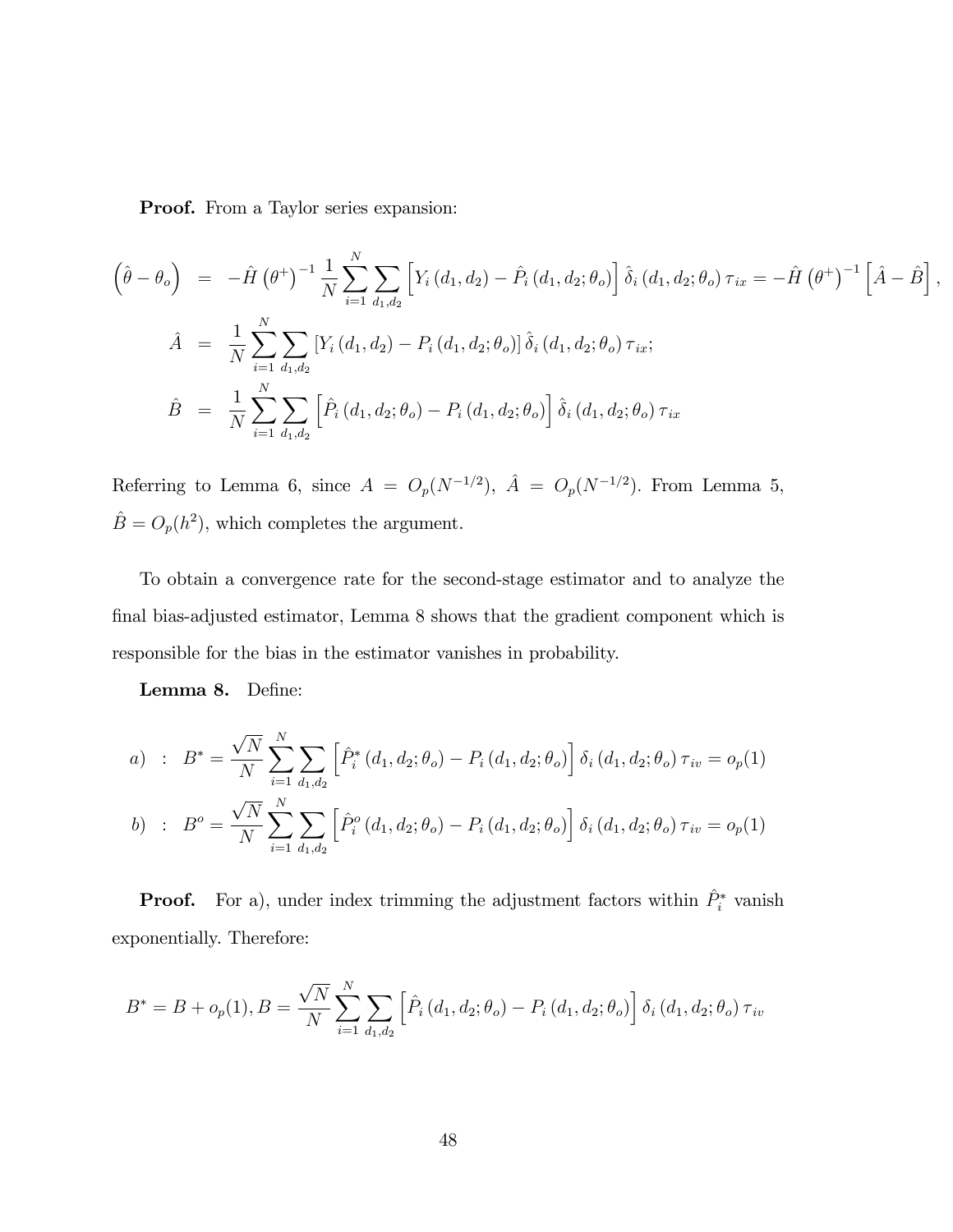**Proof.** From a Taylor series expansion:

$$
\begin{aligned}
\left(\hat{\theta}-\theta_o\right) &= -\hat{H}\left(\theta^{+}\right)^{-1}\frac{1}{N}\sum_{i=1}^{N}\sum_{d_1,d_2}\left[Y_i\left(d_1,d_2\right)-\hat{P}_i\left(d_1,d_2;\theta_o\right)\right]\hat{\delta}_i\left(d_1,d_2;\theta_o\right)\tau_{ix} = -\hat{H}\left(\theta^{+}\right)^{-1}\left[\hat{A}-\hat{B}\right], \\
\hat{A} &= \frac{1}{N}\sum_{i=1}^{N}\sum_{d_1,d_2}\left[Y_i\left(d_1,d_2\right)-P_i\left(d_1,d_2;\theta_o\right)\right]\hat{\delta}_i\left(d_1,d_2;\theta_o\right)\tau_{ix}; \\
\hat{B} &= \frac{1}{N}\sum_{i=1}^{N}\sum_{d_1,d_2}\left[\hat{P}_i\left(d_1,d_2;\theta_o\right)-P_i\left(d_1,d_2;\theta_o\right)\right]\hat{\delta}_i\left(d_1,d_2;\theta_o\right)\tau_{ix}
\end{aligned}
$$

Referring to Lemma 6, since $A = O_p(N^{-1/2})$, $\hat{A} = O_p(N^{-1/2})$. From Lemma 5, $\hat{B} = O_p(h^2)$, which completes the argument.

To obtain a convergence rate for the second-stage estimator and to analyze the final bias-adjusted estimator, Lemma 8 shows that the gradient component which is responsible for the bias in the estimator vanishes in probability.

**Lemma 8.** Define:

$$
\begin{aligned}
a) \ &: \ B^{*} = \frac{\sqrt{N}}{N}\sum_{i=1}^{N}\sum_{d_1,d_2}\left[\hat{P}_i^{*}\left(d_1,d_2;\theta_o\right)-P_i\left(d_1,d_2;\theta_o\right)\right]\delta_i\left(d_1,d_2;\theta_o\right)\tau_{iv} = o_p(1) \\
b) \ &: \ B^{o} = \frac{\sqrt{N}}{N}\sum_{i=1}^{N}\sum_{d_1,d_2}\left[\hat{P}_i^{o}\left(d_1,d_2;\theta_o\right)-P_i\left(d_1,d_2;\theta_o\right)\right]\delta_i\left(d_1,d_2;\theta_o\right)\tau_{iv} = o_p(1)
\end{aligned}
$$

**Proof.** For a), under index trimming the adjustment factors within $\hat{P}_i^{*}$ vanish exponentially. Therefore:

$$
B^{*} = B + o_p(1), B = \frac{\sqrt{N}}{N}\sum_{i=1}^{N}\sum_{d_1,d_2}\left[\hat{P}_i\left(d_1,d_2;\theta_o\right)-P_i\left(d_1,d_2;\theta_o\right)\right]\delta_i\left(d_1,d_2;\theta_o\right)\tau_{iv}
$$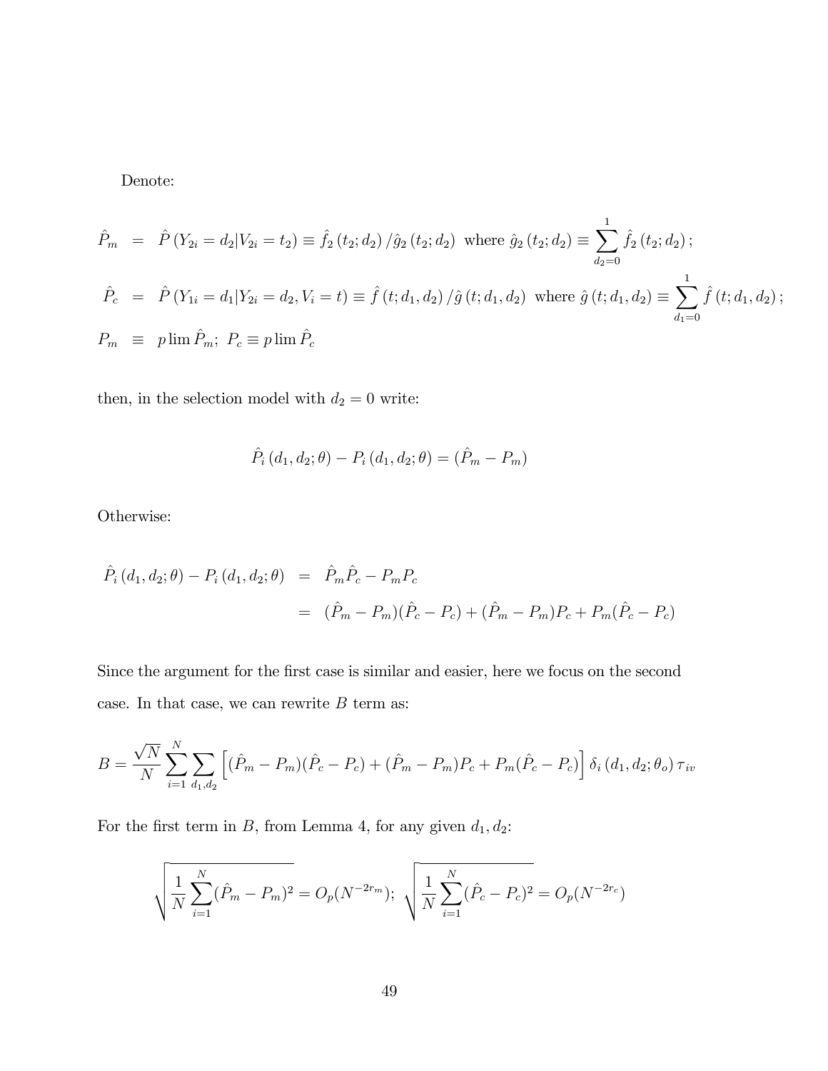Denote:

$$
\begin{aligned}
\hat{P}_m &= \hat{P}\left(Y_{2i} = d_2 | V_{2i} = t_2\right) \equiv \hat{f}_2\left(t_2; d_2\right) / \hat{g}_2\left(t_2; d_2\right) \text{ where } \hat{g}_2\left(t_2; d_2\right) \equiv \sum_{d_2=0}^{1} \hat{f}_2\left(t_2; d_2\right); \\
\hat{P}_c &= \hat{P}\left(Y_{1i} = d_1 | Y_{2i} = d_2, V_i = t\right) \equiv \hat{f}\left(t; d_1, d_2\right) / \hat{g}\left(t; d_1, d_2\right) \text{ where } \hat{g}\left(t; d_1, d_2\right) \equiv \sum_{d_1=0}^{1} \hat{f}\left(t; d_1, d_2\right); \\
P_m &\equiv p \lim \hat{P}_m; \; P_c \equiv p \lim \hat{P}_c
\end{aligned}
$$

then, in the selection model with $d_2 = 0$ write:

$$
\hat{P}_i\left(d_1, d_2; \theta\right) - P_i\left(d_1, d_2; \theta\right) = (\hat{P}_m - P_m)
$$

Otherwise:

$$
\begin{aligned}
\hat{P}_i\left(d_1, d_2; \theta\right) - P_i\left(d_1, d_2; \theta\right) &= \hat{P}_m \hat{P}_c - P_m P_c \\
&= (\hat{P}_m - P_m)(\hat{P}_c - P_c) + (\hat{P}_m - P_m)P_c + P_m(\hat{P}_c - P_c)
\end{aligned}
$$

Since the argument for the first case is similar and easier, here we focus on the second case. In that case, we can rewrite $B$ term as:

$$
B = \frac{\sqrt{N}}{N} \sum_{i=1}^{N} \sum_{d_1, d_2} \left[ (\hat{P}_m - P_m)(\hat{P}_c - P_c) + (\hat{P}_m - P_m)P_c + P_m(\hat{P}_c - P_c) \right] \delta_i\left(d_1, d_2; \theta_o\right) \tau_{iv}
$$

For the first term in $B$, from Lemma 4, for any given $d_1, d_2$:

$$
\sqrt{\frac{1}{N} \sum_{i=1}^{N} (\hat{P}_m - P_m)^2} = O_p(N^{-2r_m}); \; \sqrt{\frac{1}{N} \sum_{i=1}^{N} (\hat{P}_c - P_c)^2} = O_p(N^{-2r_c})
$$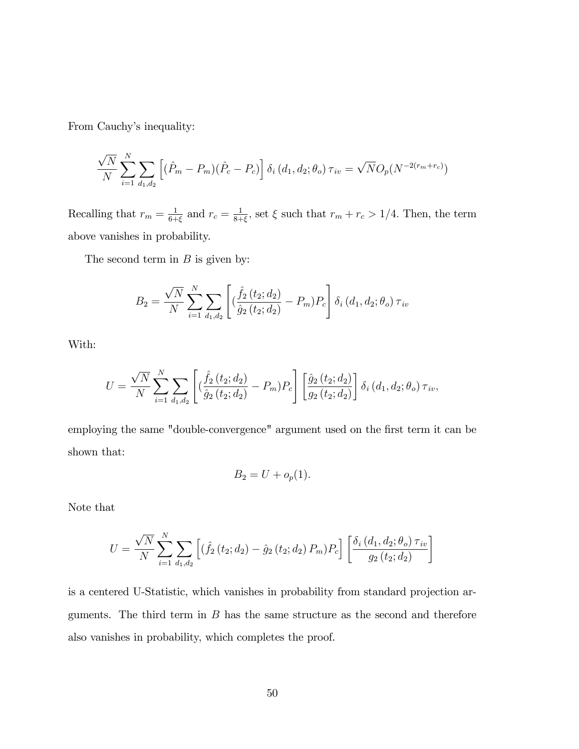From Cauchy's inequality:

$$\frac{\sqrt{N}}{N}\sum_{i=1}^{N}\sum_{d_1,d_2}\left[(\hat{P}_m - P_m)(\hat{P}_c - P_c)\right]\delta_i\left(d_1,d_2;\theta_o\right)\tau_{iv} = \sqrt{N}O_p(N^{-2(r_m+r_c)})$$

Recalling that $r_m = \frac{1}{6+\xi}$ and $r_c = \frac{1}{8+\xi}$, set $\xi$ such that $r_m + r_c > 1/4$. Then, the term above vanishes in probability.

The second term in $B$ is given by:

$$B_2 = \frac{\sqrt{N}}{N}\sum_{i=1}^{N}\sum_{d_1,d_2}\left[(\frac{\hat{f}_2\left(t_2;d_2\right)}{\hat{g}_2\left(t_2;d_2\right)} - P_m)P_c\right]\delta_i\left(d_1,d_2;\theta_o\right)\tau_{iv}$$

With:

$$U = \frac{\sqrt{N}}{N}\sum_{i=1}^{N}\sum_{d_1,d_2}\left[(\frac{\hat{f}_2\left(t_2;d_2\right)}{\hat{g}_2\left(t_2;d_2\right)} - P_m)P_c\right]\left[\frac{\hat{g}_2\left(t_2;d_2\right)}{g_2\left(t_2;d_2\right)}\right]\delta_i\left(d_1,d_2;\theta_o\right)\tau_{iv},$$

employing the same "double-convergence" argument used on the first term it can be shown that:

$$B_2 = U + o_p(1).$$

Note that

$$U = \frac{\sqrt{N}}{N}\sum_{i=1}^{N}\sum_{d_1,d_2}\left[(\hat{f}_2\left(t_2;d_2\right) - \hat{g}_2\left(t_2;d_2\right)P_m)P_c\right]\left[\frac{\delta_i\left(d_1,d_2;\theta_o\right)\tau_{iv}}{g_2\left(t_2;d_2\right)}\right]$$

is a centered U-Statistic, which vanishes in probability from standard projection arguments. The third term in $B$ has the same structure as the second and therefore also vanishes in probability, which completes the proof.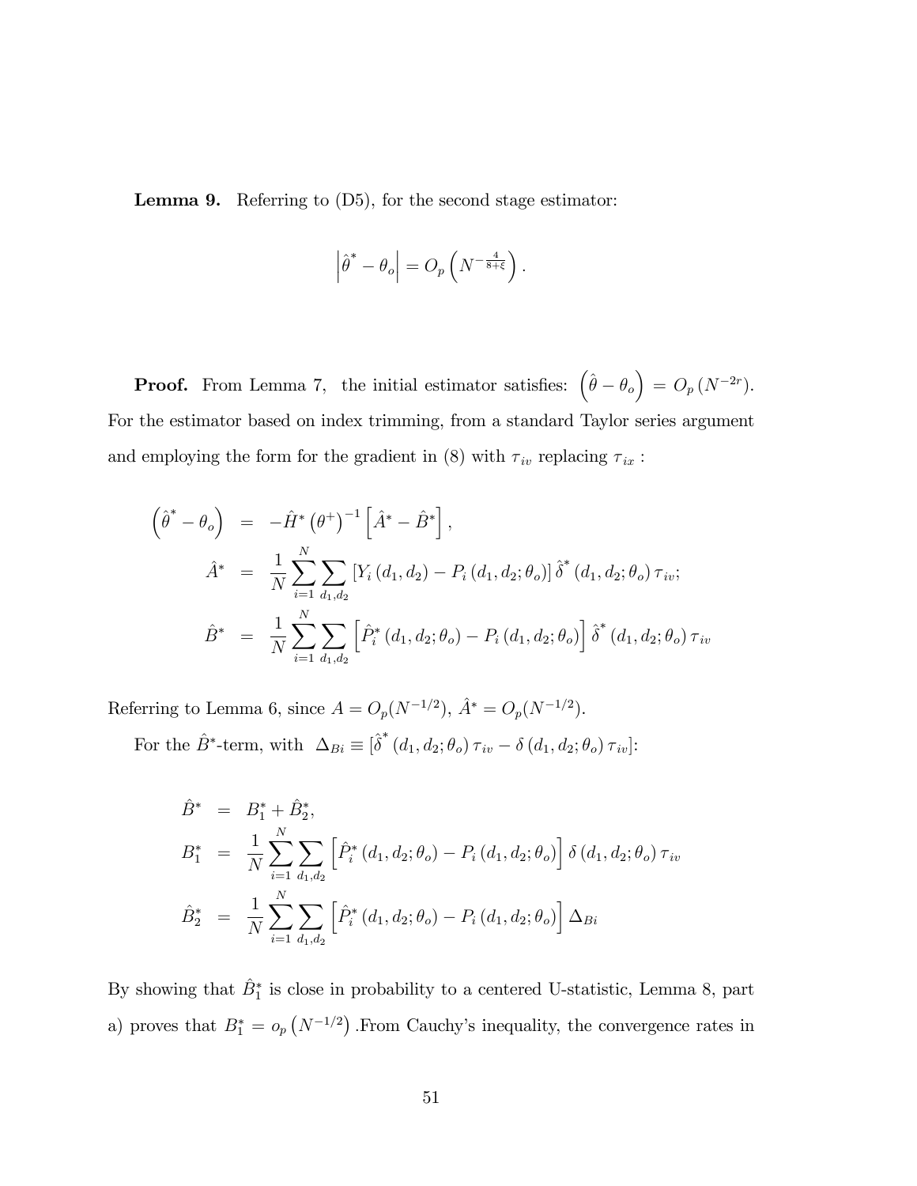**Lemma 9.** Referring to (D5), for the second stage estimator:

$$\left|\hat{\theta}^* - \theta_o\right| = O_p\left(N^{-\frac{4}{8+\xi}}\right).$$

**Proof.** From Lemma 7, the initial estimator satisfies: $\left(\hat{\theta} - \theta_o\right) = O_p\left(N^{-2r}\right)$. For the estimator based on index trimming, from a standard Taylor series argument and employing the form for the gradient in (8) with $\tau_{iv}$ replacing $\tau_{ix}$ :

$$\begin{aligned}
\left(\hat{\theta}^* - \theta_o\right) &= -\hat{H}^*\left(\theta^+\right)^{-1}\left[\hat{A}^* - \hat{B}^*\right], \\
\hat{A}^* &= \frac{1}{N}\sum_{i=1}^{N}\sum_{d_1,d_2}\left[Y_i\left(d_1,d_2\right) - P_i\left(d_1,d_2;\theta_o\right)\right]\hat{\delta}^*\left(d_1,d_2;\theta_o\right)\tau_{iv}; \\
\hat{B}^* &= \frac{1}{N}\sum_{i=1}^{N}\sum_{d_1,d_2}\left[\hat{P}_i^*\left(d_1,d_2;\theta_o\right) - P_i\left(d_1,d_2;\theta_o\right)\right]\hat{\delta}^*\left(d_1,d_2;\theta_o\right)\tau_{iv}
\end{aligned}$$

Referring to Lemma 6, since $A = O_p(N^{-1/2})$, $\hat{A}^* = O_p(N^{-1/2})$.

For the $\hat{B}^*$-term, with $\Delta_{Bi} \equiv [\hat{\delta}^*\left(d_1,d_2;\theta_o\right)\tau_{iv} - \delta\left(d_1,d_2;\theta_o\right)\tau_{iv}]$:

$$\begin{aligned}
\hat{B}^* &= B_1^* + \hat{B}_2^*, \\
B_1^* &= \frac{1}{N}\sum_{i=1}^{N}\sum_{d_1,d_2}\left[\hat{P}_i^*\left(d_1,d_2;\theta_o\right) - P_i\left(d_1,d_2;\theta_o\right)\right]\delta\left(d_1,d_2;\theta_o\right)\tau_{iv} \\
\hat{B}_2^* &= \frac{1}{N}\sum_{i=1}^{N}\sum_{d_1,d_2}\left[\hat{P}_i^*\left(d_1,d_2;\theta_o\right) - P_i\left(d_1,d_2;\theta_o\right)\right]\Delta_{Bi}
\end{aligned}$$

By showing that $\hat{B}_1^*$ is close in probability to a centered U-statistic, Lemma 8, part a) proves that $B_1^* = o_p\left(N^{-1/2}\right)$.From Cauchy's inequality, the convergence rates in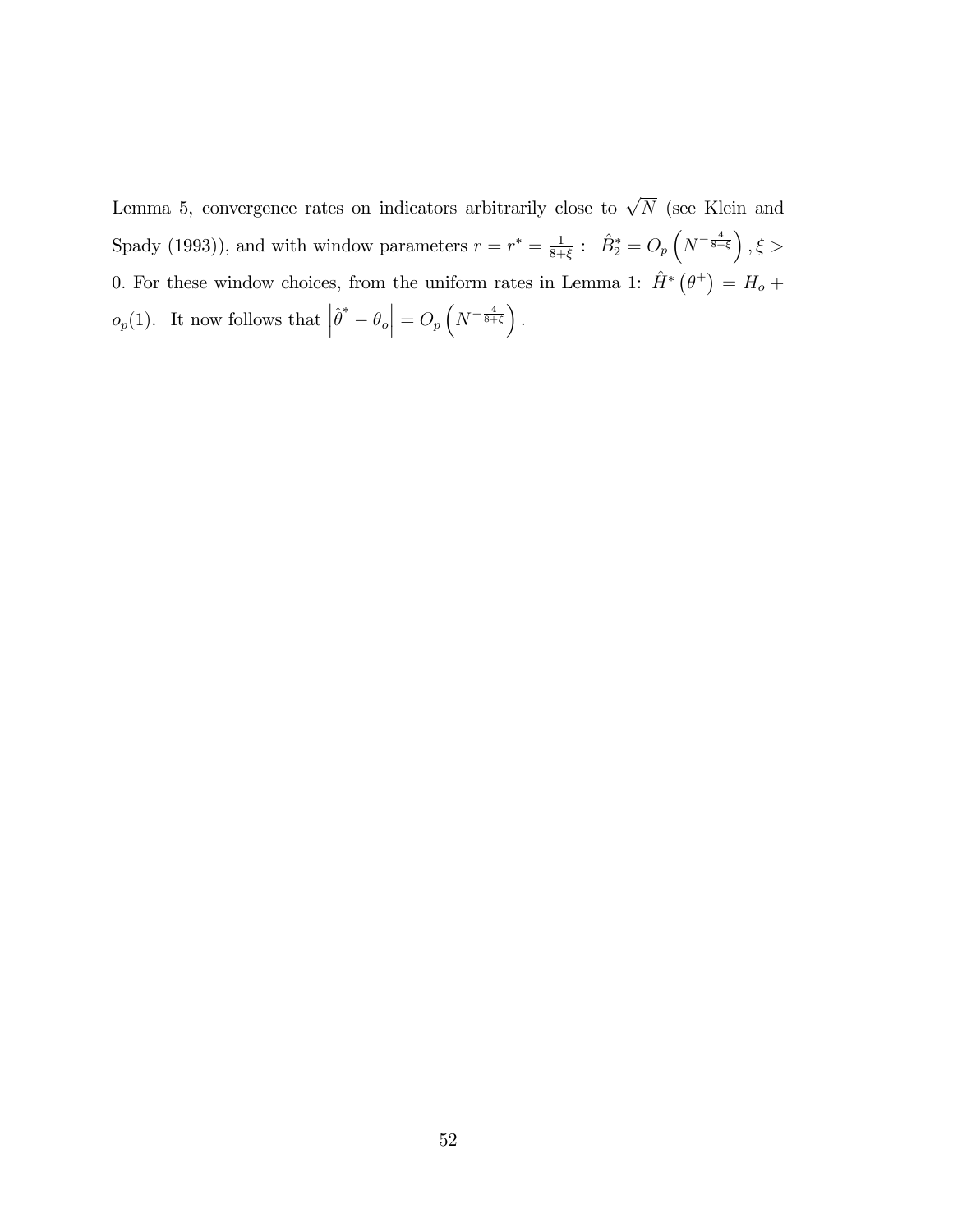Lemma 5, convergence rates on indicators arbitrarily close to $\sqrt{N}$ (see Klein and Spady (1993)), and with window parameters $r = r^* = \frac{1}{8+\xi}$ : $\hat{B}_2^* = O_p\left(N^{-\frac{4}{8+\xi}}\right), \xi > 0$. For these window choices, from the uniform rates in Lemma 1: $\hat{H}^*\left(\theta^+\right) = H_o + o_p(1)$. It now follows that $\left|\hat{\theta}^* - \theta_o\right| = O_p\left(N^{-\frac{4}{8+\xi}}\right)$.